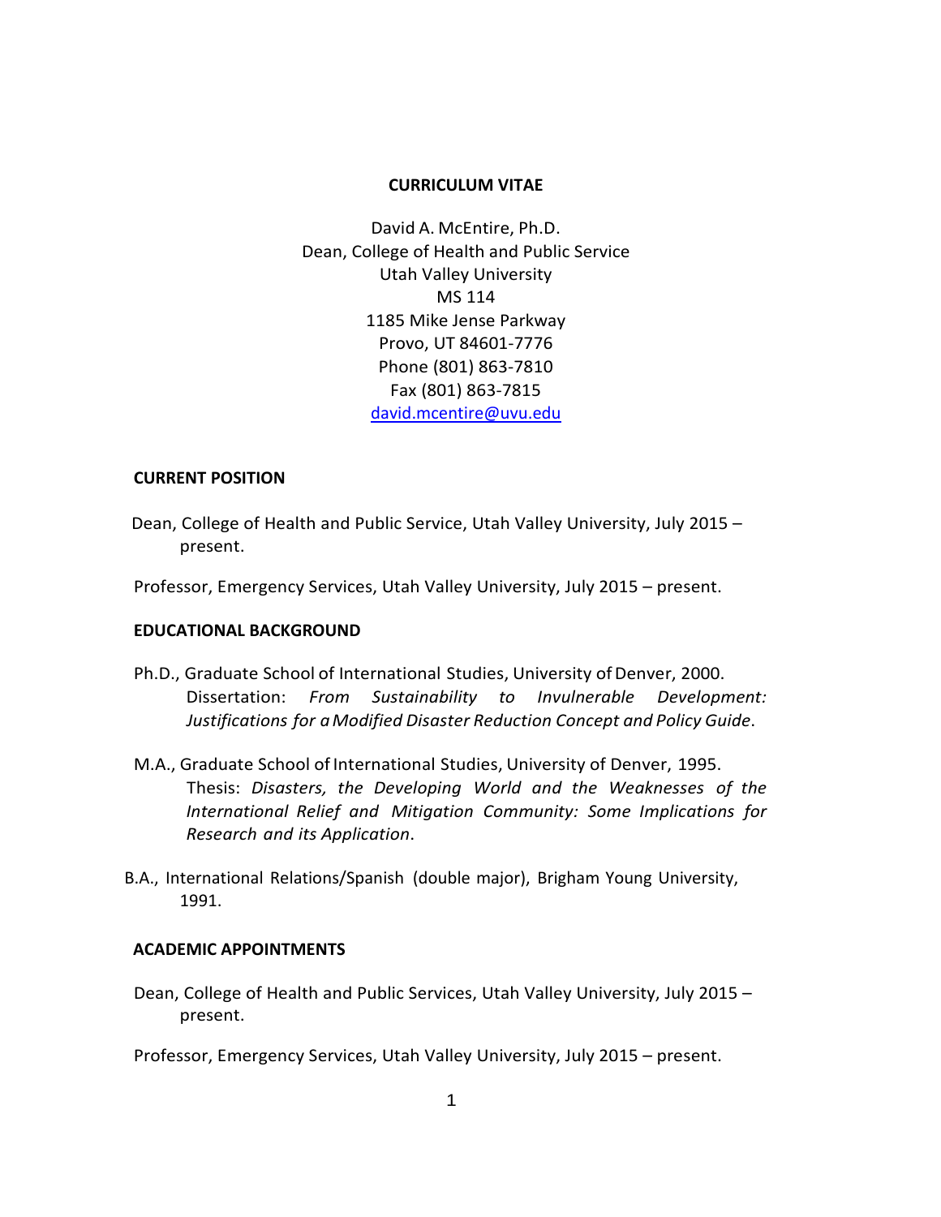# CURRICULUM VITAE

David A. McEntire, Ph.D.
Dean, College of Health and Public Service
Utah Valley University
MS 114
1185 Mike Jense Parkway
Provo, UT 84601-7776
Phone (801) 863-7810
Fax (801) 863-7815
david.mcentire@uvu.edu

## CURRENT POSITION

Dean, College of Health and Public Service, Utah Valley University, July 2015 – present.

Professor, Emergency Services, Utah Valley University, July 2015 – present.

## EDUCATIONAL BACKGROUND

Ph.D., Graduate School of International Studies, University of Denver, 2000.
Dissertation: *From Sustainability to Invulnerable Development: Justifications for a Modified Disaster Reduction Concept and Policy Guide*.

M.A., Graduate School of International Studies, University of Denver, 1995.
Thesis: *Disasters, the Developing World and the Weaknesses of the International Relief and Mitigation Community: Some Implications for Research and its Application*.

B.A., International Relations/Spanish (double major), Brigham Young University, 1991.

## ACADEMIC APPOINTMENTS

Dean, College of Health and Public Services, Utah Valley University, July 2015 – present.

Professor, Emergency Services, Utah Valley University, July 2015 – present.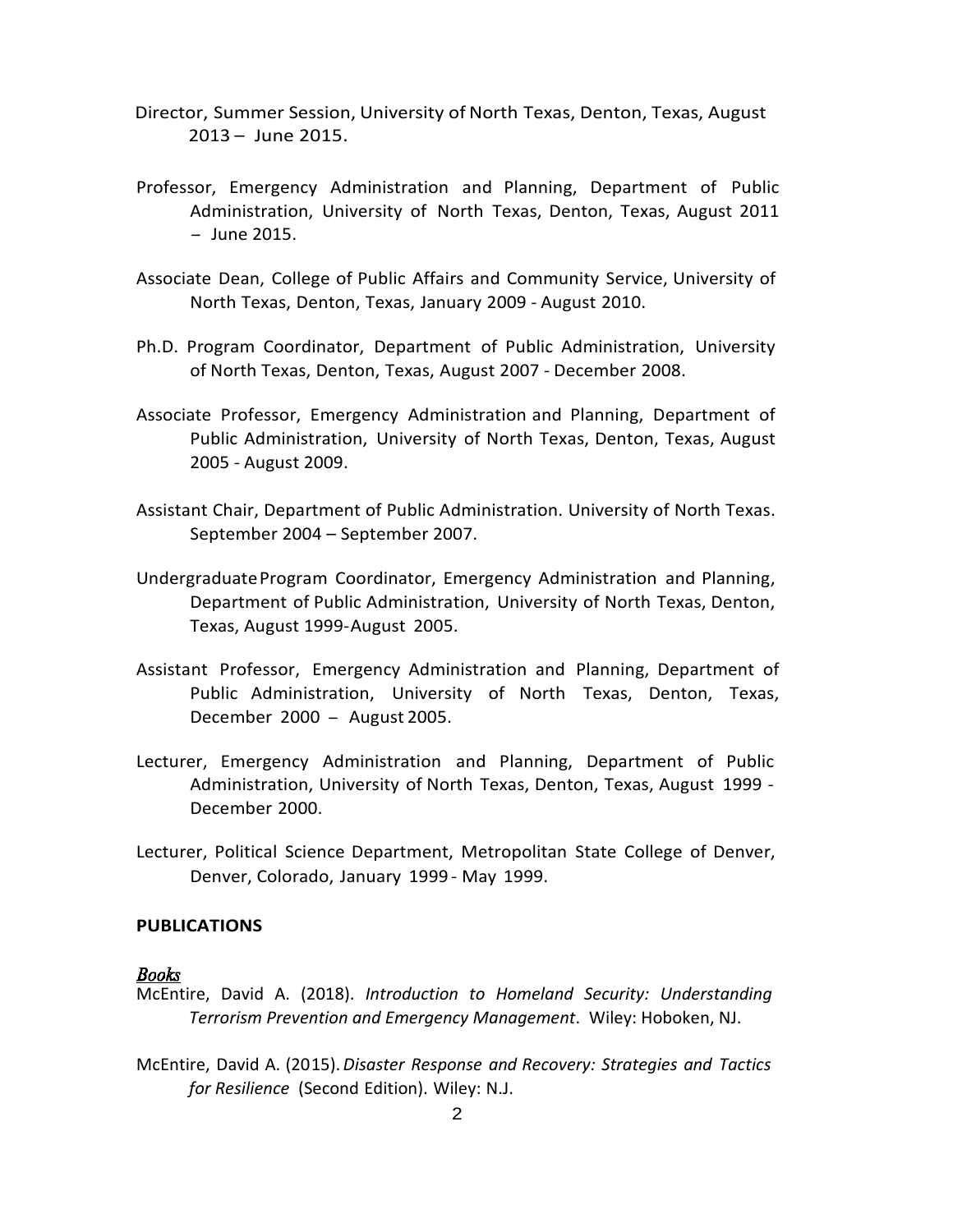Director, Summer Session, University of North Texas, Denton, Texas, August 2013 – June 2015.

Professor, Emergency Administration and Planning, Department of Public Administration, University of North Texas, Denton, Texas, August 2011 – June 2015.

Associate Dean, College of Public Affairs and Community Service, University of North Texas, Denton, Texas, January 2009 - August 2010.

Ph.D. Program Coordinator, Department of Public Administration, University of North Texas, Denton, Texas, August 2007 - December 2008.

Associate Professor, Emergency Administration and Planning, Department of Public Administration, University of North Texas, Denton, Texas, August 2005 - August 2009.

Assistant Chair, Department of Public Administration. University of North Texas. September 2004 – September 2007.

Undergraduate Program Coordinator, Emergency Administration and Planning, Department of Public Administration, University of North Texas, Denton, Texas, August 1999-August 2005.

Assistant Professor, Emergency Administration and Planning, Department of Public Administration, University of North Texas, Denton, Texas, December 2000 – August 2005.

Lecturer, Emergency Administration and Planning, Department of Public Administration, University of North Texas, Denton, Texas, August 1999 - December 2000.

Lecturer, Political Science Department, Metropolitan State College of Denver, Denver, Colorado, January 1999 - May 1999.

## PUBLICATIONS

### *Books*

McEntire, David A. (2018). *Introduction to Homeland Security: Understanding Terrorism Prevention and Emergency Management*. Wiley: Hoboken, NJ.

McEntire, David A. (2015). *Disaster Response and Recovery: Strategies and Tactics for Resilience* (Second Edition). Wiley: N.J.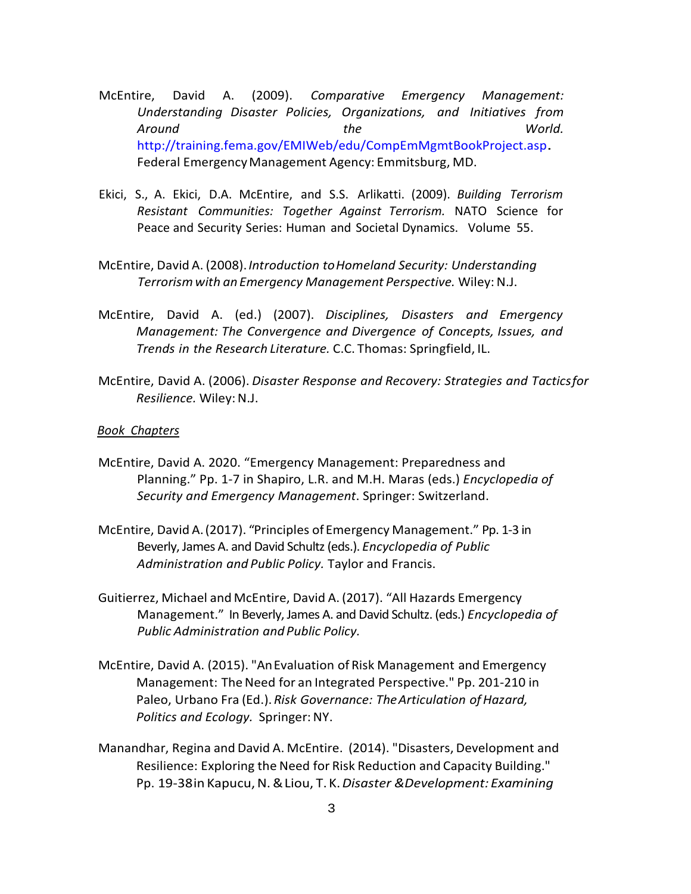McEntire, David A. (2009). *Comparative Emergency Management: Understanding Disaster Policies, Organizations, and Initiatives from Around the World.* http://training.fema.gov/EMIWeb/edu/CompEmMgmtBookProject.asp. Federal Emergency Management Agency: Emmitsburg, MD.

Ekici, S., A. Ekici, D.A. McEntire, and S.S. Arlikatti. (2009). *Building Terrorism Resistant Communities: Together Against Terrorism.* NATO Science for Peace and Security Series: Human and Societal Dynamics. Volume 55.

McEntire, David A. (2008). *Introduction to Homeland Security: Understanding Terrorism with an Emergency Management Perspective.* Wiley: N.J.

McEntire, David A. (ed.) (2007). *Disciplines, Disasters and Emergency Management: The Convergence and Divergence of Concepts, Issues, and Trends in the Research Literature.* C.C. Thomas: Springfield, IL.

McEntire, David A. (2006). *Disaster Response and Recovery: Strategies and Tactics for Resilience.* Wiley: N.J.

*Book Chapters*

McEntire, David A. 2020. "Emergency Management: Preparedness and Planning." Pp. 1-7 in Shapiro, L.R. and M.H. Maras (eds.) *Encyclopedia of Security and Emergency Management*. Springer: Switzerland.

McEntire, David A. (2017). "Principles of Emergency Management." Pp. 1-3 in Beverly, James A. and David Schultz (eds.). *Encyclopedia of Public Administration and Public Policy.* Taylor and Francis.

Guitierrez, Michael and McEntire, David A. (2017). "All Hazards Emergency Management." In Beverly, James A. and David Schultz. (eds.) *Encyclopedia of Public Administration and Public Policy.*

McEntire, David A. (2015). "An Evaluation of Risk Management and Emergency Management: The Need for an Integrated Perspective." Pp. 201-210 in Paleo, Urbano Fra (Ed.). *Risk Governance: The Articulation of Hazard, Politics and Ecology.* Springer: NY.

Manandhar, Regina and David A. McEntire. (2014). "Disasters, Development and Resilience: Exploring the Need for Risk Reduction and Capacity Building." Pp. 19-38 in Kapucu, N. & Liou, T. K. *Disaster & Development: Examining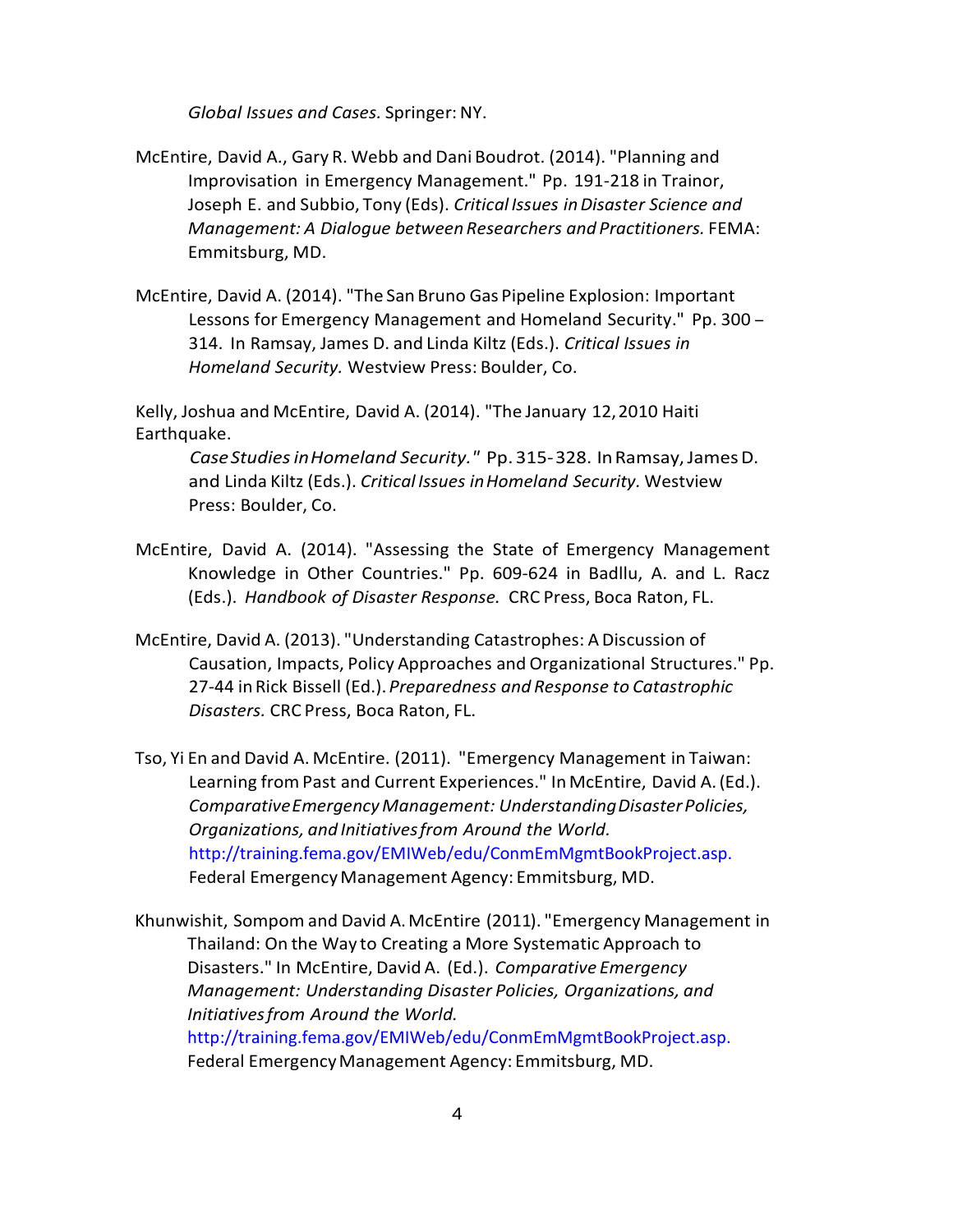*Global Issues and Cases.* Springer: NY.

McEntire, David A., Gary R. Webb and Dani Boudrot. (2014). "Planning and Improvisation in Emergency Management." Pp. 191-218 in Trainor, Joseph E. and Subbio, Tony (Eds). *Critical Issues in Disaster Science and Management: A Dialogue between Researchers and Practitioners.* FEMA: Emmitsburg, MD.

McEntire, David A. (2014). "The San Bruno Gas Pipeline Explosion: Important Lessons for Emergency Management and Homeland Security." Pp. 300 – 314. In Ramsay, James D. and Linda Kiltz (Eds.). *Critical Issues in Homeland Security.* Westview Press: Boulder, Co.

Kelly, Joshua and McEntire, David A. (2014). "The January 12, 2010 Haiti Earthquake.
*Case Studies in Homeland Security."* Pp. 315-328. In Ramsay, James D. and Linda Kiltz (Eds.). *Critical Issues in Homeland Security.* Westview Press: Boulder, Co.

McEntire, David A. (2014). "Assessing the State of Emergency Management Knowledge in Other Countries." Pp. 609-624 in Badllu, A. and L. Racz (Eds.). *Handbook of Disaster Response.* CRC Press, Boca Raton, FL.

McEntire, David A. (2013). "Understanding Catastrophes: A Discussion of Causation, Impacts, Policy Approaches and Organizational Structures." Pp. 27-44 in Rick Bissell (Ed.). *Preparedness and Response to Catastrophic Disasters.* CRC Press, Boca Raton, FL.

Tso, Yi En and David A. McEntire. (2011). "Emergency Management in Taiwan: Learning from Past and Current Experiences." In McEntire, David A. (Ed.). *Comparative Emergency Management: Understanding Disaster Policies, Organizations, and Initiatives from Around the World.* http://training.fema.gov/EMIWeb/edu/ConmEmMgmtBookProject.asp. Federal Emergency Management Agency: Emmitsburg, MD.

Khunwishit, Sompom and David A. McEntire (2011). "Emergency Management in Thailand: On the Way to Creating a More Systematic Approach to Disasters." In McEntire, David A. (Ed.). *Comparative Emergency Management: Understanding Disaster Policies, Organizations, and Initiatives from Around the World.* http://training.fema.gov/EMIWeb/edu/ConmEmMgmtBookProject.asp. Federal Emergency Management Agency: Emmitsburg, MD.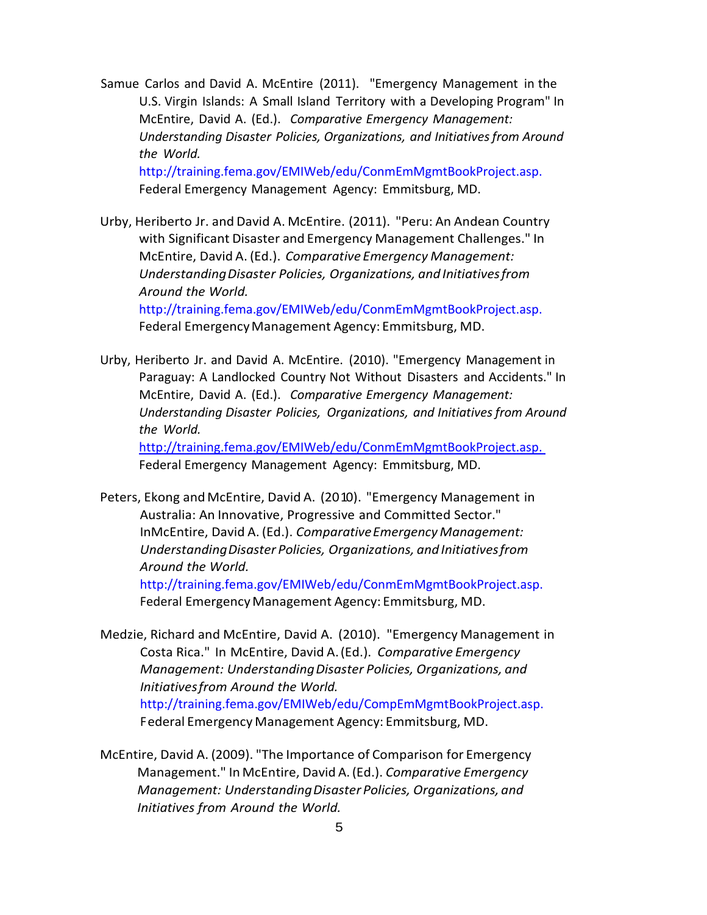Samue Carlos and David A. McEntire (2011). "Emergency Management in the U.S. Virgin Islands: A Small Island Territory with a Developing Program" In McEntire, David A. (Ed.). *Comparative Emergency Management: Understanding Disaster Policies, Organizations, and Initiatives from Around the World.* http://training.fema.gov/EMIWeb/edu/ConmEmMgmtBookProject.asp. Federal Emergency Management Agency: Emmitsburg, MD.

Urby, Heriberto Jr. and David A. McEntire. (2011). "Peru: An Andean Country with Significant Disaster and Emergency Management Challenges." In McEntire, David A. (Ed.). *Comparative Emergency Management: Understanding Disaster Policies, Organizations, and Initiatives from Around the World.* http://training.fema.gov/EMIWeb/edu/ConmEmMgmtBookProject.asp. Federal Emergency Management Agency: Emmitsburg, MD.

Urby, Heriberto Jr. and David A. McEntire. (2010). "Emergency Management in Paraguay: A Landlocked Country Not Without Disasters and Accidents." In McEntire, David A. (Ed.). *Comparative Emergency Management: Understanding Disaster Policies, Organizations, and Initiatives from Around the World.* http://training.fema.gov/EMIWeb/edu/ConmEmMgmtBookProject.asp. Federal Emergency Management Agency: Emmitsburg, MD.

Peters, Ekong and McEntire, David A. (2010). "Emergency Management in Australia: An Innovative, Progressive and Committed Sector." InMcEntire, David A. (Ed.). *Comparative Emergency Management: Understanding Disaster Policies, Organizations, and Initiatives from Around the World.* http://training.fema.gov/EMIWeb/edu/ConmEmMgmtBookProject.asp. Federal Emergency Management Agency: Emmitsburg, MD.

Medzie, Richard and McEntire, David A. (2010). "Emergency Management in Costa Rica." In McEntire, David A. (Ed.). *Comparative Emergency Management: Understanding Disaster Policies, Organizations, and Initiatives from Around the World.* http://training.fema.gov/EMIWeb/edu/CompEmMgmtBookProject.asp. Federal Emergency Management Agency: Emmitsburg, MD.

McEntire, David A. (2009). "The Importance of Comparison for Emergency Management." In McEntire, David A. (Ed.). *Comparative Emergency Management: Understanding Disaster Policies, Organizations, and Initiatives from Around the World.*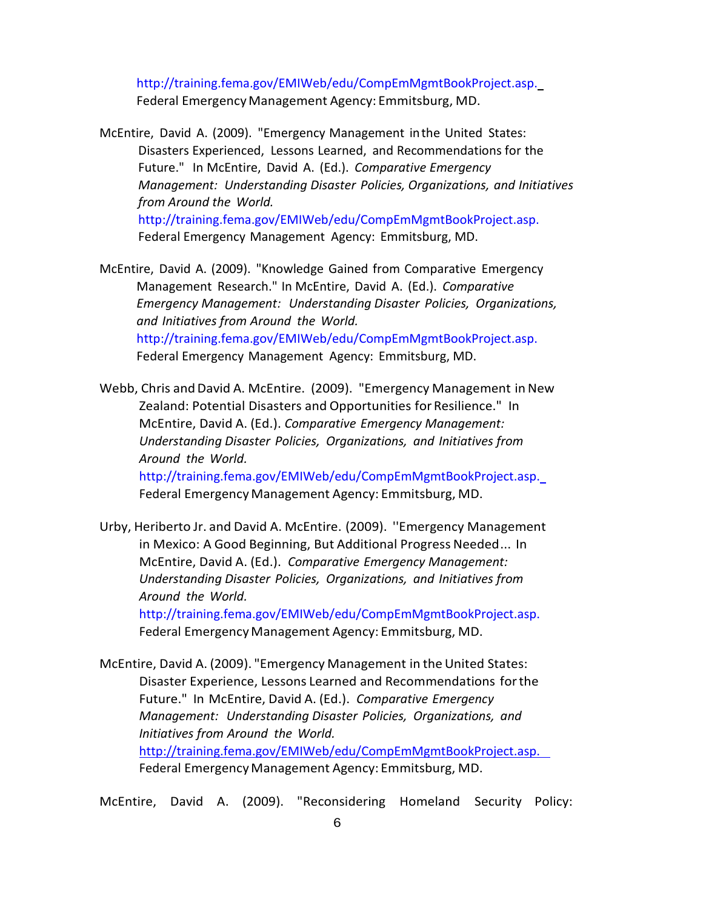http://training.fema.gov/EMIWeb/edu/CompEmMgmtBookProject.asp. Federal Emergency Management Agency: Emmitsburg, MD.

McEntire, David A. (2009). "Emergency Management in the United States: Disasters Experienced, Lessons Learned, and Recommendations for the Future." In McEntire, David A. (Ed.). *Comparative Emergency Management: Understanding Disaster Policies, Organizations, and Initiatives from Around the World.* http://training.fema.gov/EMIWeb/edu/CompEmMgmtBookProject.asp. Federal Emergency Management Agency: Emmitsburg, MD.

McEntire, David A. (2009). "Knowledge Gained from Comparative Emergency Management Research." In McEntire, David A. (Ed.). *Comparative Emergency Management: Understanding Disaster Policies, Organizations, and Initiatives from Around the World.* http://training.fema.gov/EMIWeb/edu/CompEmMgmtBookProject.asp. Federal Emergency Management Agency: Emmitsburg, MD.

Webb, Chris and David A. McEntire. (2009). "Emergency Management in New Zealand: Potential Disasters and Opportunities for Resilience." In McEntire, David A. (Ed.). *Comparative Emergency Management: Understanding Disaster Policies, Organizations, and Initiatives from Around the World.* http://training.fema.gov/EMIWeb/edu/CompEmMgmtBookProject.asp. Federal Emergency Management Agency: Emmitsburg, MD.

Urby, Heriberto Jr. and David A. McEntire. (2009). ''Emergency Management in Mexico: A Good Beginning, But Additional Progress Needed... In McEntire, David A. (Ed.). *Comparative Emergency Management: Understanding Disaster Policies, Organizations, and Initiatives from Around the World.* http://training.fema.gov/EMIWeb/edu/CompEmMgmtBookProject.asp. Federal Emergency Management Agency: Emmitsburg, MD.

McEntire, David A. (2009). "Emergency Management in the United States: Disaster Experience, Lessons Learned and Recommendations for the Future." In McEntire, David A. (Ed.). *Comparative Emergency Management: Understanding Disaster Policies, Organizations, and Initiatives from Around the World.* http://training.fema.gov/EMIWeb/edu/CompEmMgmtBookProject.asp. Federal Emergency Management Agency: Emmitsburg, MD.

McEntire, David A. (2009). "Reconsidering Homeland Security Policy: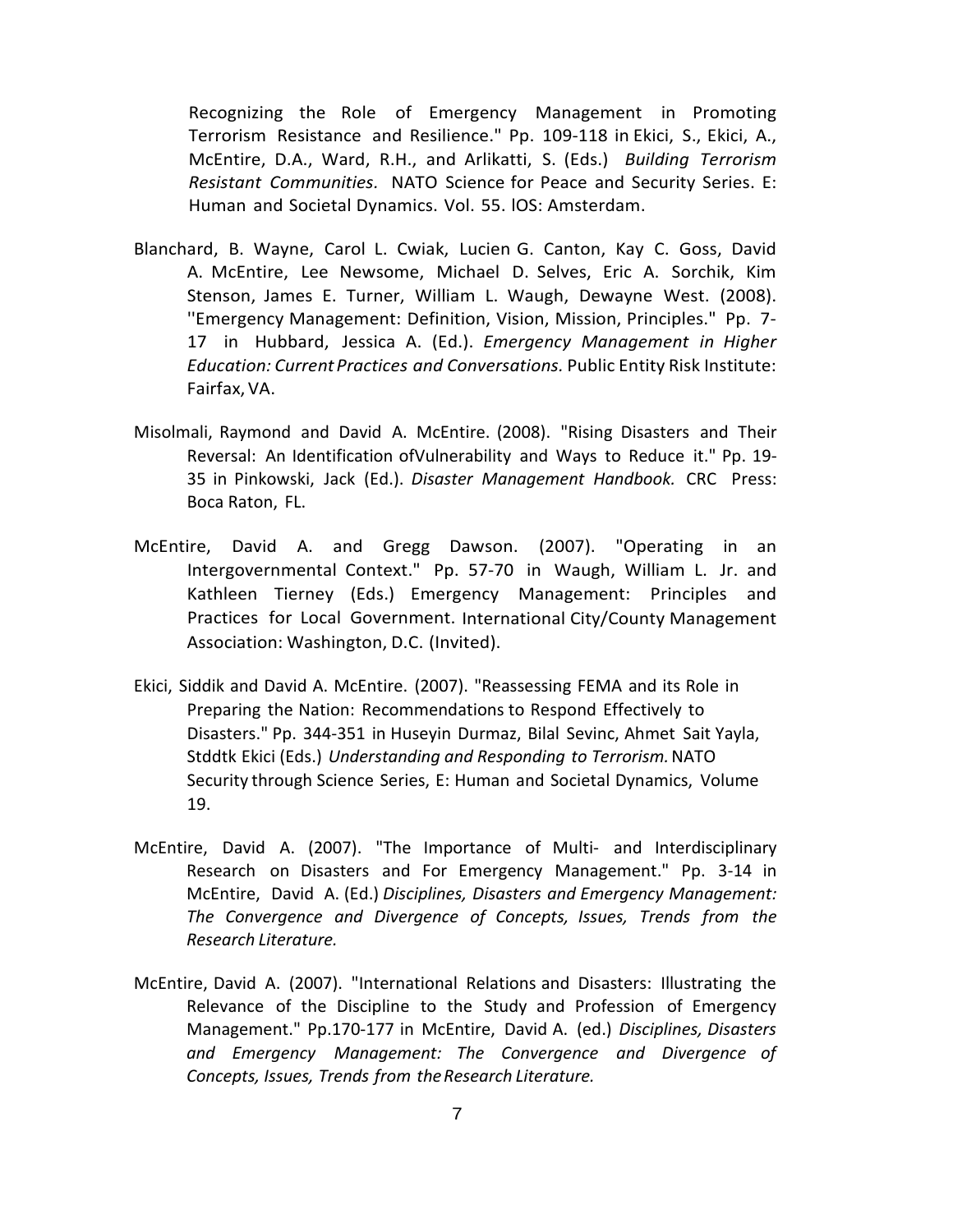Recognizing the Role of Emergency Management in Promoting Terrorism Resistance and Resilience." Pp. 109-118 in Ekici, S., Ekici, A., McEntire, D.A., Ward, R.H., and Arlikatti, S. (Eds.) *Building Terrorism Resistant Communities.* NATO Science for Peace and Security Series. E: Human and Societal Dynamics. Vol. 55. lOS: Amsterdam.

Blanchard, B. Wayne, Carol L. Cwiak, Lucien G. Canton, Kay C. Goss, David A. McEntire, Lee Newsome, Michael D. Selves, Eric A. Sorchik, Kim Stenson, James E. Turner, William L. Waugh, Dewayne West. (2008). ''Emergency Management: Definition, Vision, Mission, Principles." Pp. 7-17 in Hubbard, Jessica A. (Ed.). *Emergency Management in Higher Education: Current Practices and Conversations.* Public Entity Risk Institute: Fairfax, VA.

Misolmali, Raymond and David A. McEntire. (2008). "Rising Disasters and Their Reversal: An Identification ofVulnerability and Ways to Reduce it." Pp. 19-35 in Pinkowski, Jack (Ed.). *Disaster Management Handbook.* CRC Press: Boca Raton, FL.

McEntire, David A. and Gregg Dawson. (2007). "Operating in an Intergovernmental Context." Pp. 57-70 in Waugh, William L. Jr. and Kathleen Tierney (Eds.) Emergency Management: Principles and Practices for Local Government. International City/County Management Association: Washington, D.C. (Invited).

Ekici, Siddik and David A. McEntire. (2007). "Reassessing FEMA and its Role in Preparing the Nation: Recommendations to Respond Effectively to Disasters." Pp. 344-351 in Huseyin Durmaz, Bilal Sevinc, Ahmet Sait Yayla, Stddtk Ekici (Eds.) *Understanding and Responding to Terrorism.* NATO Security through Science Series, E: Human and Societal Dynamics, Volume 19.

McEntire, David A. (2007). "The Importance of Multi- and Interdisciplinary Research on Disasters and For Emergency Management." Pp. 3-14 in McEntire, David A. (Ed.) *Disciplines, Disasters and Emergency Management: The Convergence and Divergence of Concepts, Issues, Trends from the Research Literature.*

McEntire, David A. (2007). "International Relations and Disasters: Illustrating the Relevance of the Discipline to the Study and Profession of Emergency Management." Pp.170-177 in McEntire, David A. (ed.) *Disciplines, Disasters and Emergency Management: The Convergence and Divergence of Concepts, Issues, Trends from the Research Literature.*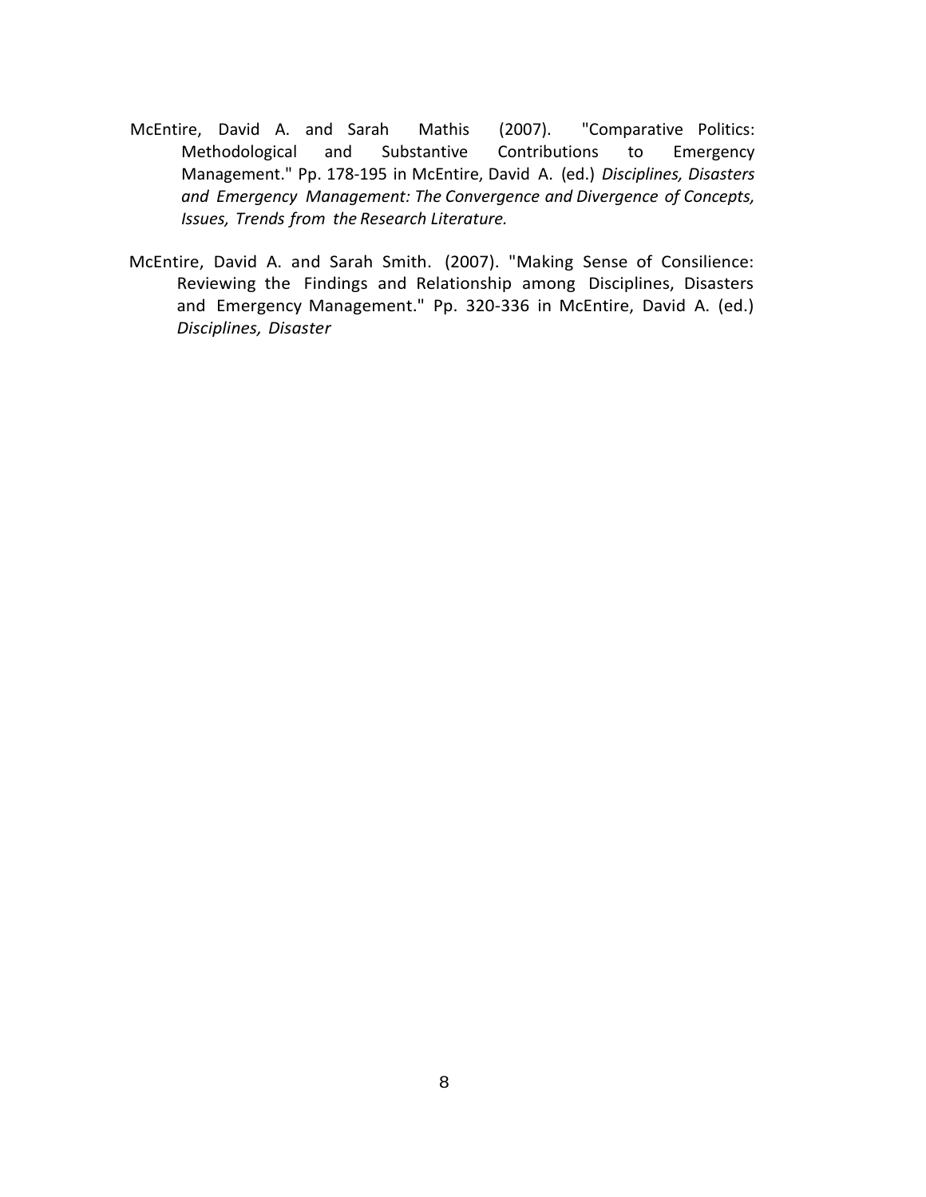McEntire, David A. and Sarah Mathis (2007). "Comparative Politics: Methodological and Substantive Contributions to Emergency Management." Pp. 178-195 in McEntire, David A. (ed.) *Disciplines, Disasters and Emergency Management: The Convergence and Divergence of Concepts, Issues, Trends from the Research Literature.*

McEntire, David A. and Sarah Smith. (2007). "Making Sense of Consilience: Reviewing the Findings and Relationship among Disciplines, Disasters and Emergency Management." Pp. 320-336 in McEntire, David A. (ed.) *Disciplines, Disaster*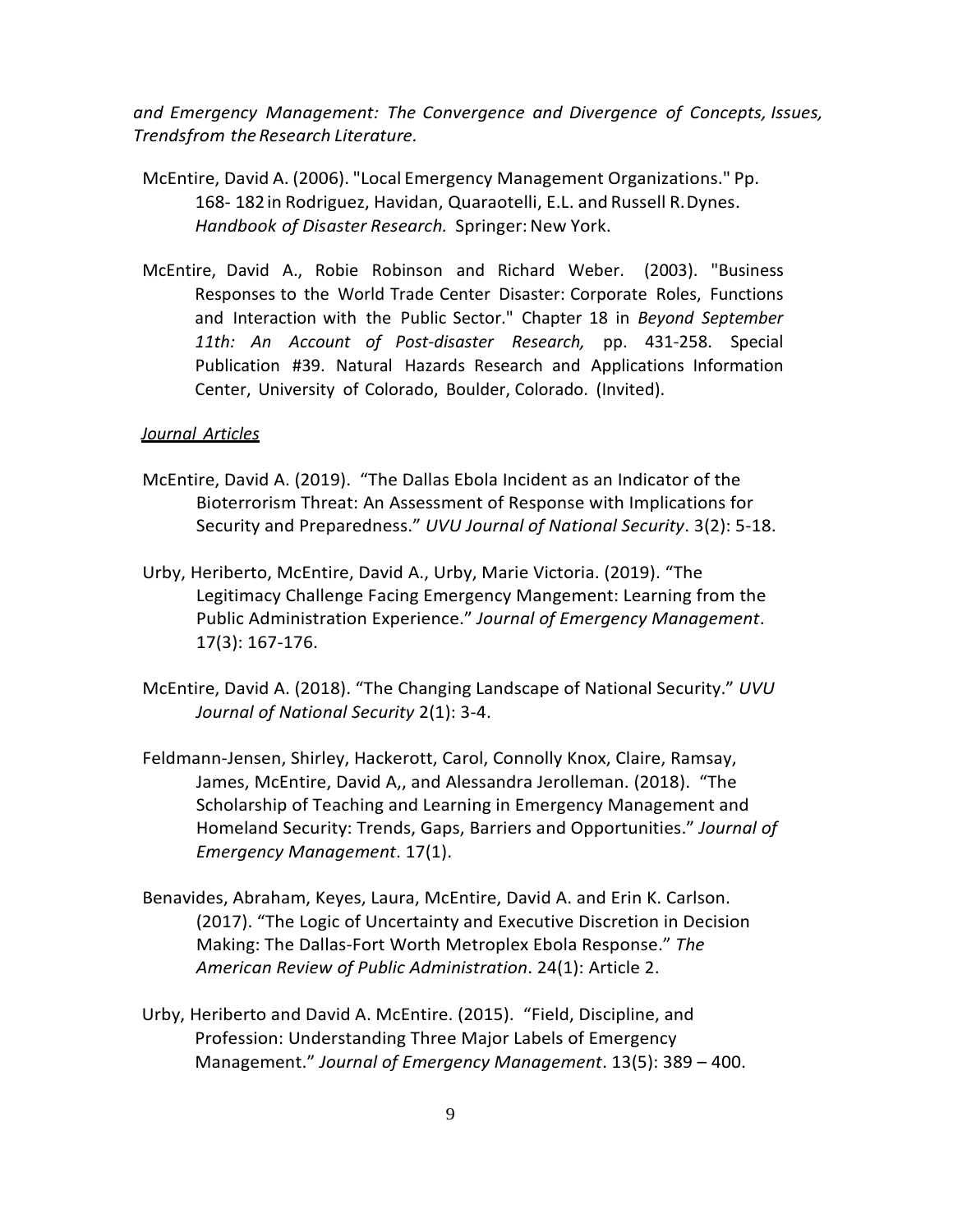*and Emergency Management: The Convergence and Divergence of Concepts, Issues, Trendsfrom the Research Literature.*

McEntire, David A. (2006). "Local Emergency Management Organizations." Pp. 168- 182 in Rodriguez, Havidan, Quaraotelli, E.L. and Russell R. Dynes. *Handbook of Disaster Research.* Springer: New York.

McEntire, David A., Robie Robinson and Richard Weber. (2003). "Business Responses to the World Trade Center Disaster: Corporate Roles, Functions and Interaction with the Public Sector." Chapter 18 in *Beyond September 11th: An Account of Post-disaster Research,* pp. 431-258. Special Publication #39. Natural Hazards Research and Applications Information Center, University of Colorado, Boulder, Colorado. (Invited).

*Journal Articles*

McEntire, David A. (2019). "The Dallas Ebola Incident as an Indicator of the Bioterrorism Threat: An Assessment of Response with Implications for Security and Preparedness." *UVU Journal of National Security*. 3(2): 5-18.

Urby, Heriberto, McEntire, David A., Urby, Marie Victoria. (2019). "The Legitimacy Challenge Facing Emergency Mangement: Learning from the Public Administration Experience." *Journal of Emergency Management*. 17(3): 167-176.

McEntire, David A. (2018). "The Changing Landscape of National Security." *UVU Journal of National Security* 2(1): 3-4.

Feldmann-Jensen, Shirley, Hackerott, Carol, Connolly Knox, Claire, Ramsay, James, McEntire, David A,, and Alessandra Jerolleman. (2018). "The Scholarship of Teaching and Learning in Emergency Management and Homeland Security: Trends, Gaps, Barriers and Opportunities." *Journal of Emergency Management*. 17(1).

Benavides, Abraham, Keyes, Laura, McEntire, David A. and Erin K. Carlson. (2017). "The Logic of Uncertainty and Executive Discretion in Decision Making: The Dallas-Fort Worth Metroplex Ebola Response." *The American Review of Public Administration*. 24(1): Article 2.

Urby, Heriberto and David A. McEntire. (2015). "Field, Discipline, and Profession: Understanding Three Major Labels of Emergency Management." *Journal of Emergency Management*. 13(5): 389 – 400.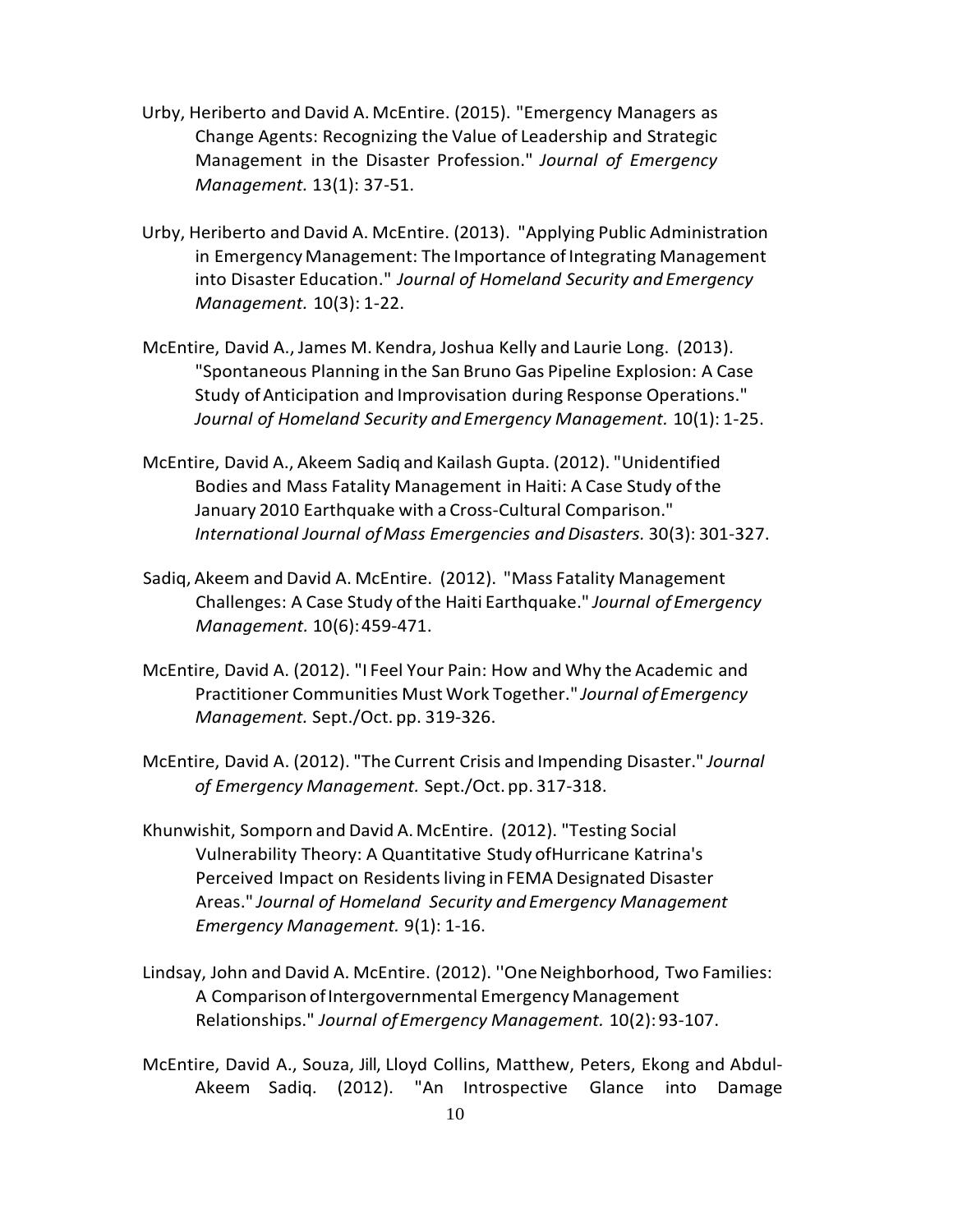Urby, Heriberto and David A. McEntire. (2015). "Emergency Managers as Change Agents: Recognizing the Value of Leadership and Strategic Management in the Disaster Profession." *Journal of Emergency Management.* 13(1): 37-51.

Urby, Heriberto and David A. McEntire. (2013). "Applying Public Administration in Emergency Management: The Importance of Integrating Management into Disaster Education." *Journal of Homeland Security and Emergency Management.* 10(3): 1-22.

McEntire, David A., James M. Kendra, Joshua Kelly and Laurie Long. (2013). "Spontaneous Planning in the San Bruno Gas Pipeline Explosion: A Case Study of Anticipation and Improvisation during Response Operations." *Journal of Homeland Security and Emergency Management.* 10(1): 1-25.

McEntire, David A., Akeem Sadiq and Kailash Gupta. (2012). "Unidentified Bodies and Mass Fatality Management in Haiti: A Case Study of the January 2010 Earthquake with a Cross-Cultural Comparison." *International Journal of Mass Emergencies and Disasters.* 30(3): 301-327.

Sadiq, Akeem and David A. McEntire. (2012). "Mass Fatality Management Challenges: A Case Study of the Haiti Earthquake." *Journal of Emergency Management.* 10(6): 459-471.

McEntire, David A. (2012). "I Feel Your Pain: How and Why the Academic and Practitioner Communities Must Work Together." *Journal of Emergency Management.* Sept./Oct. pp. 319-326.

McEntire, David A. (2012). "The Current Crisis and Impending Disaster." *Journal of Emergency Management.* Sept./Oct. pp. 317-318.

Khunwishit, Somporn and David A. McEntire. (2012). "Testing Social Vulnerability Theory: A Quantitative Study ofHurricane Katrina's Perceived Impact on Residents living in FEMA Designated Disaster Areas." *Journal of Homeland Security and Emergency Management Emergency Management.* 9(1): 1-16.

Lindsay, John and David A. McEntire. (2012). ''One Neighborhood, Two Families: A Comparison of Intergovernmental Emergency Management Relationships." *Journal of Emergency Management.* 10(2): 93-107.

McEntire, David A., Souza, Jill, Lloyd Collins, Matthew, Peters, Ekong and Abdul-Akeem Sadiq. (2012). "An Introspective Glance into Damage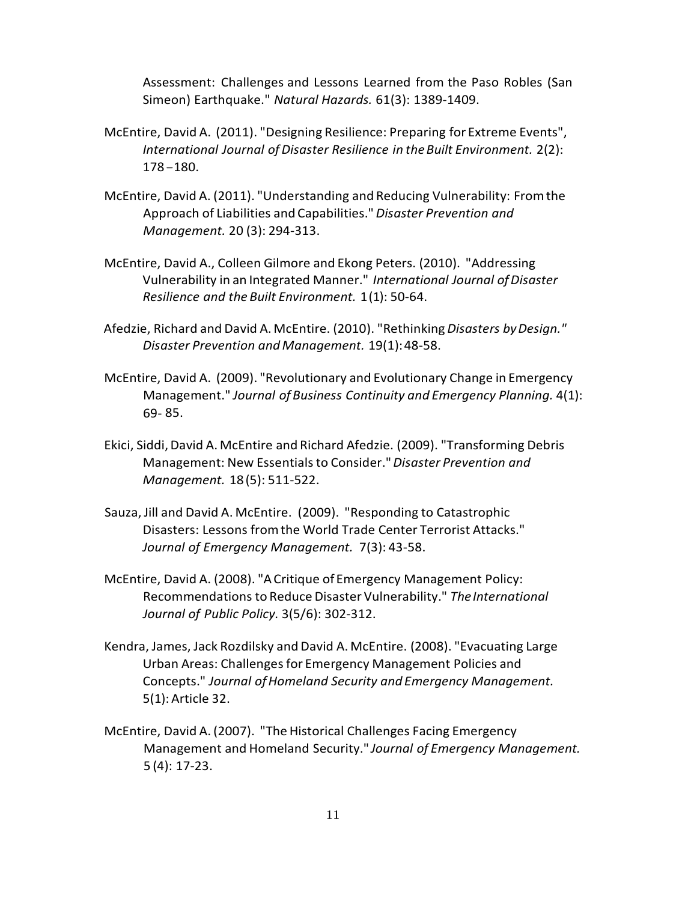Assessment: Challenges and Lessons Learned from the Paso Robles (San Simeon) Earthquake." *Natural Hazards.* 61(3): 1389-1409.

McEntire, David A. (2011). "Designing Resilience: Preparing for Extreme Events", *International Journal of Disaster Resilience in the Built Environment.* 2(2): 178 – 180.

McEntire, David A. (2011). "Understanding and Reducing Vulnerability: From the Approach of Liabilities and Capabilities." *Disaster Prevention and Management.* 20 (3): 294-313.

McEntire, David A., Colleen Gilmore and Ekong Peters. (2010). "Addressing Vulnerability in an Integrated Manner." *International Journal of Disaster Resilience and the Built Environment.* 1(1): 50-64.

Afedzie, Richard and David A. McEntire. (2010). "Rethinking *Disasters by Design." Disaster Prevention and Management.* 19(1): 48-58.

McEntire, David A. (2009). "Revolutionary and Evolutionary Change in Emergency Management." *Journal of Business Continuity and Emergency Planning.* 4(1): 69- 85.

Ekici, Siddi, David A. McEntire and Richard Afedzie. (2009). "Transforming Debris Management: New Essentials to Consider." *Disaster Prevention and Management.* 18 (5): 511-522.

Sauza, Jill and David A. McEntire. (2009). "Responding to Catastrophic Disasters: Lessons from the World Trade Center Terrorist Attacks." *Journal of Emergency Management.* 7(3): 43-58.

McEntire, David A. (2008). "A Critique of Emergency Management Policy: Recommendations to Reduce Disaster Vulnerability." *The International Journal of Public Policy.* 3(5/6): 302-312.

Kendra, James, Jack Rozdilsky and David A. McEntire. (2008). "Evacuating Large Urban Areas: Challenges for Emergency Management Policies and Concepts." *Journal of Homeland Security and Emergency Management.* 5(1): Article 32.

McEntire, David A. (2007). "The Historical Challenges Facing Emergency Management and Homeland Security." *Journal of Emergency Management.* 5 (4): 17-23.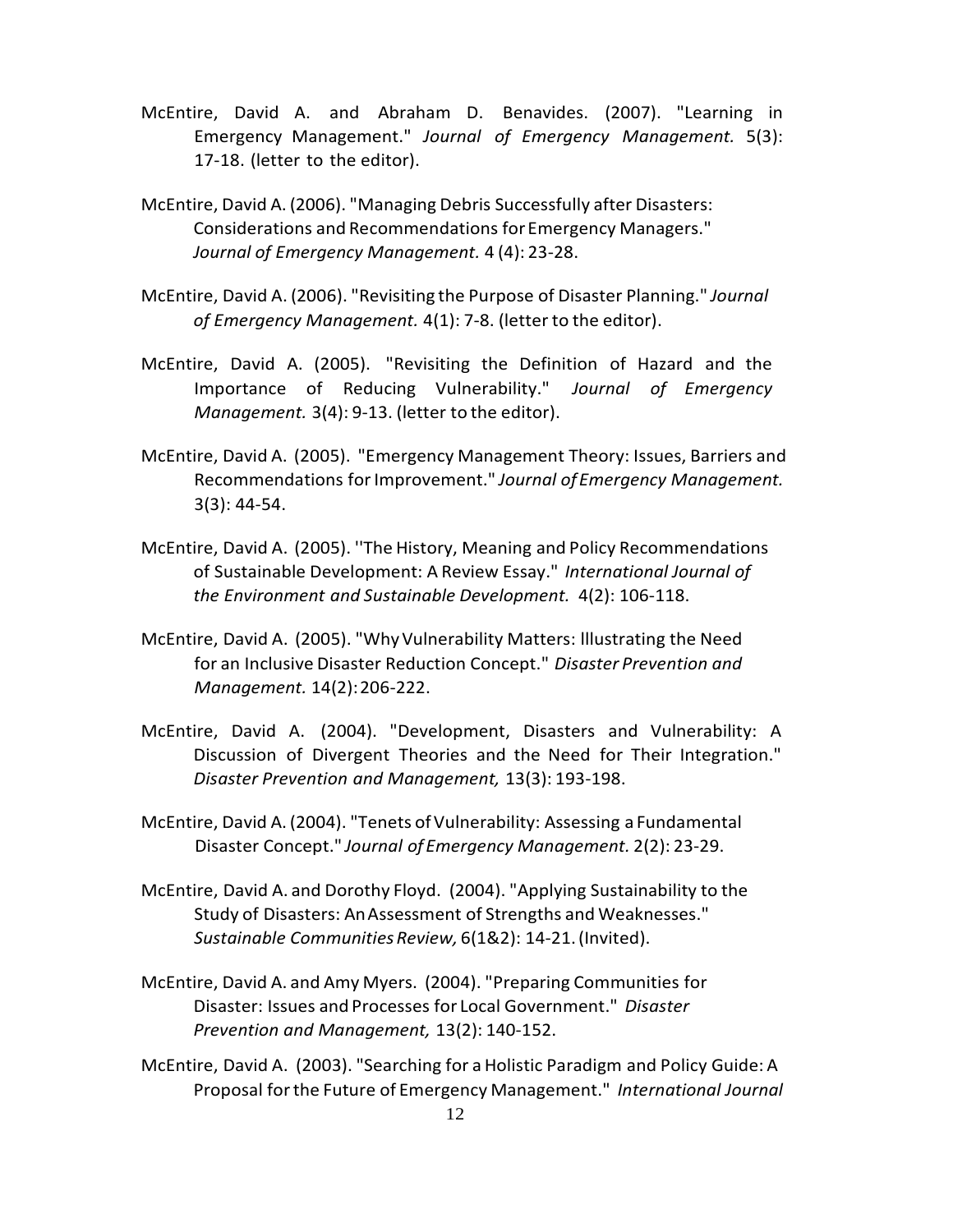McEntire, David A. and Abraham D. Benavides. (2007). "Learning in Emergency Management." *Journal of Emergency Management.* 5(3): 17-18. (letter to the editor).

McEntire, David A. (2006). "Managing Debris Successfully after Disasters: Considerations and Recommendations for Emergency Managers." *Journal of Emergency Management.* 4 (4): 23-28.

McEntire, David A. (2006). "Revisiting the Purpose of Disaster Planning." *Journal of Emergency Management.* 4(1): 7-8. (letter to the editor).

McEntire, David A. (2005). "Revisiting the Definition of Hazard and the Importance of Reducing Vulnerability." *Journal of Emergency Management.* 3(4): 9-13. (letter to the editor).

McEntire, David A. (2005). "Emergency Management Theory: Issues, Barriers and Recommendations for Improvement." *Journal of Emergency Management.* 3(3): 44-54.

McEntire, David A. (2005). ''The History, Meaning and Policy Recommendations of Sustainable Development: A Review Essay." *International Journal of the Environment and Sustainable Development.* 4(2): 106-118.

McEntire, David A. (2005). "Why Vulnerability Matters: lllustrating the Need for an Inclusive Disaster Reduction Concept." *Disaster Prevention and Management.* 14(2): 206-222.

McEntire, David A. (2004). "Development, Disasters and Vulnerability: A Discussion of Divergent Theories and the Need for Their Integration." *Disaster Prevention and Management,* 13(3): 193-198.

McEntire, David A. (2004). "Tenets of Vulnerability: Assessing a Fundamental Disaster Concept." *Journal of Emergency Management.* 2(2): 23-29.

McEntire, David A. and Dorothy Floyd. (2004). "Applying Sustainability to the Study of Disasters: An Assessment of Strengths and Weaknesses." *Sustainable Communities Review,* 6(1&2): 14-21. (Invited).

McEntire, David A. and Amy Myers. (2004). "Preparing Communities for Disaster: Issues and Processes for Local Government." *Disaster Prevention and Management,* 13(2): 140-152.

McEntire, David A. (2003). "Searching for a Holistic Paradigm and Policy Guide: A Proposal for the Future of Emergency Management." *International Journal*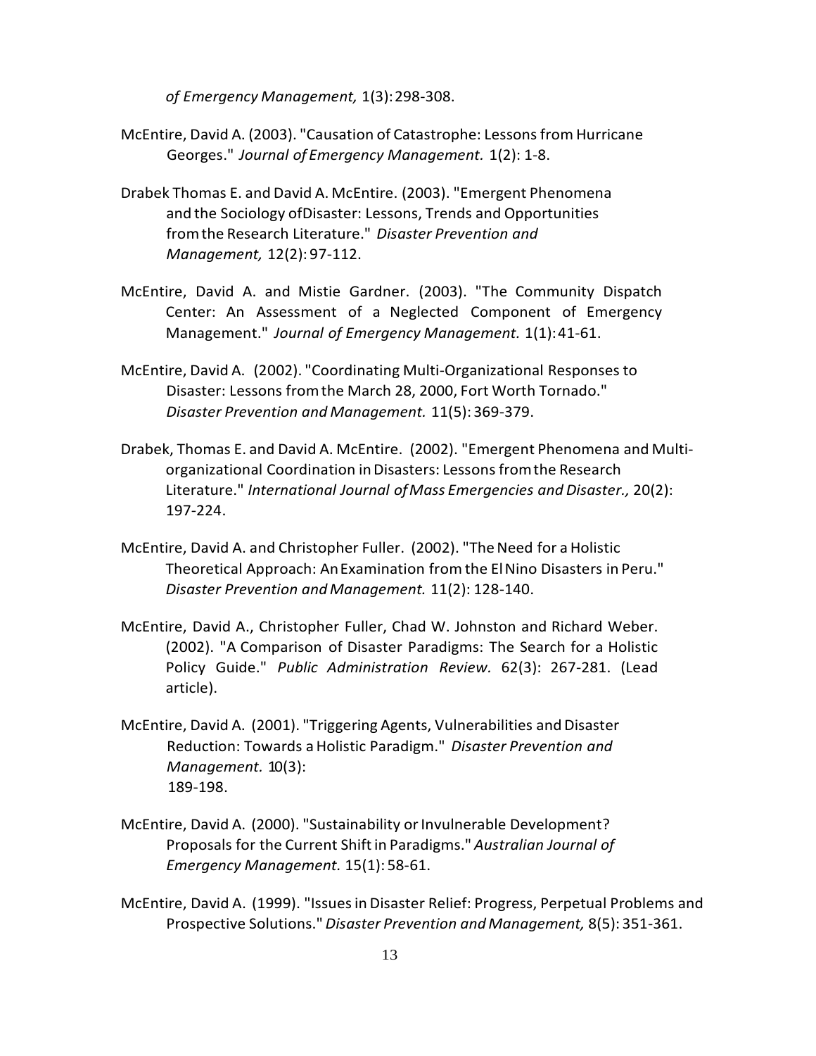*of Emergency Management,* 1(3): 298-308.

McEntire, David A. (2003). "Causation of Catastrophe: Lessons from Hurricane Georges." *Journal of Emergency Management.* 1(2): 1-8.

Drabek Thomas E. and David A. McEntire. (2003). "Emergent Phenomena and the Sociology ofDisaster: Lessons, Trends and Opportunities from the Research Literature." *Disaster Prevention and Management,* 12(2): 97-112.

McEntire, David A. and Mistie Gardner. (2003). "The Community Dispatch Center: An Assessment of a Neglected Component of Emergency Management." *Journal of Emergency Management.* 1(1): 41-61.

McEntire, David A. (2002). "Coordinating Multi-Organizational Responses to Disaster: Lessons from the March 28, 2000, Fort Worth Tornado." *Disaster Prevention and Management.* 11(5): 369-379.

Drabek, Thomas E. and David A. McEntire. (2002). "Emergent Phenomena and Multi-organizational Coordination in Disasters: Lessons from the Research Literature." *International Journal of Mass Emergencies and Disaster.,* 20(2): 197-224.

McEntire, David A. and Christopher Fuller. (2002). "The Need for a Holistic Theoretical Approach: An Examination from the El Nino Disasters in Peru." *Disaster Prevention and Management.* 11(2): 128-140.

McEntire, David A., Christopher Fuller, Chad W. Johnston and Richard Weber. (2002). "A Comparison of Disaster Paradigms: The Search for a Holistic Policy Guide." *Public Administration Review.* 62(3): 267-281. (Lead article).

McEntire, David A. (2001). "Triggering Agents, Vulnerabilities and Disaster Reduction: Towards a Holistic Paradigm." *Disaster Prevention and Management.* 10(3): 189-198.

McEntire, David A. (2000). "Sustainability or Invulnerable Development? Proposals for the Current Shift in Paradigms." *Australian Journal of Emergency Management.* 15(1): 58-61.

McEntire, David A. (1999). "Issues in Disaster Relief: Progress, Perpetual Problems and Prospective Solutions." *Disaster Prevention and Management,* 8(5): 351-361.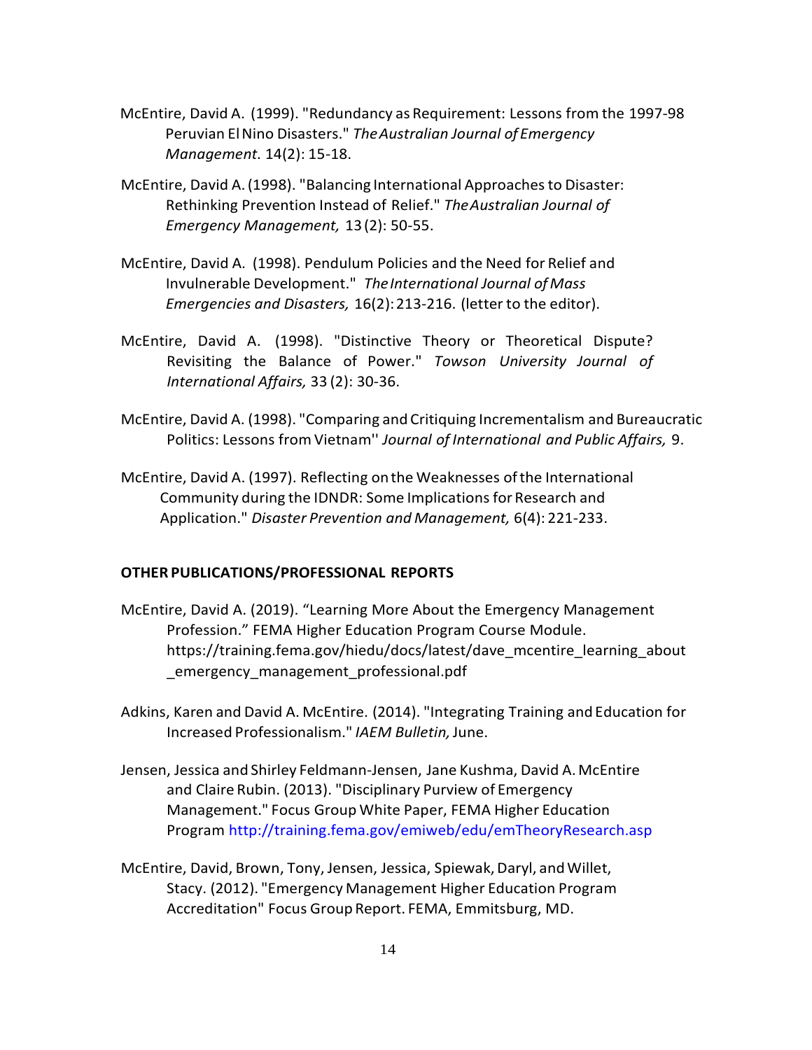McEntire, David A. (1999). "Redundancy as Requirement: Lessons from the 1997-98 Peruvian El Nino Disasters." *The Australian Journal of Emergency Management.* 14(2): 15-18.

McEntire, David A. (1998). "Balancing International Approaches to Disaster: Rethinking Prevention Instead of Relief." *The Australian Journal of Emergency Management,* 13 (2): 50-55.

McEntire, David A. (1998). Pendulum Policies and the Need for Relief and Invulnerable Development." *The International Journal of Mass Emergencies and Disasters,* 16(2): 213-216. (letter to the editor).

McEntire, David A. (1998). "Distinctive Theory or Theoretical Dispute? Revisiting the Balance of Power." *Towson University Journal of International Affairs,* 33 (2): 30-36.

McEntire, David A. (1998). "Comparing and Critiquing Incrementalism and Bureaucratic Politics: Lessons from Vietnam'' *Journal of International and Public Affairs,* 9.

McEntire, David A. (1997). Reflecting on the Weaknesses of the International Community during the IDNDR: Some Implications for Research and Application." *Disaster Prevention and Management,* 6(4): 221-233.

**OTHER PUBLICATIONS/PROFESSIONAL REPORTS**

McEntire, David A. (2019). "Learning More About the Emergency Management Profession." FEMA Higher Education Program Course Module. https://training.fema.gov/hiedu/docs/latest/dave_mcentire_learning_about_emergency_management_professional.pdf

Adkins, Karen and David A. McEntire. (2014). "Integrating Training and Education for Increased Professionalism." *IAEM Bulletin,* June.

Jensen, Jessica and Shirley Feldmann-Jensen, Jane Kushma, David A. McEntire and Claire Rubin. (2013). "Disciplinary Purview of Emergency Management." Focus Group White Paper, FEMA Higher Education Program http://training.fema.gov/emiweb/edu/emTheoryResearch.asp

McEntire, David, Brown, Tony, Jensen, Jessica, Spiewak, Daryl, and Willet, Stacy. (2012). "Emergency Management Higher Education Program Accreditation" Focus Group Report. FEMA, Emmitsburg, MD.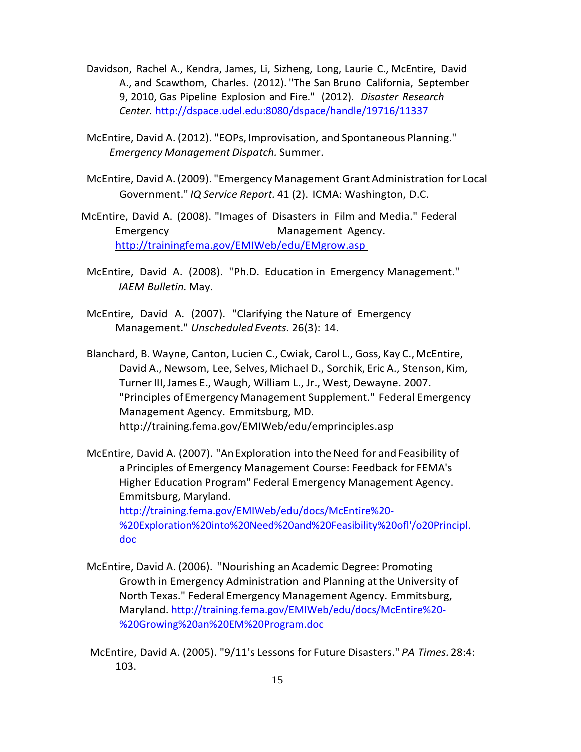Davidson, Rachel A., Kendra, James, Li, Sizheng, Long, Laurie C., McEntire, David A., and Scawthom, Charles. (2012). "The San Bruno California, September 9, 2010, Gas Pipeline Explosion and Fire." (2012). *Disaster Research Center.* http://dspace.udel.edu:8080/dspace/handle/19716/11337

McEntire, David A. (2012). "EOPs, Improvisation, and Spontaneous Planning." *Emergency Management Dispatch.* Summer.

McEntire, David A. (2009). "Emergency Management Grant Administration for Local Government." *IQ Service Report.* 41 (2). ICMA: Washington, D.C.

McEntire, David A. (2008). "Images of Disasters in Film and Media." Federal Emergency Management Agency. http://trainingfema.gov/EMIWeb/edu/EMgrow.asp

McEntire, David A. (2008). "Ph.D. Education in Emergency Management." *IAEM Bulletin.* May.

McEntire, David A. (2007). "Clarifying the Nature of Emergency Management." *Unscheduled Events.* 26(3): 14.

Blanchard, B. Wayne, Canton, Lucien C., Cwiak, Carol L., Goss, Kay C., McEntire, David A., Newsom, Lee, Selves, Michael D., Sorchik, Eric A., Stenson, Kim, Turner III, James E., Waugh, William L., Jr., West, Dewayne. 2007. "Principles of Emergency Management Supplement." Federal Emergency Management Agency. Emmitsburg, MD. http://training.fema.gov/EMIWeb/edu/emprinciples.asp

McEntire, David A. (2007). "An Exploration into the Need for and Feasibility of a Principles of Emergency Management Course: Feedback for FEMA's Higher Education Program" Federal Emergency Management Agency. Emmitsburg, Maryland. http://training.fema.gov/EMIWeb/edu/docs/McEntire%20-%20Exploration%20into%20Need%20and%20Feasibility%20ofl'/o20Principl.doc

McEntire, David A. (2006). ''Nourishing an Academic Degree: Promoting Growth in Emergency Administration and Planning at the University of North Texas." Federal Emergency Management Agency. Emmitsburg, Maryland. http://training.fema.gov/EMIWeb/edu/docs/McEntire%20-%20Growing%20an%20EM%20Program.doc

McEntire, David A. (2005). "9/11's Lessons for Future Disasters." *PA Times.* 28:4: 103.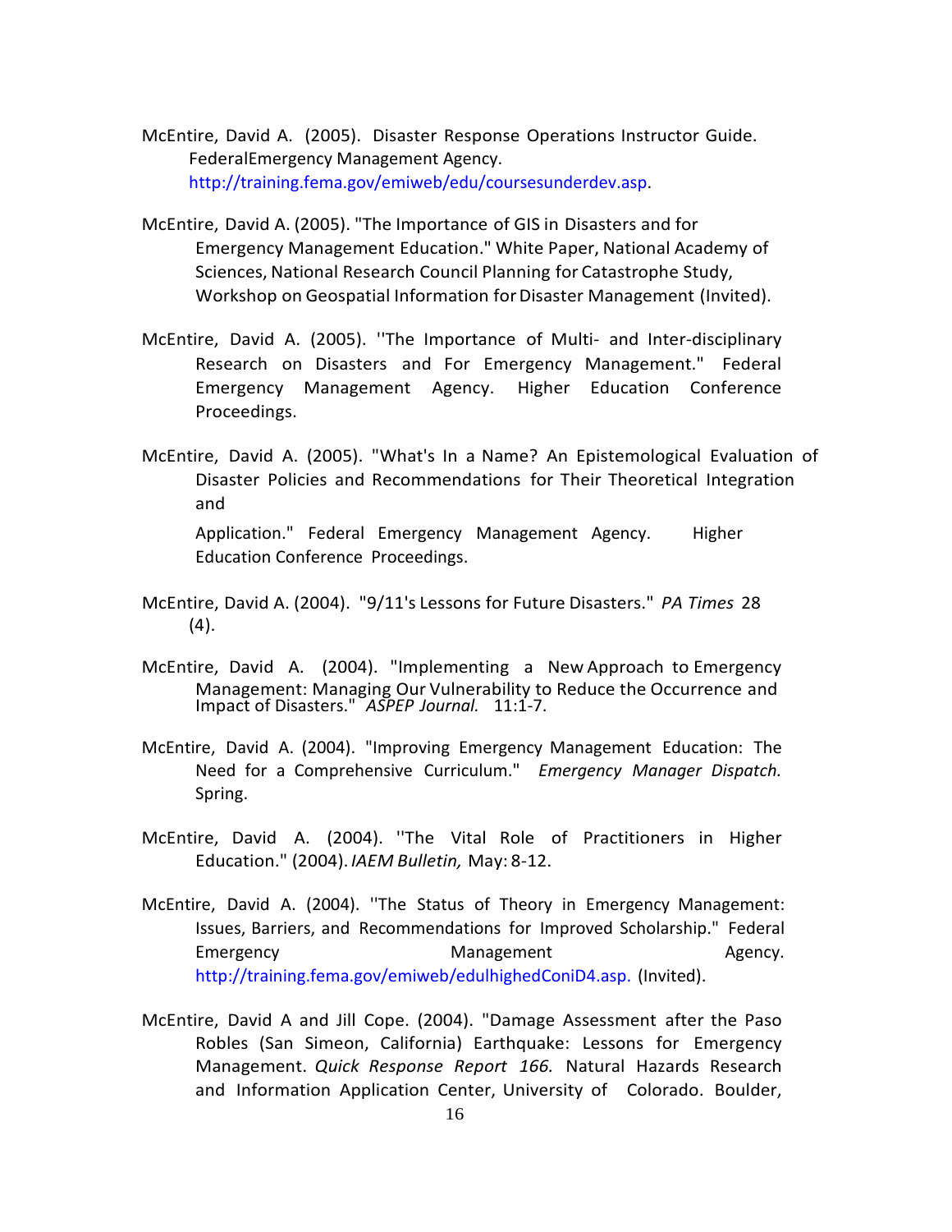McEntire, David A. (2005). Disaster Response Operations Instructor Guide. FederalEmergency Management Agency. http://training.fema.gov/emiweb/edu/coursesunderdev.asp.

McEntire, David A. (2005). "The Importance of GIS in Disasters and for Emergency Management Education." White Paper, National Academy of Sciences, National Research Council Planning for Catastrophe Study, Workshop on Geospatial Information for Disaster Management (Invited).

McEntire, David A. (2005). ''The Importance of Multi- and Inter-disciplinary Research on Disasters and For Emergency Management." Federal Emergency Management Agency. Higher Education Conference Proceedings.

McEntire, David A. (2005). "What's In a Name? An Epistemological Evaluation of Disaster Policies and Recommendations for Their Theoretical Integration and Application." Federal Emergency Management Agency. Higher Education Conference Proceedings.

McEntire, David A. (2004). "9/11's Lessons for Future Disasters." *PA Times* 28 (4).

McEntire, David A. (2004). "Implementing a New Approach to Emergency Management: Managing Our Vulnerability to Reduce the Occurrence and Impact of Disasters." *ASPEP Journal.* 11:1-7.

McEntire, David A. (2004). "Improving Emergency Management Education: The Need for a Comprehensive Curriculum." *Emergency Manager Dispatch.* Spring.

McEntire, David A. (2004). ''The Vital Role of Practitioners in Higher Education." (2004). *IAEM Bulletin,* May: 8-12.

McEntire, David A. (2004). ''The Status of Theory in Emergency Management: Issues, Barriers, and Recommendations for Improved Scholarship." Federal Emergency Management Agency. http://training.fema.gov/emiweb/edulhighedConiD4.asp. (Invited).

McEntire, David A and Jill Cope. (2004). "Damage Assessment after the Paso Robles (San Simeon, California) Earthquake: Lessons for Emergency Management. *Quick Response Report 166.* Natural Hazards Research and Information Application Center, University of Colorado. Boulder,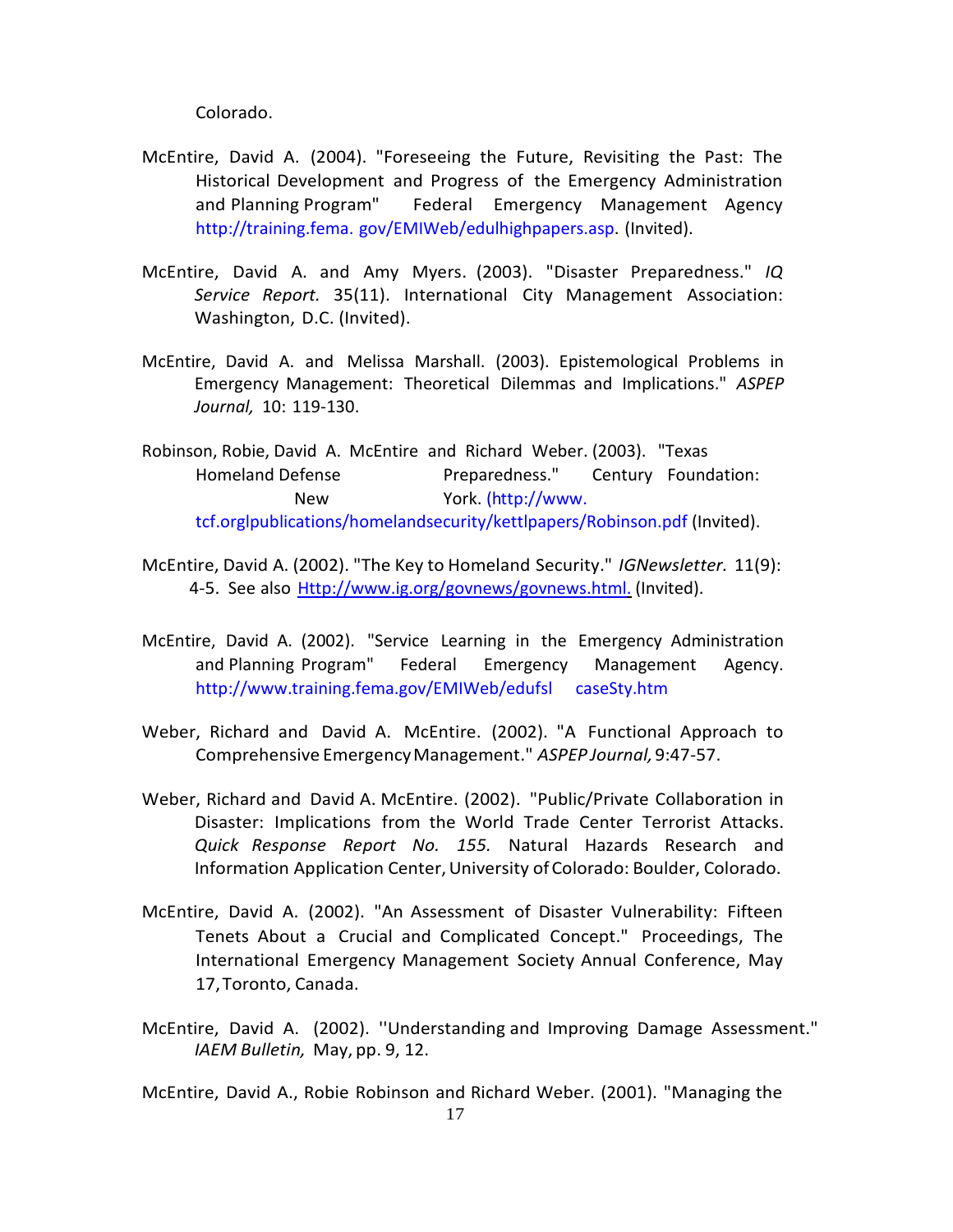Colorado.

McEntire, David A. (2004). "Foreseeing the Future, Revisiting the Past: The Historical Development and Progress of the Emergency Administration and Planning Program" Federal Emergency Management Agency http://training.fema. gov/EMIWeb/edulhighpapers.asp. (Invited).

McEntire, David A. and Amy Myers. (2003). "Disaster Preparedness." *IQ Service Report.* 35(11). International City Management Association: Washington, D.C. (Invited).

McEntire, David A. and Melissa Marshall. (2003). Epistemological Problems in Emergency Management: Theoretical Dilemmas and Implications." *ASPEP Journal,* 10: 119-130.

Robinson, Robie, David A. McEntire and Richard Weber. (2003). "Texas Homeland Defense Preparedness." Century Foundation: New York. (http://www. tcf.orglpublications/homelandsecurity/kettlpapers/Robinson.pdf (Invited).

McEntire, David A. (2002). "The Key to Homeland Security." *IGNewsletter.* 11(9): 4-5. See also Http://www.ig.org/govnews/govnews.html. (Invited).

McEntire, David A. (2002). "Service Learning in the Emergency Administration and Planning Program" Federal Emergency Management Agency. http://www.training.fema.gov/EMIWeb/edufsl caseSty.htm

Weber, Richard and David A. McEntire. (2002). "A Functional Approach to Comprehensive Emergency Management." *ASPEP Journal,* 9:47-57.

Weber, Richard and David A. McEntire. (2002). "Public/Private Collaboration in Disaster: Implications from the World Trade Center Terrorist Attacks. *Quick Response Report No. 155.* Natural Hazards Research and Information Application Center, University of Colorado: Boulder, Colorado.

McEntire, David A. (2002). "An Assessment of Disaster Vulnerability: Fifteen Tenets About a Crucial and Complicated Concept." Proceedings, The International Emergency Management Society Annual Conference, May 17, Toronto, Canada.

McEntire, David A. (2002). ''Understanding and Improving Damage Assessment." *IAEM Bulletin,* May, pp. 9, 12.

McEntire, David A., Robie Robinson and Richard Weber. (2001). "Managing the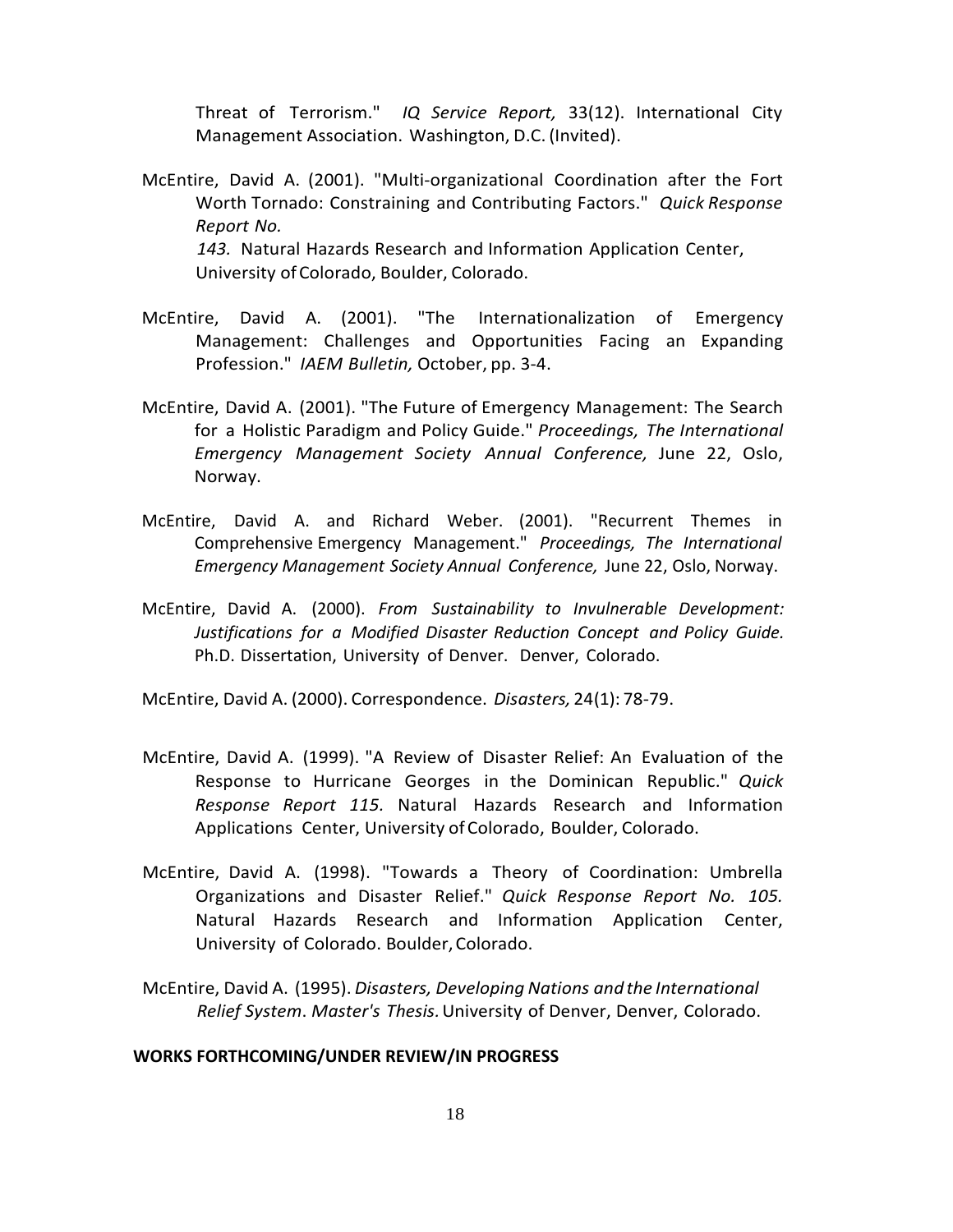Threat of Terrorism." *IQ Service Report,* 33(12). International City Management Association. Washington, D.C. (Invited).

McEntire, David A. (2001). "Multi-organizational Coordination after the Fort Worth Tornado: Constraining and Contributing Factors." *Quick Response Report No. 143.* Natural Hazards Research and Information Application Center, University of Colorado, Boulder, Colorado.

McEntire, David A. (2001). "The Internationalization of Emergency Management: Challenges and Opportunities Facing an Expanding Profession." *IAEM Bulletin,* October, pp. 3-4.

McEntire, David A. (2001). "The Future of Emergency Management: The Search for a Holistic Paradigm and Policy Guide." *Proceedings, The International Emergency Management Society Annual Conference,* June 22, Oslo, Norway.

McEntire, David A. and Richard Weber. (2001). "Recurrent Themes in Comprehensive Emergency Management." *Proceedings, The International Emergency Management Society Annual Conference,* June 22, Oslo, Norway.

McEntire, David A. (2000). *From Sustainability to Invulnerable Development: Justifications for a Modified Disaster Reduction Concept and Policy Guide.* Ph.D. Dissertation, University of Denver. Denver, Colorado.

McEntire, David A. (2000). Correspondence. *Disasters,* 24(1): 78-79.

McEntire, David A. (1999). "A Review of Disaster Relief: An Evaluation of the Response to Hurricane Georges in the Dominican Republic." *Quick Response Report 115.* Natural Hazards Research and Information Applications Center, University of Colorado, Boulder, Colorado.

McEntire, David A. (1998). "Towards a Theory of Coordination: Umbrella Organizations and Disaster Relief." *Quick Response Report No. 105.* Natural Hazards Research and Information Application Center, University of Colorado. Boulder, Colorado.

McEntire, David A. (1995). *Disasters, Developing Nations and the International Relief System*. *Master's Thesis.* University of Denver, Denver, Colorado.

**WORKS FORTHCOMING/UNDER REVIEW/IN PROGRESS**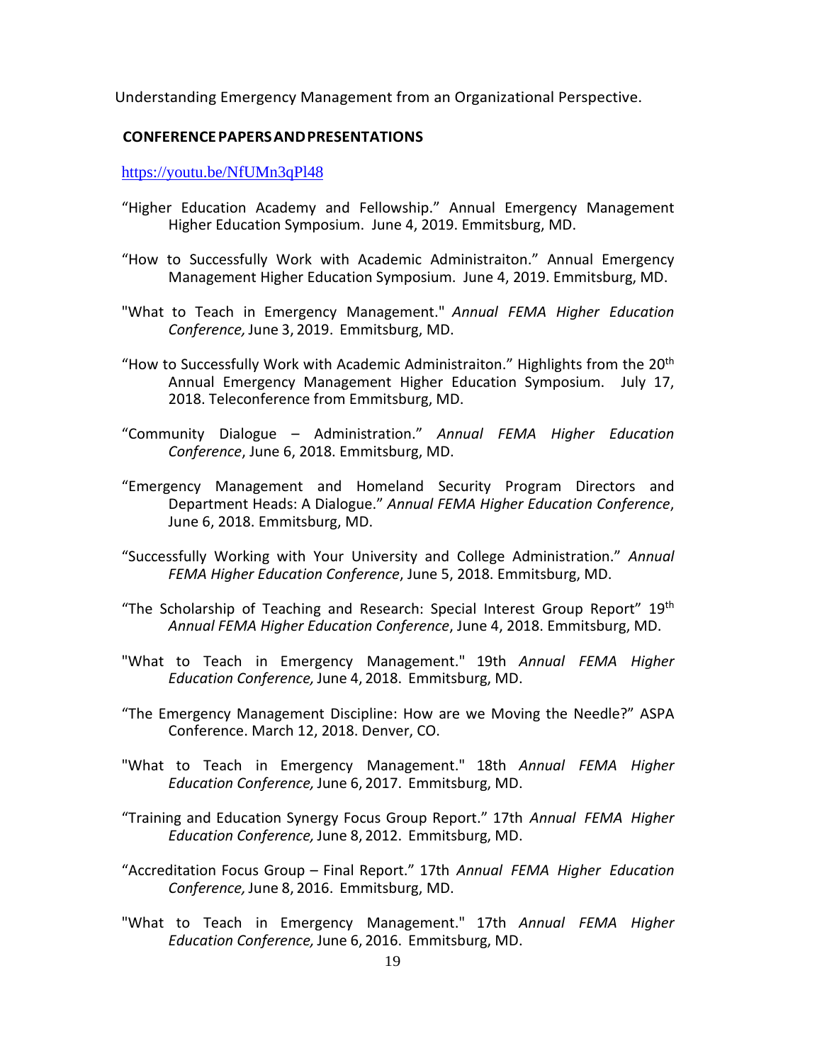Understanding Emergency Management from an Organizational Perspective.

## CONFERENCE PAPERS AND PRESENTATIONS

https://youtu.be/NfUMn3qPl48

"Higher Education Academy and Fellowship." Annual Emergency Management Higher Education Symposium. June 4, 2019. Emmitsburg, MD.

"How to Successfully Work with Academic Administraiton." Annual Emergency Management Higher Education Symposium. June 4, 2019. Emmitsburg, MD.

"What to Teach in Emergency Management." *Annual FEMA Higher Education Conference,* June 3, 2019. Emmitsburg, MD.

"How to Successfully Work with Academic Administraiton." Highlights from the 20th Annual Emergency Management Higher Education Symposium. July 17, 2018. Teleconference from Emmitsburg, MD.

"Community Dialogue – Administration." *Annual FEMA Higher Education Conference*, June 6, 2018. Emmitsburg, MD.

"Emergency Management and Homeland Security Program Directors and Department Heads: A Dialogue." *Annual FEMA Higher Education Conference*, June 6, 2018. Emmitsburg, MD.

"Successfully Working with Your University and College Administration." *Annual FEMA Higher Education Conference*, June 5, 2018. Emmitsburg, MD.

"The Scholarship of Teaching and Research: Special Interest Group Report" 19th *Annual FEMA Higher Education Conference*, June 4, 2018. Emmitsburg, MD.

"What to Teach in Emergency Management." 19th *Annual FEMA Higher Education Conference,* June 4, 2018. Emmitsburg, MD.

"The Emergency Management Discipline: How are we Moving the Needle?" ASPA Conference. March 12, 2018. Denver, CO.

"What to Teach in Emergency Management." 18th *Annual FEMA Higher Education Conference,* June 6, 2017. Emmitsburg, MD.

"Training and Education Synergy Focus Group Report." 17th *Annual FEMA Higher Education Conference,* June 8, 2012. Emmitsburg, MD.

"Accreditation Focus Group – Final Report." 17th *Annual FEMA Higher Education Conference,* June 8, 2016. Emmitsburg, MD.

"What to Teach in Emergency Management." 17th *Annual FEMA Higher Education Conference,* June 6, 2016. Emmitsburg, MD.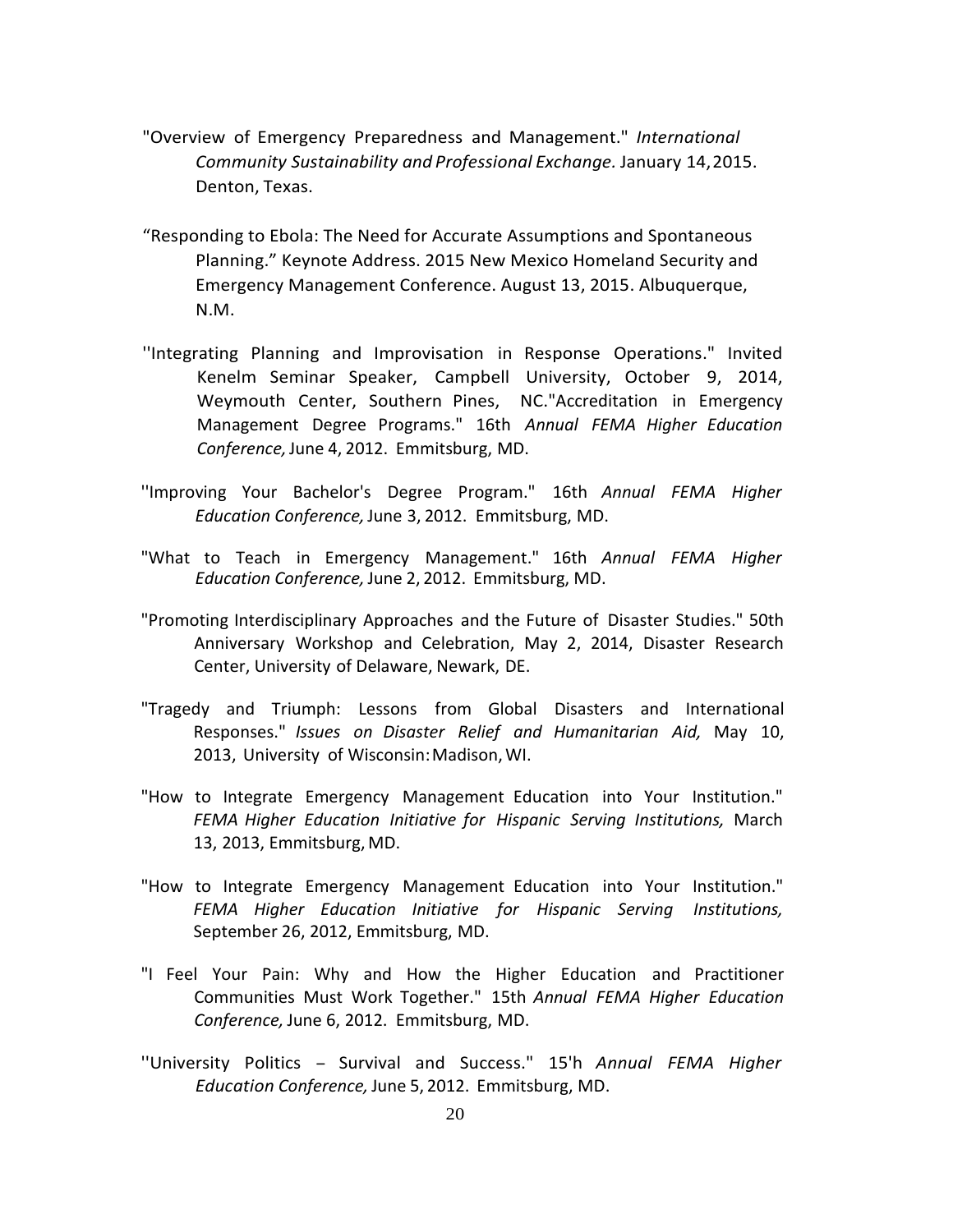"Overview of Emergency Preparedness and Management." *International Community Sustainability and Professional Exchange.* January 14, 2015. Denton, Texas.

"Responding to Ebola: The Need for Accurate Assumptions and Spontaneous Planning." Keynote Address. 2015 New Mexico Homeland Security and Emergency Management Conference. August 13, 2015. Albuquerque, N.M.

''Integrating Planning and Improvisation in Response Operations." Invited Kenelm Seminar Speaker, Campbell University, October 9, 2014, Weymouth Center, Southern Pines, NC."Accreditation in Emergency Management Degree Programs." 16th *Annual FEMA Higher Education Conference,* June 4, 2012. Emmitsburg, MD.

''Improving Your Bachelor's Degree Program." 16th *Annual FEMA Higher Education Conference,* June 3, 2012. Emmitsburg, MD.

"What to Teach in Emergency Management." 16th *Annual FEMA Higher Education Conference,* June 2, 2012. Emmitsburg, MD.

"Promoting Interdisciplinary Approaches and the Future of Disaster Studies." 50th Anniversary Workshop and Celebration, May 2, 2014, Disaster Research Center, University of Delaware, Newark, DE.

"Tragedy and Triumph: Lessons from Global Disasters and International Responses." *Issues on Disaster Relief and Humanitarian Aid,* May 10, 2013, University of Wisconsin: Madison, WI.

"How to Integrate Emergency Management Education into Your Institution." *FEMA Higher Education Initiative for Hispanic Serving Institutions,* March 13, 2013, Emmitsburg, MD.

"How to Integrate Emergency Management Education into Your Institution." *FEMA Higher Education Initiative for Hispanic Serving Institutions,* September 26, 2012, Emmitsburg, MD.

"I Feel Your Pain: Why and How the Higher Education and Practitioner Communities Must Work Together." 15th *Annual FEMA Higher Education Conference,* June 6, 2012. Emmitsburg, MD.

''University Politics – Survival and Success." 15'h *Annual FEMA Higher Education Conference,* June 5, 2012. Emmitsburg, MD.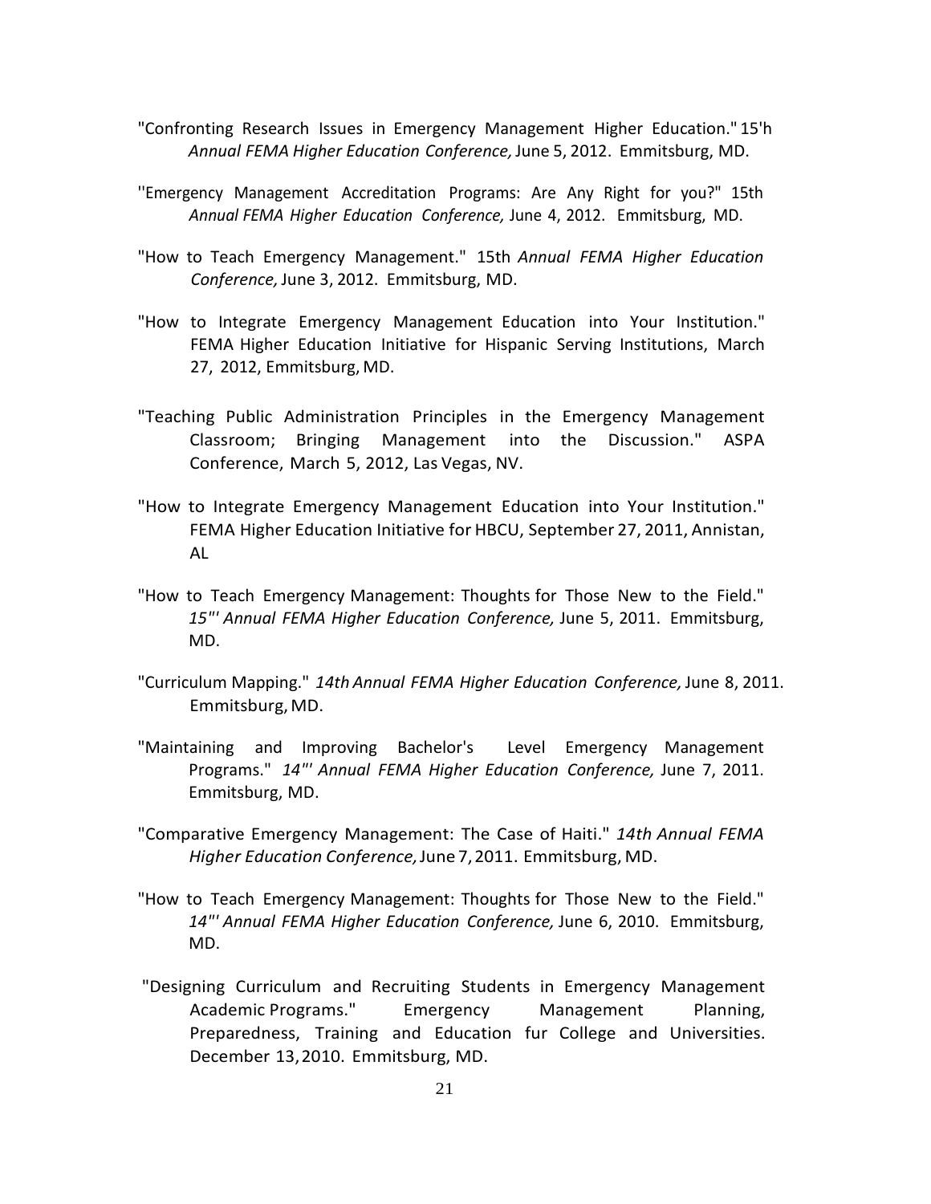"Confronting Research Issues in Emergency Management Higher Education." 15'h *Annual FEMA Higher Education Conference,* June 5, 2012. Emmitsburg, MD.

''Emergency Management Accreditation Programs: Are Any Right for you?" 15th *Annual FEMA Higher Education Conference,* June 4, 2012. Emmitsburg, MD.

"How to Teach Emergency Management." 15th *Annual FEMA Higher Education Conference,* June 3, 2012. Emmitsburg, MD.

"How to Integrate Emergency Management Education into Your Institution." FEMA Higher Education Initiative for Hispanic Serving Institutions, March 27, 2012, Emmitsburg, MD.

"Teaching Public Administration Principles in the Emergency Management Classroom; Bringing Management into the Discussion." ASPA Conference, March 5, 2012, Las Vegas, NV.

"How to Integrate Emergency Management Education into Your Institution." FEMA Higher Education Initiative for HBCU, September 27, 2011, Annistan, AL

"How to Teach Emergency Management: Thoughts for Those New to the Field." *15"' Annual FEMA Higher Education Conference,* June 5, 2011. Emmitsburg, MD.

"Curriculum Mapping." *14th Annual FEMA Higher Education Conference,* June 8, 2011. Emmitsburg, MD.

"Maintaining and Improving Bachelor's Level Emergency Management Programs." *14"' Annual FEMA Higher Education Conference,* June 7, 2011. Emmitsburg, MD.

"Comparative Emergency Management: The Case of Haiti." *14th Annual FEMA Higher Education Conference,* June 7, 2011. Emmitsburg, MD.

"How to Teach Emergency Management: Thoughts for Those New to the Field." *14"' Annual FEMA Higher Education Conference,* June 6, 2010. Emmitsburg, MD.

"Designing Curriculum and Recruiting Students in Emergency Management Academic Programs." Emergency Management Planning, Preparedness, Training and Education fur College and Universities. December 13, 2010. Emmitsburg, MD.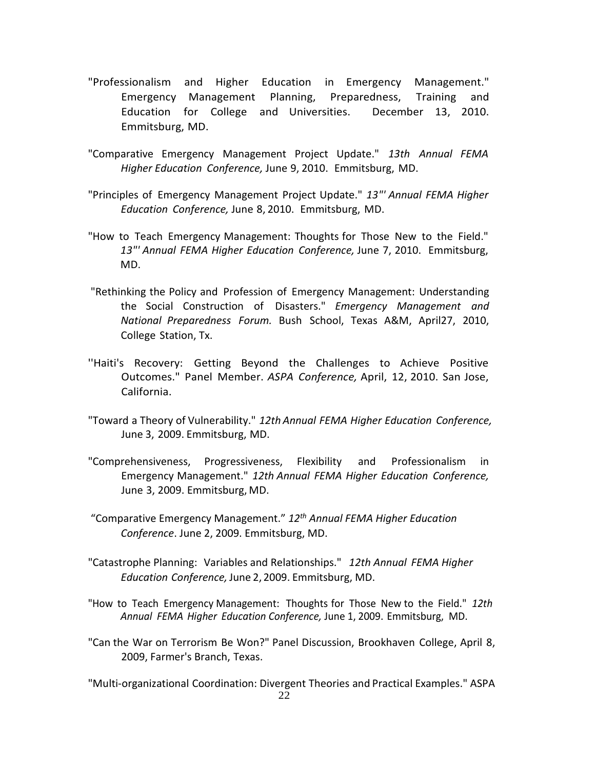"Professionalism and Higher Education in Emergency Management." Emergency Management Planning, Preparedness, Training and Education for College and Universities. December 13, 2010. Emmitsburg, MD.

"Comparative Emergency Management Project Update." *13th Annual FEMA Higher Education Conference,* June 9, 2010. Emmitsburg, MD.

"Principles of Emergency Management Project Update." *13"' Annual FEMA Higher Education Conference,* June 8, 2010. Emmitsburg, MD.

"How to Teach Emergency Management: Thoughts for Those New to the Field." *13"' Annual FEMA Higher Education Conference,* June 7, 2010. Emmitsburg, MD.

"Rethinking the Policy and Profession of Emergency Management: Understanding the Social Construction of Disasters." *Emergency Management and National Preparedness Forum.* Bush School, Texas A&M, April27, 2010, College Station, Tx.

''Haiti's Recovery: Getting Beyond the Challenges to Achieve Positive Outcomes." Panel Member. *ASPA Conference,* April, 12, 2010. San Jose, California.

"Toward a Theory of Vulnerability." *12th Annual FEMA Higher Education Conference,* June 3, 2009. Emmitsburg, MD.

"Comprehensiveness, Progressiveness, Flexibility and Professionalism in Emergency Management." *12th Annual FEMA Higher Education Conference,* June 3, 2009. Emmitsburg, MD.

"Comparative Emergency Management." *12th Annual FEMA Higher Education Conference*. June 2, 2009. Emmitsburg, MD.

"Catastrophe Planning: Variables and Relationships." *12th Annual FEMA Higher Education Conference,* June 2, 2009. Emmitsburg, MD.

"How to Teach Emergency Management: Thoughts for Those New to the Field." *12th Annual FEMA Higher Education Conference,* June 1, 2009. Emmitsburg, MD.

"Can the War on Terrorism Be Won?" Panel Discussion, Brookhaven College, April 8, 2009, Farmer's Branch, Texas.

"Multi-organizational Coordination: Divergent Theories and Practical Examples." ASPA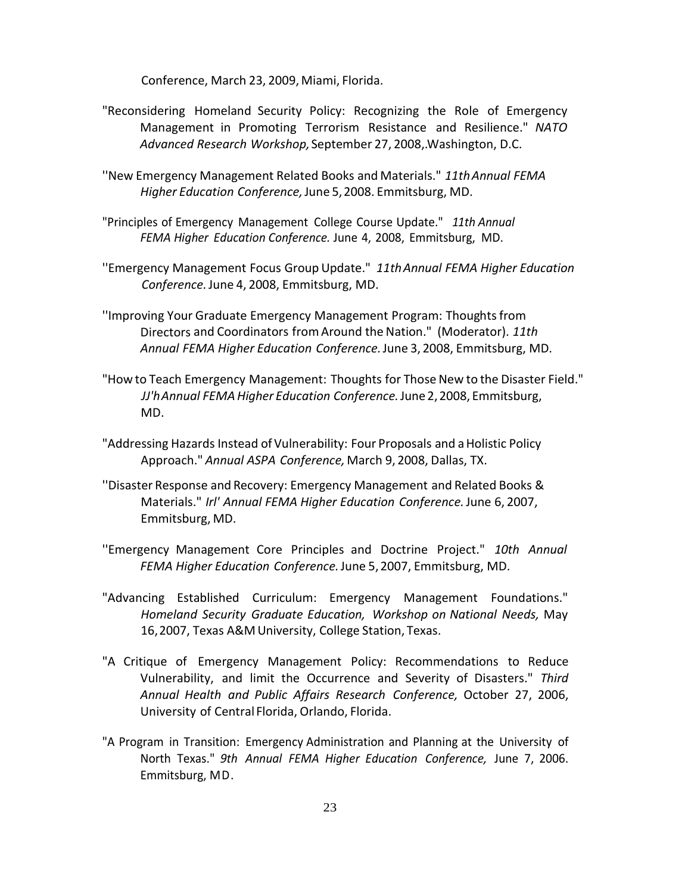Conference, March 23, 2009, Miami, Florida.

"Reconsidering Homeland Security Policy: Recognizing the Role of Emergency Management in Promoting Terrorism Resistance and Resilience." *NATO Advanced Research Workshop,* September 27, 2008,.Washington, D.C.

''New Emergency Management Related Books and Materials." *11th Annual FEMA Higher Education Conference,* June 5, 2008. Emmitsburg, MD.

"Principles of Emergency Management College Course Update." *11th Annual FEMA Higher Education Conference.* June 4, 2008, Emmitsburg, MD.

''Emergency Management Focus Group Update." *11th Annual FEMA Higher Education Conference.* June 4, 2008, Emmitsburg, MD.

''Improving Your Graduate Emergency Management Program: Thoughts from Directors and Coordinators from Around the Nation." (Moderator). *11th Annual FEMA Higher Education Conference.* June 3, 2008, Emmitsburg, MD.

"How to Teach Emergency Management: Thoughts for Those New to the Disaster Field." *JJ'h Annual FEMA Higher Education Conference.* June 2, 2008, Emmitsburg, MD.

"Addressing Hazards Instead of Vulnerability: Four Proposals and a Holistic Policy Approach." *Annual ASPA Conference,* March 9, 2008, Dallas, TX.

''Disaster Response and Recovery: Emergency Management and Related Books & Materials." *Irl' Annual FEMA Higher Education Conference.* June 6, 2007, Emmitsburg, MD.

''Emergency Management Core Principles and Doctrine Project." *10th Annual FEMA Higher Education Conference.* June 5, 2007, Emmitsburg, MD.

"Advancing Established Curriculum: Emergency Management Foundations." *Homeland Security Graduate Education, Workshop on National Needs,* May 16, 2007, Texas A&M University, College Station, Texas.

"A Critique of Emergency Management Policy: Recommendations to Reduce Vulnerability, and limit the Occurrence and Severity of Disasters." *Third Annual Health and Public Affairs Research Conference,* October 27, 2006, University of Central Florida, Orlando, Florida.

"A Program in Transition: Emergency Administration and Planning at the University of North Texas." *9th Annual FEMA Higher Education Conference,* June 7, 2006. Emmitsburg, MD.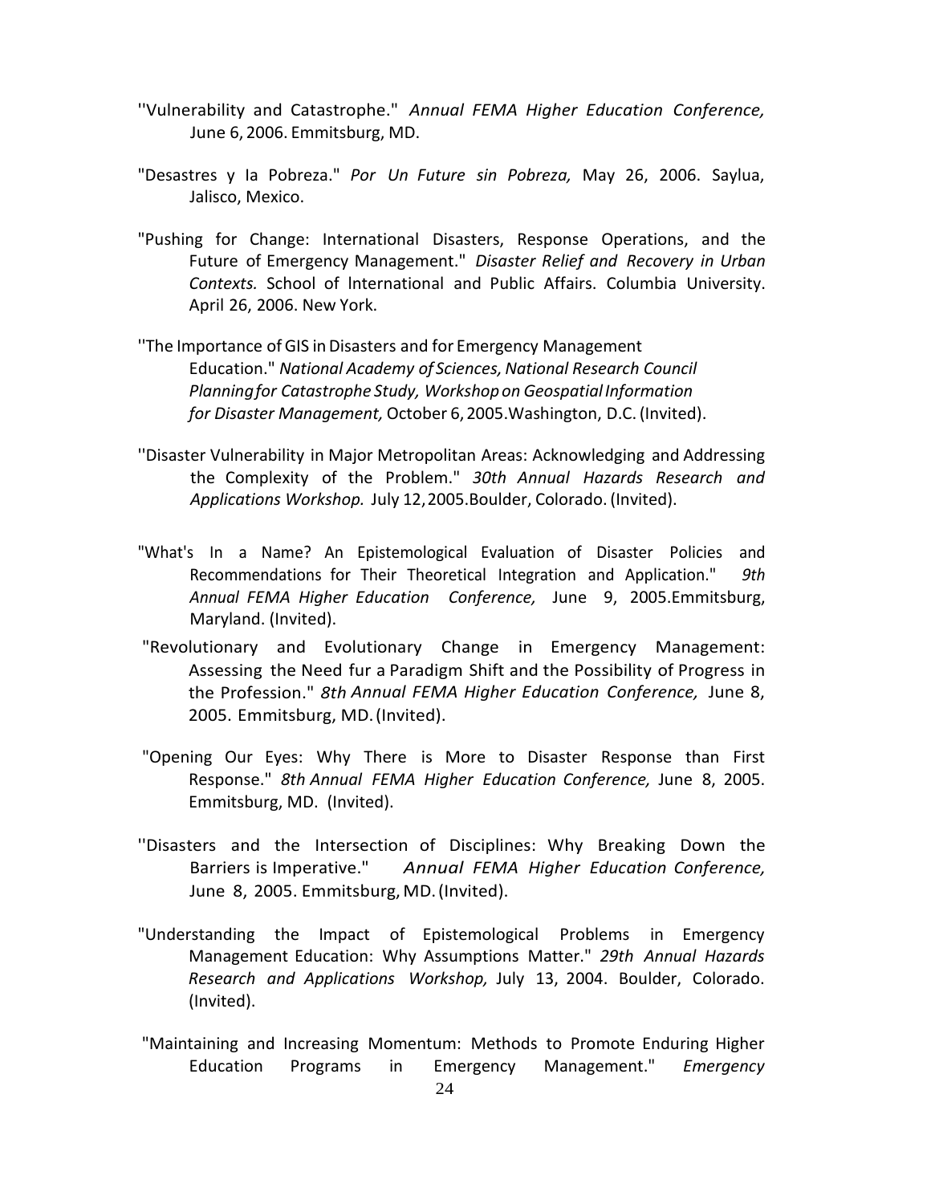''Vulnerability and Catastrophe." *Annual FEMA Higher Education Conference,* June 6, 2006. Emmitsburg, MD.

"Desastres y Ia Pobreza." *Por Un Future sin Pobreza,* May 26, 2006. Saylua, Jalisco, Mexico.

"Pushing for Change: International Disasters, Response Operations, and the Future of Emergency Management." *Disaster Relief and Recovery in Urban Contexts.* School of lnternational and Public Affairs. Columbia University. April 26, 2006. New York.

''The Importance of GIS in Disasters and for Emergency Management Education." *National Academy of Sciences, National Research Council Planning for Catastrophe Study, Workshop on Geospatial Information for Disaster Management,* October 6, 2005.Washington, D.C. (Invited).

''Disaster Vulnerability in Major Metropolitan Areas: Acknowledging and Addressing the Complexity of the Problem." *30th Annual Hazards Research and Applications Workshop.* July 12, 2005.Boulder, Colorado. (Invited).

"What's In a Name? An Epistemological Evaluation of Disaster Policies and Recommendations for Their Theoretical Integration and Application." *9th Annual FEMA Higher Education Conference,* June 9, 2005.Emmitsburg, Maryland. (Invited).

"Revolutionary and Evolutionary Change in Emergency Management: Assessing the Need fur a Paradigm Shift and the Possibility of Progress in the Profession." *8th Annual FEMA Higher Education Conference,* June 8, 2005. Emmitsburg, MD. (Invited).

"Opening Our Eyes: Why There is More to Disaster Response than First Response." *8th Annual FEMA Higher Education Conference,* June 8, 2005. Emmitsburg, MD. (Invited).

''Disasters and the Intersection of Disciplines: Why Breaking Down the Barriers is Imperative." *Annual FEMA Higher Education Conference,* June 8, 2005. Emmitsburg, MD. (Invited).

"Understanding the Impact of Epistemological Problems in Emergency Management Education: Why Assumptions Matter." *29th Annual Hazards Research and Applications Workshop,* July 13, 2004. Boulder, Colorado. (Invited).

"Maintaining and Increasing Momentum: Methods to Promote Enduring Higher Education Programs in Emergency Management." *Emergency*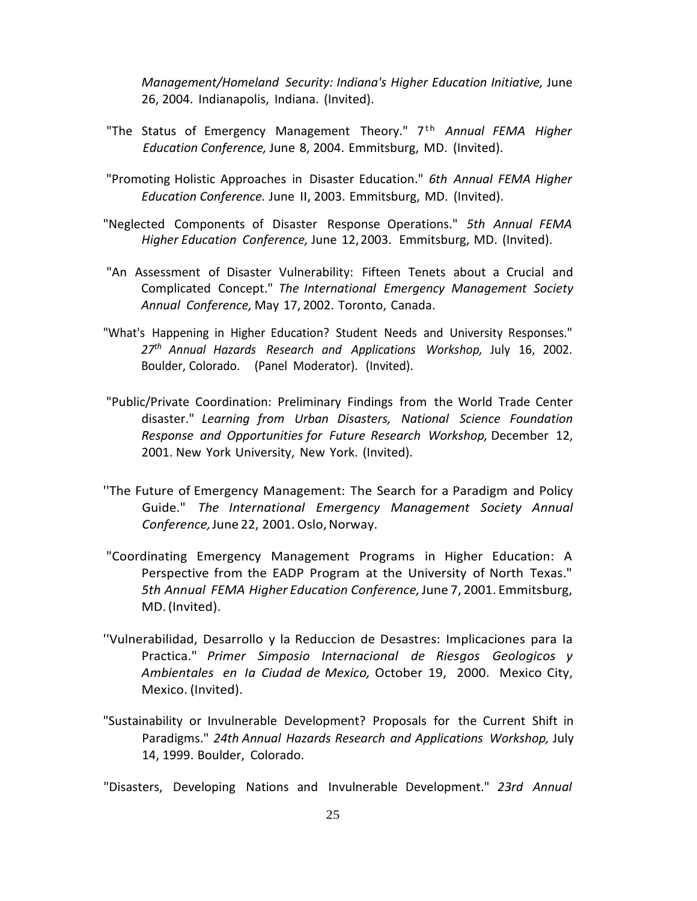*Management/Homeland Security: Indiana's Higher Education Initiative,* June 26, 2004. Indianapolis, Indiana. (Invited).

"The Status of Emergency Management Theory." 7th *Annual FEMA Higher Education Conference,* June 8, 2004. Emmitsburg, MD. (Invited).

"Promoting Holistic Approaches in Disaster Education." *6th Annual FEMA Higher Education Conference.* June II, 2003. Emmitsburg, MD. (Invited).

"Neglected Components of Disaster Response Operations." *5th Annual FEMA Higher Education Conference,* June 12, 2003. Emmitsburg, MD. (Invited).

"An Assessment of Disaster Vulnerability: Fifteen Tenets about a Crucial and Complicated Concept." *The International Emergency Management Society Annual Conference,* May 17, 2002. Toronto, Canada.

"What's Happening in Higher Education? Student Needs and University Responses." *27th Annual Hazards Research and Applications Workshop,* July 16, 2002. Boulder, Colorado. (Panel Moderator). (Invited).

"Public/Private Coordination: Preliminary Findings from the World Trade Center disaster." *Learning from Urban Disasters, National Science Foundation Response and Opportunities for Future Research Workshop,* December 12, 2001. New York University, New York. (Invited).

''The Future of Emergency Management: The Search for a Paradigm and Policy Guide." *The International Emergency Management Society Annual Conference,* June 22, 2001. Oslo, Norway.

"Coordinating Emergency Management Programs in Higher Education: A Perspective from the EADP Program at the University of North Texas." *5th Annual FEMA Higher Education Conference,* June 7, 2001. Emmitsburg, MD. (Invited).

''Vulnerabilidad, Desarrollo y la Reduccion de Desastres: Implicaciones para Ia Practica." *Primer Simposio Internacional de Riesgos Geologicos y Ambientales en Ia Ciudad de Mexico,* October 19, 2000. Mexico City, Mexico. (Invited).

"Sustainability or Invulnerable Development? Proposals for the Current Shift in Paradigms." *24th Annual Hazards Research and Applications Workshop,* July 14, 1999. Boulder, Colorado.

"Disasters, Developing Nations and Invulnerable Development." *23rd Annual*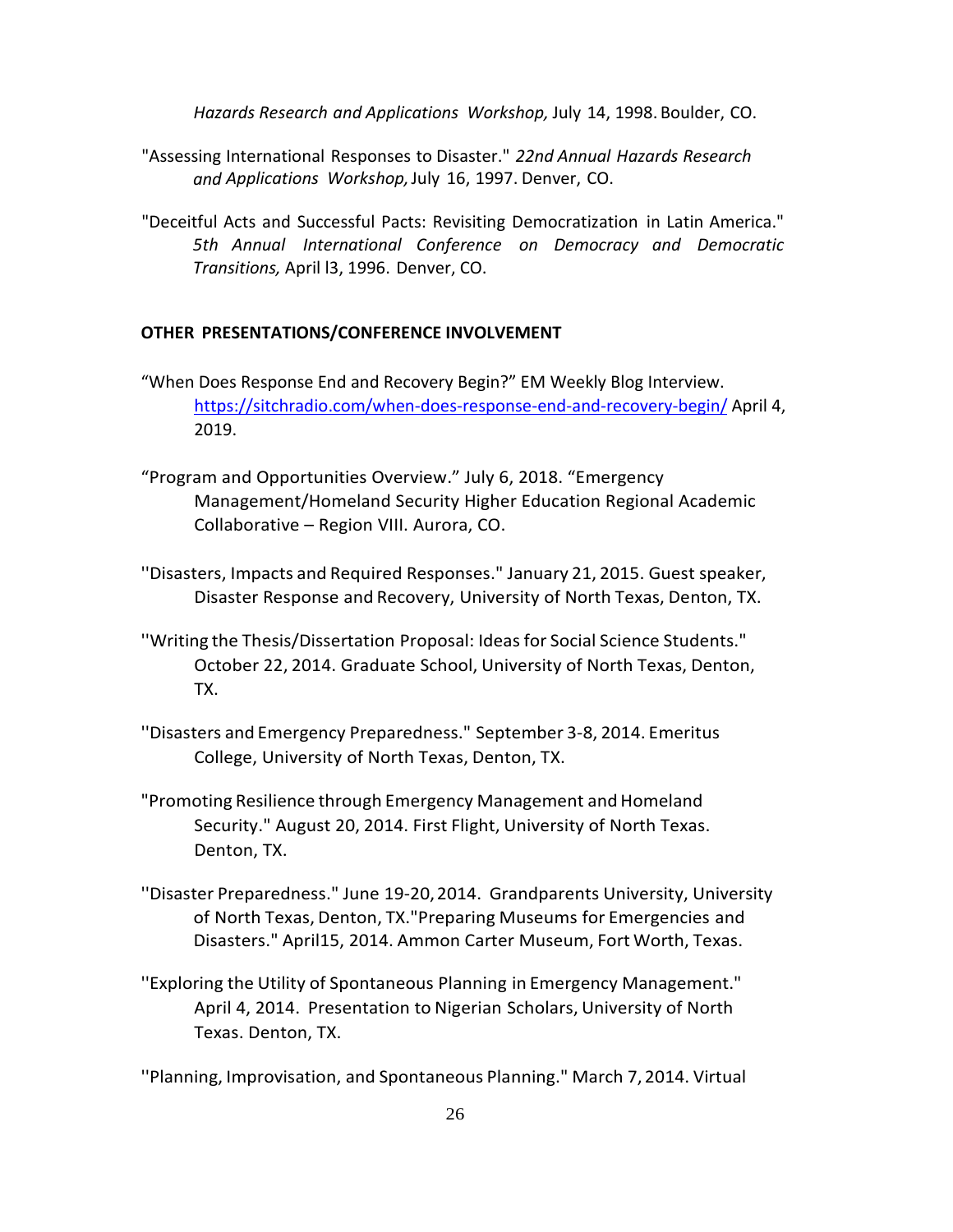*Hazards Research and Applications Workshop,* July 14, 1998. Boulder, CO.

"Assessing International Responses to Disaster." *22nd Annual Hazards Research and Applications Workshop,* July 16, 1997. Denver, CO.

"Deceitful Acts and Successful Pacts: Revisiting Democratization in Latin America." *5th Annual International Conference on Democracy and Democratic Transitions,* April l3, 1996. Denver, CO.

**OTHER PRESENTATIONS/CONFERENCE INVOLVEMENT**

"When Does Response End and Recovery Begin?" EM Weekly Blog Interview. https://sitchradio.com/when-does-response-end-and-recovery-begin/ April 4, 2019.

"Program and Opportunities Overview." July 6, 2018. "Emergency Management/Homeland Security Higher Education Regional Academic Collaborative – Region VIII. Aurora, CO.

''Disasters, Impacts and Required Responses." January 21, 2015. Guest speaker, Disaster Response and Recovery, University of North Texas, Denton, TX.

''Writing the Thesis/Dissertation Proposal: Ideas for Social Science Students." October 22, 2014. Graduate School, University of North Texas, Denton, TX.

''Disasters and Emergency Preparedness." September 3-8, 2014. Emeritus College, University of North Texas, Denton, TX.

"Promoting Resilience through Emergency Management and Homeland Security." August 20, 2014. First Flight, University of North Texas. Denton, TX.

''Disaster Preparedness." June 19-20, 2014. Grandparents University, University of North Texas, Denton, TX."Preparing Museums for Emergencies and Disasters." April15, 2014. Ammon Carter Museum, Fort Worth, Texas.

''Exploring the Utility of Spontaneous Planning in Emergency Management." April 4, 2014. Presentation to Nigerian Scholars, University of North Texas. Denton, TX.

''Planning, Improvisation, and Spontaneous Planning." March 7, 2014. Virtual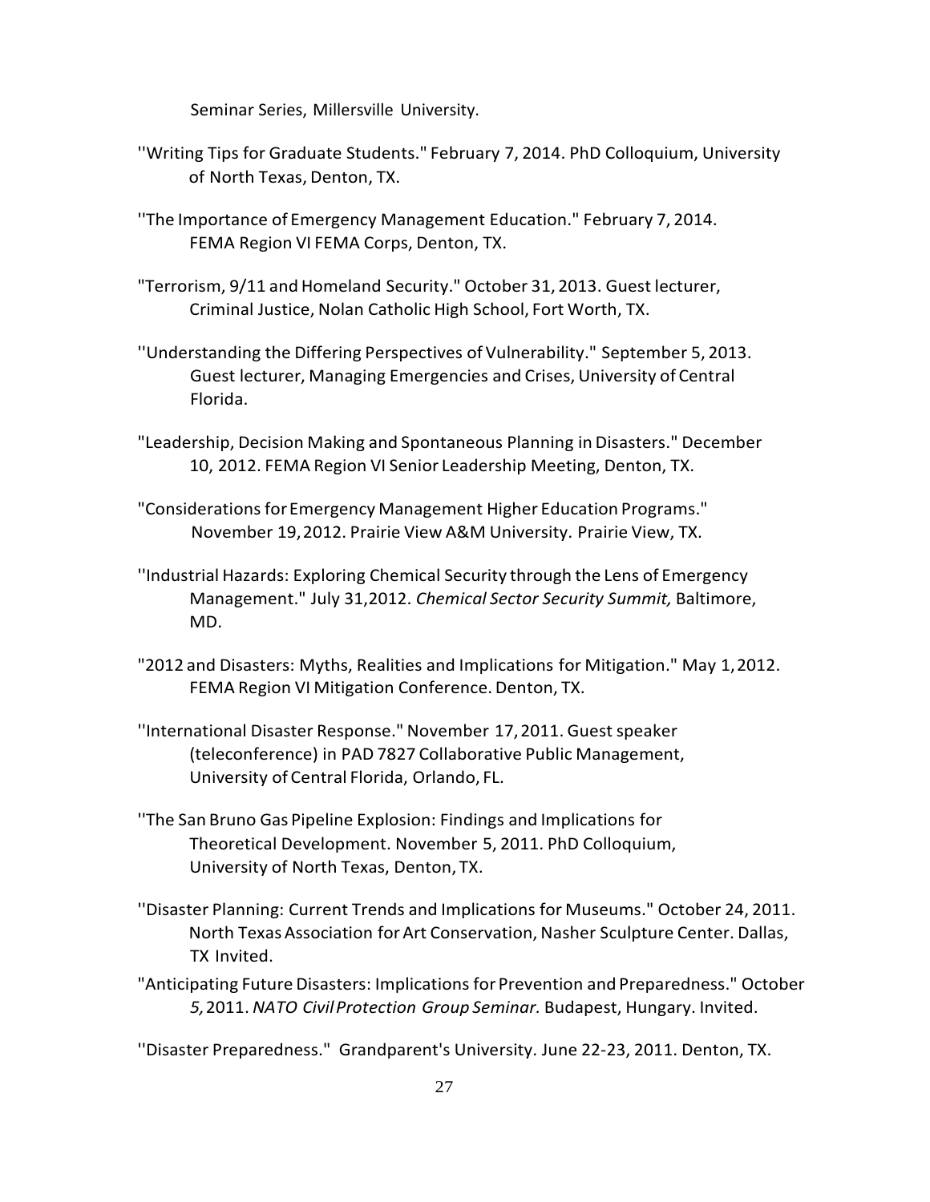Seminar Series, Millersville University.

''Writing Tips for Graduate Students." February 7, 2014. PhD Colloquium, University of North Texas, Denton, TX.

''The Importance of Emergency Management Education." February 7, 2014. FEMA Region VI FEMA Corps, Denton, TX.

"Terrorism, 9/11 and Homeland Security." October 31, 2013. Guest lecturer, Criminal Justice, Nolan Catholic High School, Fort Worth, TX.

''Understanding the Differing Perspectives of Vulnerability." September 5, 2013. Guest lecturer, Managing Emergencies and Crises, University of Central Florida.

"Leadership, Decision Making and Spontaneous Planning in Disasters." December 10, 2012. FEMA Region VI Senior Leadership Meeting, Denton, TX.

"Considerations for Emergency Management Higher Education Programs." November 19, 2012. Prairie View A&M University. Prairie View, TX.

''Industrial Hazards: Exploring Chemical Security through the Lens of Emergency Management." July 31,2012. *Chemical Sector Security Summit,* Baltimore, MD.

"2012 and Disasters: Myths, Realities and Implications for Mitigation." May 1, 2012. FEMA Region VI Mitigation Conference. Denton, TX.

''International Disaster Response." November 17, 2011. Guest speaker (teleconference) in PAD 7827 Collaborative Public Management, University of Central Florida, Orlando, FL.

''The San Bruno Gas Pipeline Explosion: Findings and Implications for Theoretical Development. November 5, 2011. PhD Colloquium, University of North Texas, Denton, TX.

''Disaster Planning: Current Trends and Implications for Museums." October 24, 2011. North Texas Association for Art Conservation, Nasher Sculpture Center. Dallas, TX Invited.

"Anticipating Future Disasters: Implications for Prevention and Preparedness." October *5,* 2011. *NATO Civil Protection Group Seminar.* Budapest, Hungary. Invited.

''Disaster Preparedness." Grandparent's University. June 22-23, 2011. Denton, TX.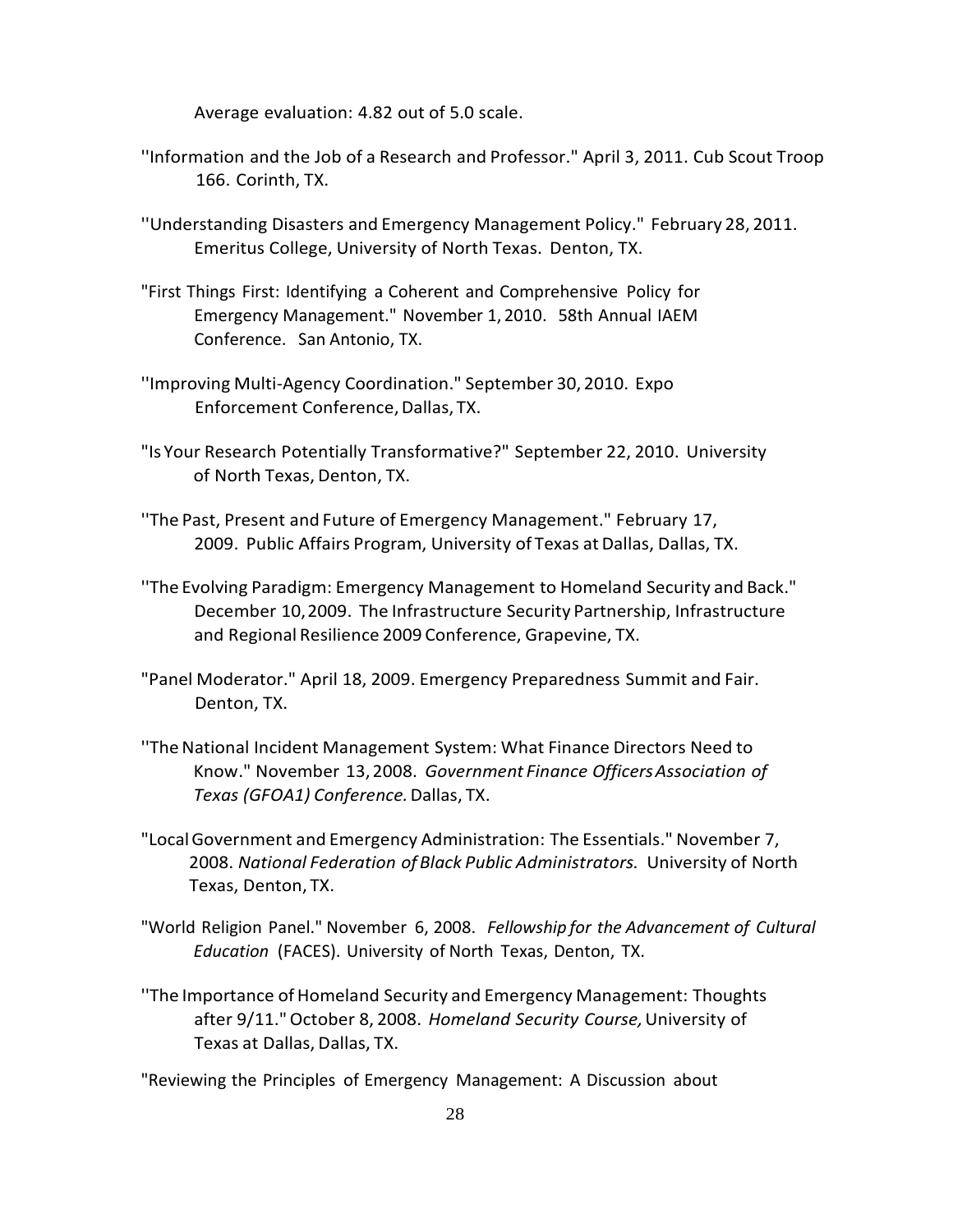Average evaluation: 4.82 out of 5.0 scale.

''Information and the Job of a Research and Professor." April 3, 2011. Cub Scout Troop 166. Corinth, TX.

''Understanding Disasters and Emergency Management Policy." February 28, 2011. Emeritus College, University of North Texas. Denton, TX.

"First Things First: Identifying a Coherent and Comprehensive Policy for Emergency Management." November 1, 2010. 58th Annual IAEM Conference. San Antonio, TX.

''Improving Multi-Agency Coordination." September 30, 2010. Expo Enforcement Conference, Dallas, TX.

"Is Your Research Potentially Transformative?" September 22, 2010. University of North Texas, Denton, TX.

''The Past, Present and Future of Emergency Management." February 17, 2009. Public Affairs Program, University of Texas at Dallas, Dallas, TX.

''The Evolving Paradigm: Emergency Management to Homeland Security and Back." December 10, 2009. The Infrastructure Security Partnership, Infrastructure and Regional Resilience 2009 Conference, Grapevine, TX.

"Panel Moderator." April 18, 2009. Emergency Preparedness Summit and Fair. Denton, TX.

''The National Incident Management System: What Finance Directors Need to Know." November 13, 2008. *Government Finance Officers Association of Texas (GFOA1) Conference.* Dallas, TX.

"Local Government and Emergency Administration: The Essentials." November 7, 2008. *National Federation of Black Public Administrators.* University of North Texas, Denton, TX.

"World Religion Panel." November 6, 2008. *Fellowship for the Advancement of Cultural Education* (FACES). University of North Texas, Denton, TX.

''The Importance of Homeland Security and Emergency Management: Thoughts after 9/11." October 8, 2008. *Homeland Security Course,* University of Texas at Dallas, Dallas, TX.

"Reviewing the Principles of Emergency Management: A Discussion about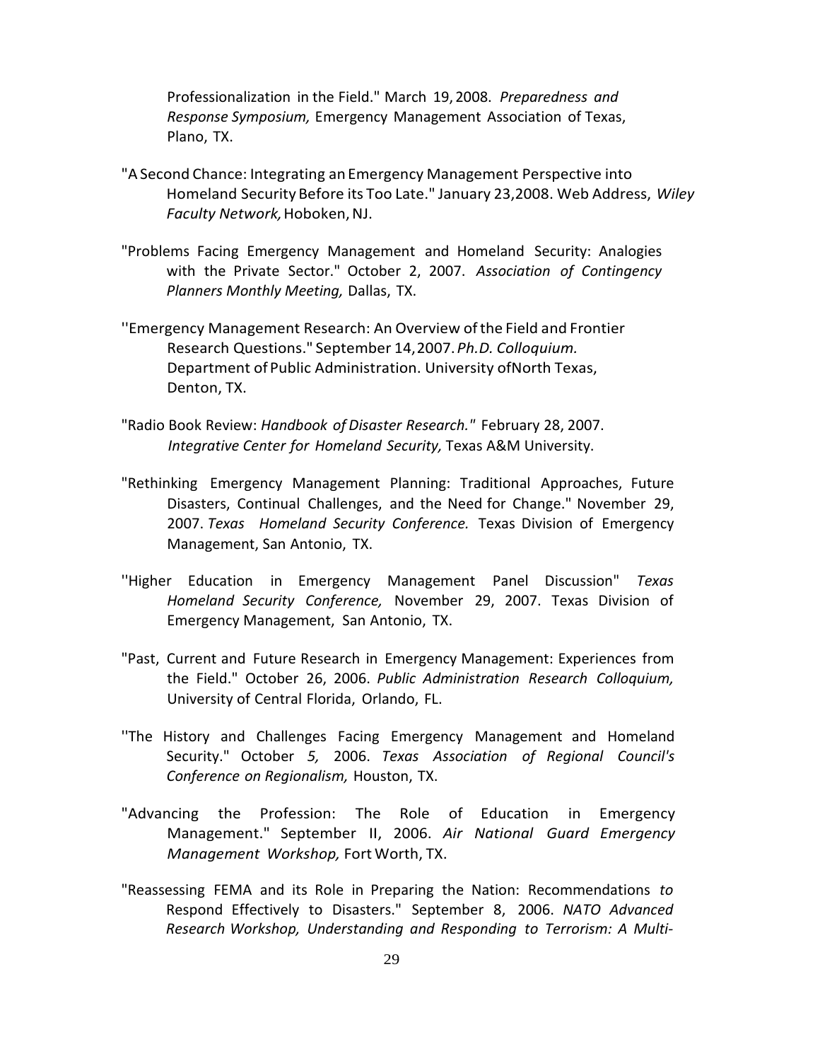Professionalization in the Field." March 19, 2008. *Preparedness and Response Symposium,* Emergency Management Association of Texas, Plano, TX.

"A Second Chance: Integrating an Emergency Management Perspective into Homeland Security Before its Too Late." January 23,2008. Web Address, *Wiley Faculty Network,* Hoboken, NJ.

"Problems Facing Emergency Management and Homeland Security: Analogies with the Private Sector." October 2, 2007. *Association of Contingency Planners Monthly Meeting,* Dallas, TX.

''Emergency Management Research: An Overview of the Field and Frontier Research Questions." September 14, 2007. *Ph.D. Colloquium.* Department of Public Administration. University ofNorth Texas, Denton, TX.

"Radio Book Review: *Handbook of Disaster Research."* February 28, 2007. *Integrative Center for Homeland Security,* Texas A&M University.

"Rethinking Emergency Management Planning: Traditional Approaches, Future Disasters, Continual Challenges, and the Need for Change." November 29, 2007. *Texas Homeland Security Conference.* Texas Division of Emergency Management, San Antonio, TX.

''Higher Education in Emergency Management Panel Discussion" *Texas Homeland Security Conference,* November 29, 2007. Texas Division of Emergency Management, San Antonio, TX.

"Past, Current and Future Research in Emergency Management: Experiences from the Field." October 26, 2006. *Public Administration Research Colloquium,* University of Central Florida, Orlando, FL.

''The History and Challenges Facing Emergency Management and Homeland Security." October *5,* 2006. *Texas Association of Regional Council's Conference on Regionalism,* Houston, TX.

"Advancing the Profession: The Role of Education in Emergency Management." September II, 2006. *Air National Guard Emergency Management Workshop,* Fort Worth, TX.

"Reassessing FEMA and its Role in Preparing the Nation: Recommendations *to* Respond Effectively to Disasters." September 8, 2006. *NATO Advanced Research Workshop, Understanding and Responding to Terrorism: A Multi-*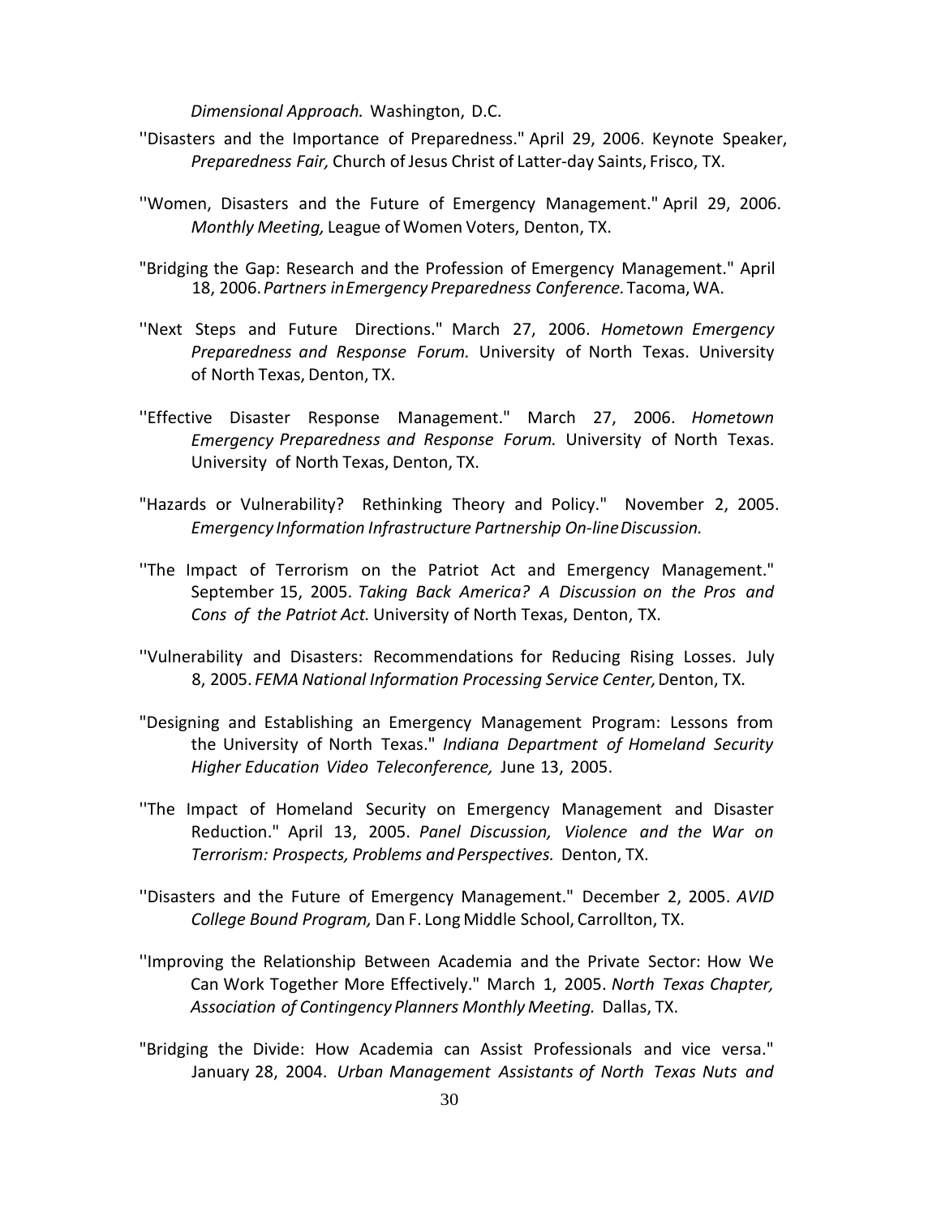*Dimensional Approach.* Washington, D.C.

''Disasters and the Importance of Preparedness." April 29, 2006. Keynote Speaker, *Preparedness Fair,* Church of Jesus Christ of Latter-day Saints, Frisco, TX.

''Women, Disasters and the Future of Emergency Management." April 29, 2006. *Monthly Meeting,* League of Women Voters, Denton, TX.

"Bridging the Gap: Research and the Profession of Emergency Management." April 18, 2006. *Partners in Emergency Preparedness Conference.* Tacoma, WA.

''Next Steps and Future Directions." March 27, 2006. *Hometown Emergency Preparedness and Response Forum.* University of North Texas. University of North Texas, Denton, TX.

''Effective Disaster Response Management." March 27, 2006. *Hometown Emergency Preparedness and Response Forum.* University of North Texas. University of North Texas, Denton, TX.

"Hazards or Vulnerability? Rethinking Theory and Policy." November 2, 2005. *Emergency Information Infrastructure Partnership On-line Discussion.*

''The Impact of Terrorism on the Patriot Act and Emergency Management." September 15, 2005. *Taking Back America? A Discussion on the Pros and Cons of the Patriot Act.* University of North Texas, Denton, TX.

''Vulnerability and Disasters: Recommendations for Reducing Rising Losses. July 8, 2005. *FEMA National Information Processing Service Center,* Denton, TX.

"Designing and Establishing an Emergency Management Program: Lessons from the University of North Texas." *Indiana Department of Homeland Security Higher Education Video Teleconference,* June 13, 2005.

''The Impact of Homeland Security on Emergency Management and Disaster Reduction." April 13, 2005. *Panel Discussion, Violence and the War on Terrorism: Prospects, Problems and Perspectives.* Denton, TX.

''Disasters and the Future of Emergency Management." December 2, 2005. *AVID College Bound Program,* Dan F. Long Middle School, Carrollton, TX.

''Improving the Relationship Between Academia and the Private Sector: How We Can Work Together More Effectively." March 1, 2005. *North Texas Chapter, Association of Contingency Planners Monthly Meeting.* Dallas, TX.

"Bridging the Divide: How Academia can Assist Professionals and vice versa." January 28, 2004. *Urban Management Assistants of North Texas Nuts and*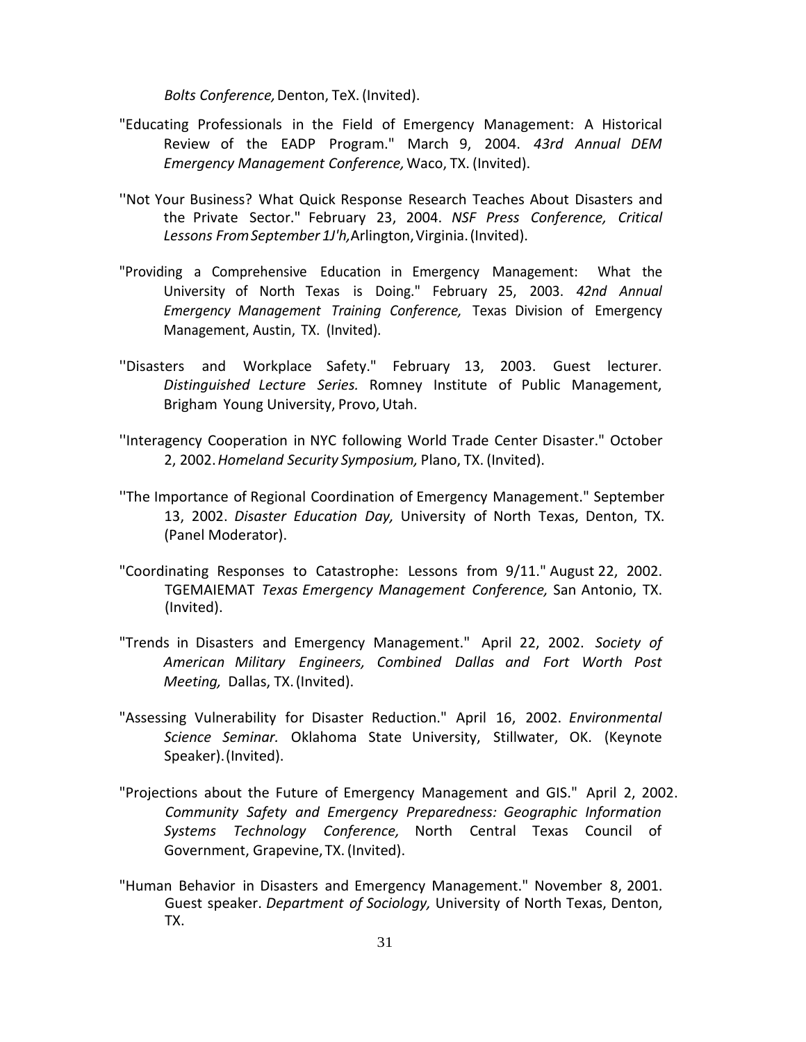*Bolts Conference,* Denton, TeX. (Invited).

"Educating Professionals in the Field of Emergency Management: A Historical Review of the EADP Program." March 9, 2004. *43rd Annual DEM Emergency Management Conference,* Waco, TX. (Invited).

''Not Your Business? What Quick Response Research Teaches About Disasters and the Private Sector." February 23, 2004. *NSF Press Conference, Critical Lessons From September 1J'h,* Arlington, Virginia. (Invited).

"Providing a Comprehensive Education in Emergency Management: What the University of North Texas is Doing." February 25, 2003. *42nd Annual Emergency Management Training Conference,* Texas Division of Emergency Management, Austin, TX. (Invited).

''Disasters and Workplace Safety." February 13, 2003. Guest lecturer. *Distinguished Lecture Series.* Romney Institute of Public Management, Brigham Young University, Provo, Utah.

''Interagency Cooperation in NYC following World Trade Center Disaster." October 2, 2002. *Homeland Security Symposium,* Plano, TX. (Invited).

''The Importance of Regional Coordination of Emergency Management." September 13, 2002. *Disaster Education Day,* University of North Texas, Denton, TX. (Panel Moderator).

"Coordinating Responses to Catastrophe: Lessons from 9/11." August 22, 2002. TGEMAIEMAT *Texas Emergency Management Conference,* San Antonio, TX. (Invited).

"Trends in Disasters and Emergency Management." April 22, 2002. *Society of American Military Engineers, Combined Dallas and Fort Worth Post Meeting,* Dallas, TX. (Invited).

"Assessing Vulnerability for Disaster Reduction." April 16, 2002. *Environmental Science Seminar.* Oklahoma State University, Stillwater, OK. (Keynote Speaker). (Invited).

"Projections about the Future of Emergency Management and GIS." April 2, 2002. *Community Safety and Emergency Preparedness: Geographic Information Systems Technology Conference,* North Central Texas Council of Government, Grapevine, TX. (Invited).

"Human Behavior in Disasters and Emergency Management." November 8, 2001. Guest speaker. *Department of Sociology,* University of North Texas, Denton, TX.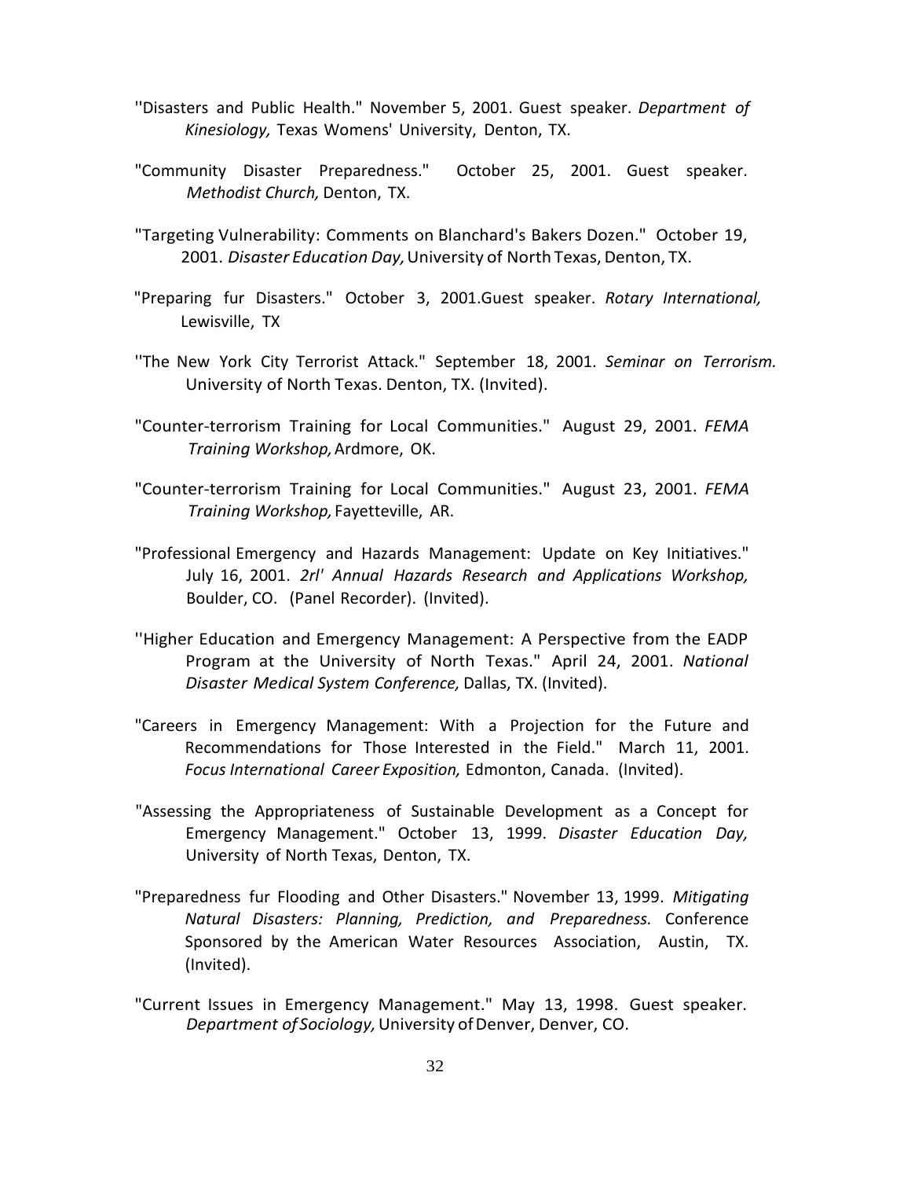''Disasters and Public Health." November 5, 2001. Guest speaker. *Department of Kinesiology,* Texas Womens' University, Denton, TX.

"Community Disaster Preparedness." October 25, 2001. Guest speaker. *Methodist Church,* Denton, TX.

"Targeting Vulnerability: Comments on Blanchard's Bakers Dozen." October 19, 2001. *Disaster Education Day,* University of North Texas, Denton, TX.

"Preparing fur Disasters." October 3, 2001.Guest speaker. *Rotary International,* Lewisville, TX

''The New York City Terrorist Attack." September 18, 2001. *Seminar on Terrorism.* University of North Texas. Denton, TX. (Invited).

"Counter-terrorism Training for Local Communities." August 29, 2001. *FEMA Training Workshop,* Ardmore, OK.

"Counter-terrorism Training for Local Communities." August 23, 2001. *FEMA Training Workshop,* Fayetteville, AR.

"Professional Emergency and Hazards Management: Update on Key Initiatives." July 16, 2001. *2rl' Annual Hazards Research and Applications Workshop,* Boulder, CO. (Panel Recorder). (Invited).

''Higher Education and Emergency Management: A Perspective from the EADP Program at the University of North Texas." April 24, 2001. *National Disaster Medical System Conference,* Dallas, TX. (Invited).

"Careers in Emergency Management: With a Projection for the Future and Recommendations for Those Interested in the Field." March 11, 2001. *Focus International Career Exposition,* Edmonton, Canada. (Invited).

"Assessing the Appropriateness of Sustainable Development as a Concept for Emergency Management." October 13, 1999. *Disaster Education Day,* University of North Texas, Denton, TX.

"Preparedness fur Flooding and Other Disasters." November 13, 1999. *Mitigating Natural Disasters: Planning, Prediction, and Preparedness.* Conference Sponsored by the American Water Resources Association, Austin, TX. (Invited).

"Current Issues in Emergency Management." May 13, 1998. Guest speaker. *Department of Sociology,* University of Denver, Denver, CO.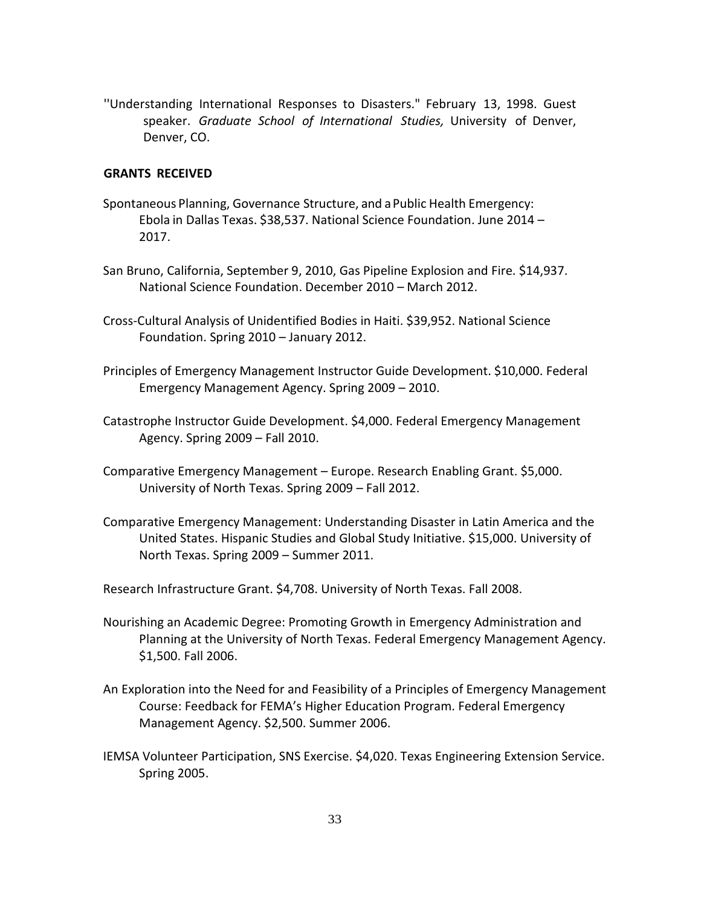''Understanding International Responses to Disasters." February 13, 1998. Guest speaker. *Graduate School of International Studies,* University of Denver, Denver, CO.

**GRANTS RECEIVED**

Spontaneous Planning, Governance Structure, and a Public Health Emergency: Ebola in Dallas Texas. $38,537. National Science Foundation. June 2014 – 2017.

San Bruno, California, September 9, 2010, Gas Pipeline Explosion and Fire. $14,937. National Science Foundation. December 2010 – March 2012.

Cross-Cultural Analysis of Unidentified Bodies in Haiti. $39,952. National Science Foundation. Spring 2010 – January 2012.

Principles of Emergency Management Instructor Guide Development. $10,000. Federal Emergency Management Agency. Spring 2009 – 2010.

Catastrophe Instructor Guide Development. $4,000. Federal Emergency Management Agency. Spring 2009 – Fall 2010.

Comparative Emergency Management – Europe. Research Enabling Grant. $5,000. University of North Texas. Spring 2009 – Fall 2012.

Comparative Emergency Management: Understanding Disaster in Latin America and the United States. Hispanic Studies and Global Study Initiative. $15,000. University of North Texas. Spring 2009 – Summer 2011.

Research Infrastructure Grant. $4,708. University of North Texas. Fall 2008.

Nourishing an Academic Degree: Promoting Growth in Emergency Administration and Planning at the University of North Texas. Federal Emergency Management Agency. $1,500. Fall 2006.

An Exploration into the Need for and Feasibility of a Principles of Emergency Management Course: Feedback for FEMA's Higher Education Program. Federal Emergency Management Agency. $2,500. Summer 2006.

IEMSA Volunteer Participation, SNS Exercise. $4,020. Texas Engineering Extension Service. Spring 2005.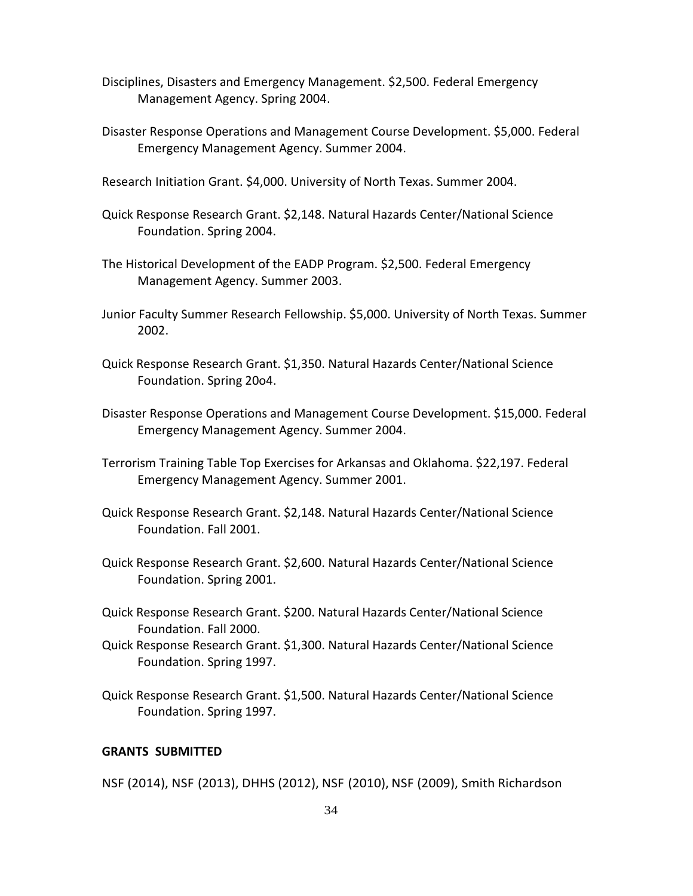Disciplines, Disasters and Emergency Management. $2,500. Federal Emergency Management Agency. Spring 2004.

Disaster Response Operations and Management Course Development. $5,000. Federal Emergency Management Agency. Summer 2004.

Research Initiation Grant. $4,000. University of North Texas. Summer 2004.

Quick Response Research Grant. $2,148. Natural Hazards Center/National Science Foundation. Spring 2004.

The Historical Development of the EADP Program. $2,500. Federal Emergency Management Agency. Summer 2003.

Junior Faculty Summer Research Fellowship. $5,000. University of North Texas. Summer 2002.

Quick Response Research Grant. $1,350. Natural Hazards Center/National Science Foundation. Spring 20o4.

Disaster Response Operations and Management Course Development. $15,000. Federal Emergency Management Agency. Summer 2004.

Terrorism Training Table Top Exercises for Arkansas and Oklahoma. $22,197. Federal Emergency Management Agency. Summer 2001.

Quick Response Research Grant. $2,148. Natural Hazards Center/National Science Foundation. Fall 2001.

Quick Response Research Grant. $2,600. Natural Hazards Center/National Science Foundation. Spring 2001.

Quick Response Research Grant. $200. Natural Hazards Center/National Science Foundation. Fall 2000.

Quick Response Research Grant. $1,300. Natural Hazards Center/National Science Foundation. Spring 1997.

Quick Response Research Grant. $1,500. Natural Hazards Center/National Science Foundation. Spring 1997.

**GRANTS SUBMITTED**

NSF (2014), NSF (2013), DHHS (2012), NSF (2010), NSF (2009), Smith Richardson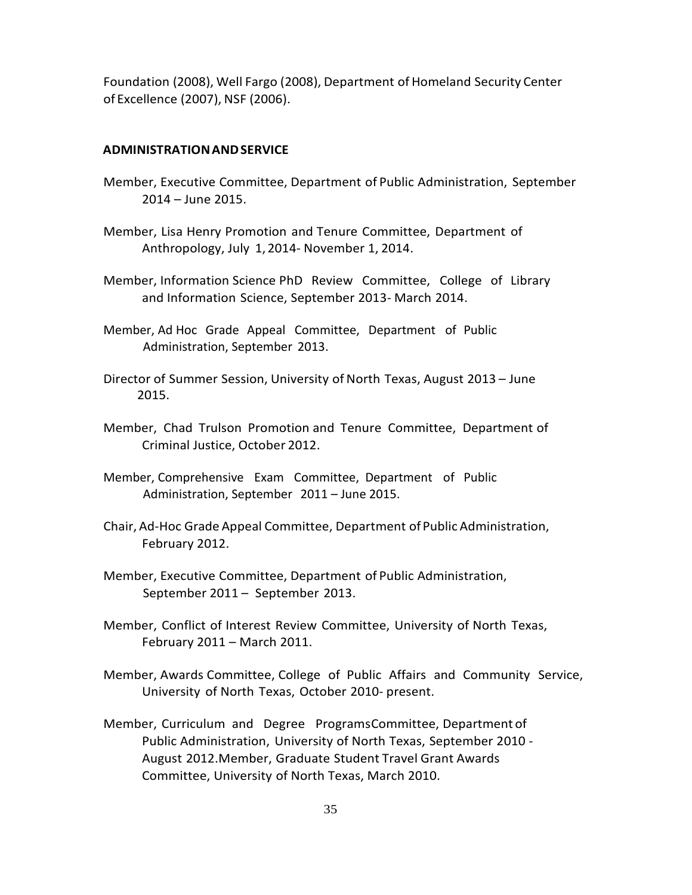Foundation (2008), Well Fargo (2008), Department of Homeland Security Center of Excellence (2007), NSF (2006).

## ADMINISTRATION AND SERVICE

Member, Executive Committee, Department of Public Administration, September 2014 – June 2015.

Member, Lisa Henry Promotion and Tenure Committee, Department of Anthropology, July 1, 2014- November 1, 2014.

Member, Information Science PhD Review Committee, College of Library and Information Science, September 2013- March 2014.

Member, Ad Hoc Grade Appeal Committee, Department of Public Administration, September 2013.

Director of Summer Session, University of North Texas, August 2013 – June 2015.

Member, Chad Trulson Promotion and Tenure Committee, Department of Criminal Justice, October 2012.

Member, Comprehensive Exam Committee, Department of Public Administration, September 2011 – June 2015.

Chair, Ad-Hoc Grade Appeal Committee, Department of Public Administration, February 2012.

Member, Executive Committee, Department of Public Administration, September 2011 – September 2013.

Member, Conflict of Interest Review Committee, University of North Texas, February 2011 – March 2011.

Member, Awards Committee, College of Public Affairs and Community Service, University of North Texas, October 2010- present.

Member, Curriculum and Degree ProgramsCommittee, Department of Public Administration, University of North Texas, September 2010 - August 2012.Member, Graduate Student Travel Grant Awards Committee, University of North Texas, March 2010.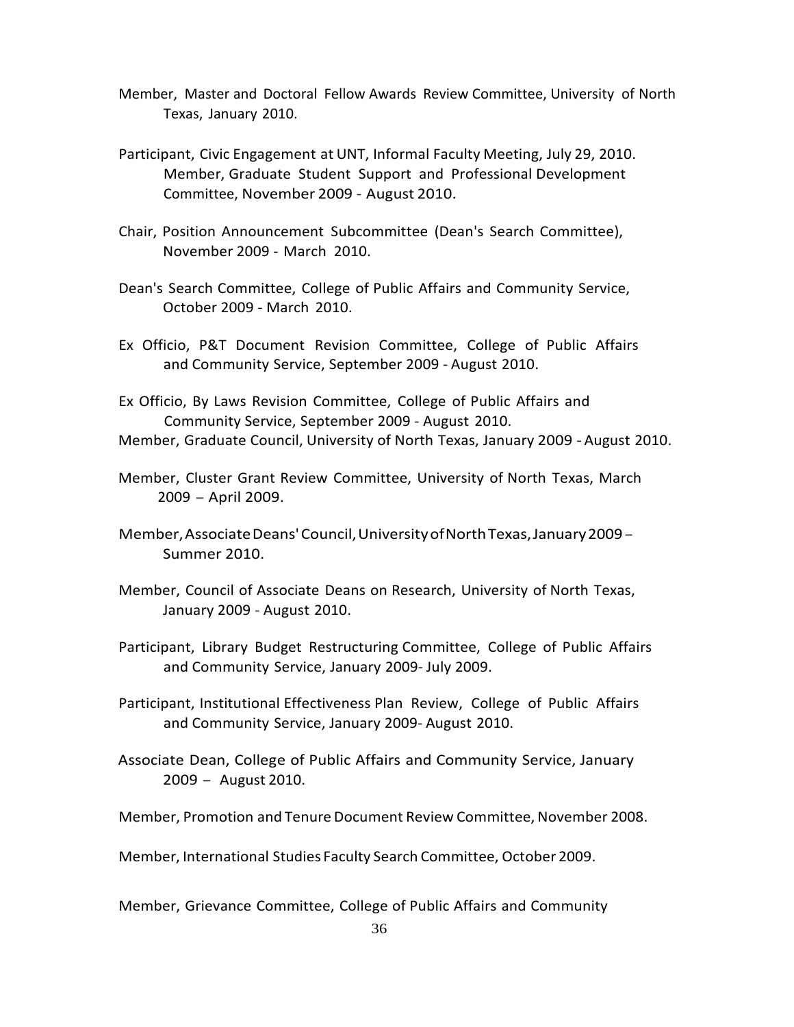Member, Master and Doctoral Fellow Awards Review Committee, University of North Texas, January 2010.

Participant, Civic Engagement at UNT, Informal Faculty Meeting, July 29, 2010. Member, Graduate Student Support and Professional Development Committee, November 2009 - August 2010.

Chair, Position Announcement Subcommittee (Dean's Search Committee), November 2009 - March 2010.

Dean's Search Committee, College of Public Affairs and Community Service, October 2009 - March 2010.

Ex Officio, P&T Document Revision Committee, College of Public Affairs and Community Service, September 2009 - August 2010.

Ex Officio, By Laws Revision Committee, College of Public Affairs and Community Service, September 2009 - August 2010.

Member, Graduate Council, University of North Texas, January 2009 - August 2010.

Member, Cluster Grant Review Committee, University of North Texas, March 2009 – April 2009.

Member, Associate Deans' Council, University of North Texas, January 2009 – Summer 2010.

Member, Council of Associate Deans on Research, University of North Texas, January 2009 - August 2010.

Participant, Library Budget Restructuring Committee, College of Public Affairs and Community Service, January 2009- July 2009.

Participant, Institutional Effectiveness Plan Review, College of Public Affairs and Community Service, January 2009- August 2010.

Associate Dean, College of Public Affairs and Community Service, January 2009 – August 2010.

Member, Promotion and Tenure Document Review Committee, November 2008.

Member, International Studies Faculty Search Committee, October 2009.

Member, Grievance Committee, College of Public Affairs and Community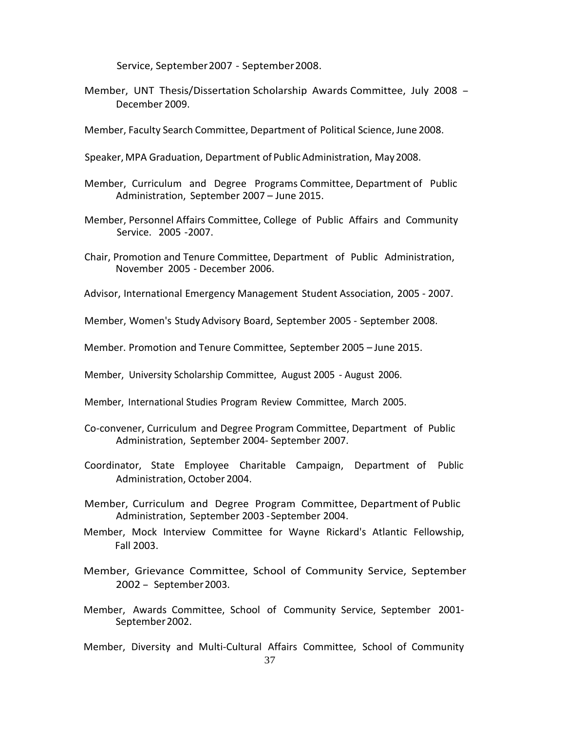Service, September 2007 - September 2008.

Member, UNT Thesis/Dissertation Scholarship Awards Committee, July 2008 – December 2009.

Member, Faculty Search Committee, Department of Political Science, June 2008.

Speaker, MPA Graduation, Department of Public Administration, May 2008.

Member, Curriculum and Degree Programs Committee, Department of Public Administration, September 2007 – June 2015.

Member, Personnel Affairs Committee, College of Public Affairs and Community Service. 2005 -2007.

Chair, Promotion and Tenure Committee, Department of Public Administration, November 2005 - December 2006.

Advisor, International Emergency Management Student Association, 2005 - 2007.

Member, Women's Study Advisory Board, September 2005 - September 2008.

Member. Promotion and Tenure Committee, September 2005 – June 2015.

Member, University Scholarship Committee, August 2005 - August 2006.

Member, International Studies Program Review Committee, March 2005.

Co-convener, Curriculum and Degree Program Committee, Department of Public Administration, September 2004- September 2007.

Coordinator, State Employee Charitable Campaign, Department of Public Administration, October 2004.

Member, Curriculum and Degree Program Committee, Department of Public Administration, September 2003 - September 2004.

Member, Mock Interview Committee for Wayne Rickard's Atlantic Fellowship, Fall 2003.

Member, Grievance Committee, School of Community Service, September 2002 – September 2003.

Member, Awards Committee, School of Community Service, September 2001- September 2002.

Member, Diversity and Multi-Cultural Affairs Committee, School of Community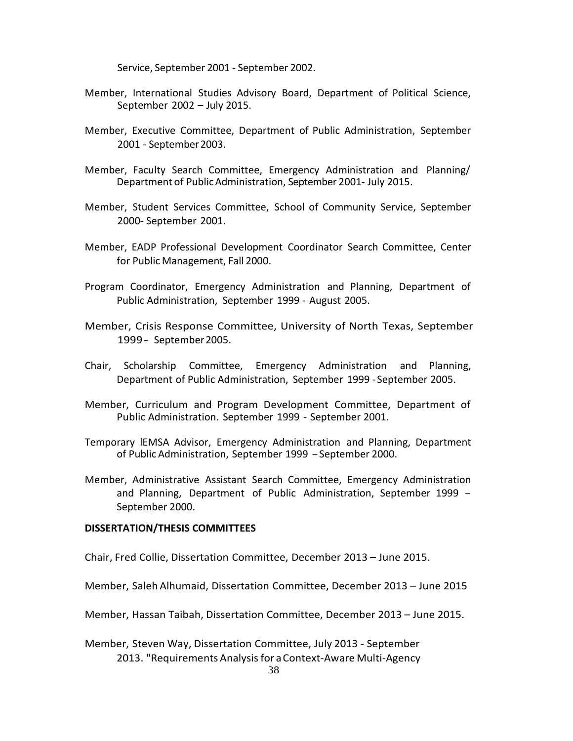Service, September 2001 - September 2002.

Member, International Studies Advisory Board, Department of Political Science, September 2002 – July 2015.

Member, Executive Committee, Department of Public Administration, September 2001 - September 2003.

Member, Faculty Search Committee, Emergency Administration and Planning/ Department of Public Administration, September 2001- July 2015.

Member, Student Services Committee, School of Community Service, September 2000- September 2001.

Member, EADP Professional Development Coordinator Search Committee, Center for Public Management, Fall 2000.

Program Coordinator, Emergency Administration and Planning, Department of Public Administration, September 1999 - August 2005.

Member, Crisis Response Committee, University of North Texas, September 1999 - September 2005.

Chair, Scholarship Committee, Emergency Administration and Planning, Department of Public Administration, September 1999 - September 2005.

Member, Curriculum and Program Development Committee, Department of Public Administration. September 1999 - September 2001.

Temporary lEMSA Advisor, Emergency Administration and Planning, Department of Public Administration, September 1999 – September 2000.

Member, Administrative Assistant Search Committee, Emergency Administration and Planning, Department of Public Administration, September 1999 – September 2000.

**DISSERTATION/THESIS COMMITTEES**

Chair, Fred Collie, Dissertation Committee, December 2013 – June 2015.

Member, Saleh Alhumaid, Dissertation Committee, December 2013 – June 2015

Member, Hassan Taibah, Dissertation Committee, December 2013 – June 2015.

Member, Steven Way, Dissertation Committee, July 2013 - September 2013. "Requirements Analysis for a Context-Aware Multi-Agency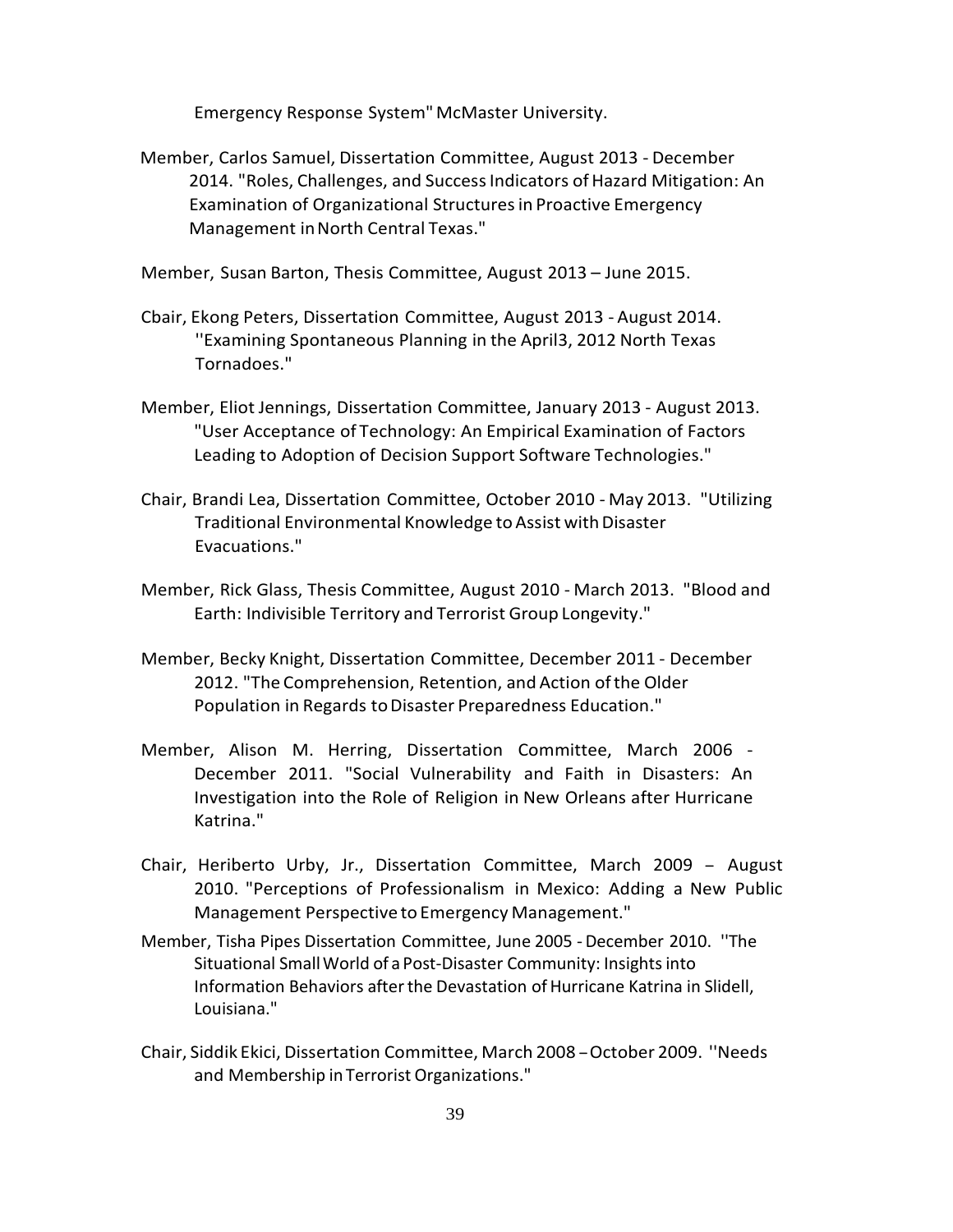Emergency Response System" McMaster University.

Member, Carlos Samuel, Dissertation Committee, August 2013 - December 2014. "Roles, Challenges, and Success Indicators of Hazard Mitigation: An Examination of Organizational Structures in Proactive Emergency Management in North Central Texas."

Member, Susan Barton, Thesis Committee, August 2013 – June 2015.

Cbair, Ekong Peters, Dissertation Committee, August 2013 - August 2014. ''Examining Spontaneous Planning in the April3, 2012 North Texas Tornadoes."

Member, Eliot Jennings, Dissertation Committee, January 2013 - August 2013. "User Acceptance of Technology: An Empirical Examination of Factors Leading to Adoption of Decision Support Software Technologies."

Chair, Brandi Lea, Dissertation Committee, October 2010 - May 2013. "Utilizing Traditional Environmental Knowledge to Assist with Disaster Evacuations."

Member, Rick Glass, Thesis Committee, August 2010 - March 2013. "Blood and Earth: Indivisible Territory and Terrorist Group Longevity."

Member, Becky Knight, Dissertation Committee, December 2011 - December 2012. "The Comprehension, Retention, and Action of the Older Population in Regards to Disaster Preparedness Education."

Member, Alison M. Herring, Dissertation Committee, March 2006 - December 2011. "Social Vulnerability and Faith in Disasters: An Investigation into the Role of Religion in New Orleans after Hurricane Katrina."

Chair, Heriberto Urby, Jr., Dissertation Committee, March 2009 – August 2010. "Perceptions of Professionalism in Mexico: Adding a New Public Management Perspective to Emergency Management."

Member, Tisha Pipes Dissertation Committee, June 2005 - December 2010. ''The Situational Small World of a Post-Disaster Community: Insights into Information Behaviors after the Devastation of Hurricane Katrina in Slidell, Louisiana."

Chair, Siddik Ekici, Dissertation Committee, March 2008 – October 2009. ''Needs and Membership in Terrorist Organizations."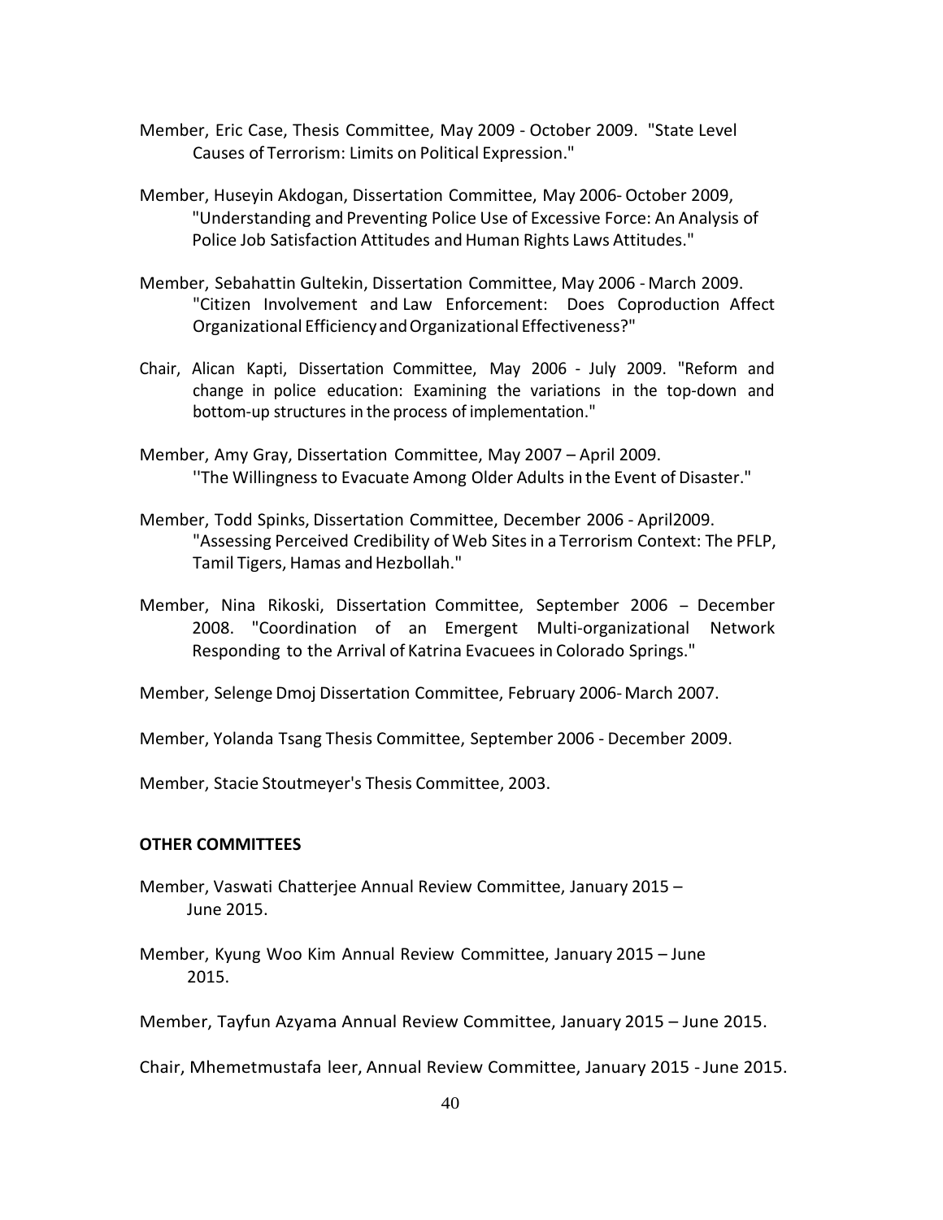Member, Eric Case, Thesis Committee, May 2009 - October 2009. "State Level Causes of Terrorism: Limits on Political Expression."

Member, Huseyin Akdogan, Dissertation Committee, May 2006- October 2009, "Understanding and Preventing Police Use of Excessive Force: An Analysis of Police Job Satisfaction Attitudes and Human Rights Laws Attitudes."

Member, Sebahattin Gultekin, Dissertation Committee, May 2006 - March 2009. "Citizen Involvement and Law Enforcement: Does Coproduction Affect Organizational Efficiency and Organizational Effectiveness?"

Chair, Alican Kapti, Dissertation Committee, May 2006 - July 2009. "Reform and change in police education: Examining the variations in the top-down and bottom-up structures in the process of implementation."

Member, Amy Gray, Dissertation Committee, May 2007 – April 2009. ''The Willingness to Evacuate Among Older Adults in the Event of Disaster."

Member, Todd Spinks, Dissertation Committee, December 2006 - April2009. "Assessing Perceived Credibility of Web Sites in a Terrorism Context: The PFLP, Tamil Tigers, Hamas and Hezbollah."

Member, Nina Rikoski, Dissertation Committee, September 2006 – December 2008. "Coordination of an Emergent Multi-organizational Network Responding to the Arrival of Katrina Evacuees in Colorado Springs."

Member, Selenge Dmoj Dissertation Committee, February 2006- March 2007.

Member, Yolanda Tsang Thesis Committee, September 2006 - December 2009.

Member, Stacie Stoutmeyer's Thesis Committee, 2003.

**OTHER COMMITTEES**

Member, Vaswati Chatterjee Annual Review Committee, January 2015 – June 2015.

Member, Kyung Woo Kim Annual Review Committee, January 2015 – June 2015.

Member, Tayfun Azyama Annual Review Committee, January 2015 – June 2015.

Chair, Mhemetmustafa leer, Annual Review Committee, January 2015 - June 2015.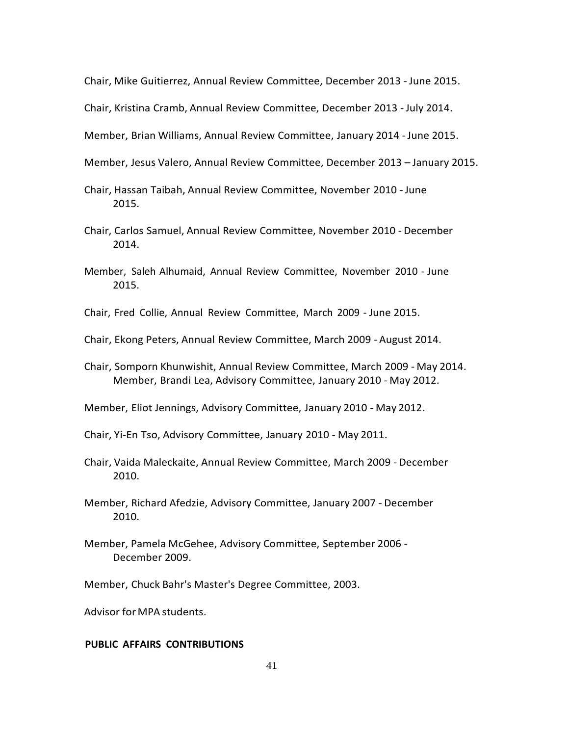Chair, Mike Guitierrez, Annual Review Committee, December 2013 - June 2015.

Chair, Kristina Cramb, Annual Review Committee, December 2013 - July 2014.

Member, Brian Williams, Annual Review Committee, January 2014 - June 2015.

Member, Jesus Valero, Annual Review Committee, December 2013 – January 2015.

Chair, Hassan Taibah, Annual Review Committee, November 2010 - June 2015.

Chair, Carlos Samuel, Annual Review Committee, November 2010 - December 2014.

Member, Saleh Alhumaid, Annual Review Committee, November 2010 - June 2015.

Chair, Fred Collie, Annual Review Committee, March 2009 - June 2015.

Chair, Ekong Peters, Annual Review Committee, March 2009 - August 2014.

Chair, Somporn Khunwishit, Annual Review Committee, March 2009 - May 2014. Member, Brandi Lea, Advisory Committee, January 2010 - May 2012.

Member, Eliot Jennings, Advisory Committee, January 2010 - May 2012.

Chair, Yi-En Tso, Advisory Committee, January 2010 - May 2011.

Chair, Vaida Maleckaite, Annual Review Committee, March 2009 - December 2010.

Member, Richard Afedzie, Advisory Committee, January 2007 - December 2010.

Member, Pamela McGehee, Advisory Committee, September 2006 - December 2009.

Member, Chuck Bahr's Master's Degree Committee, 2003.

Advisor for MPA students.

**PUBLIC AFFAIRS CONTRIBUTIONS**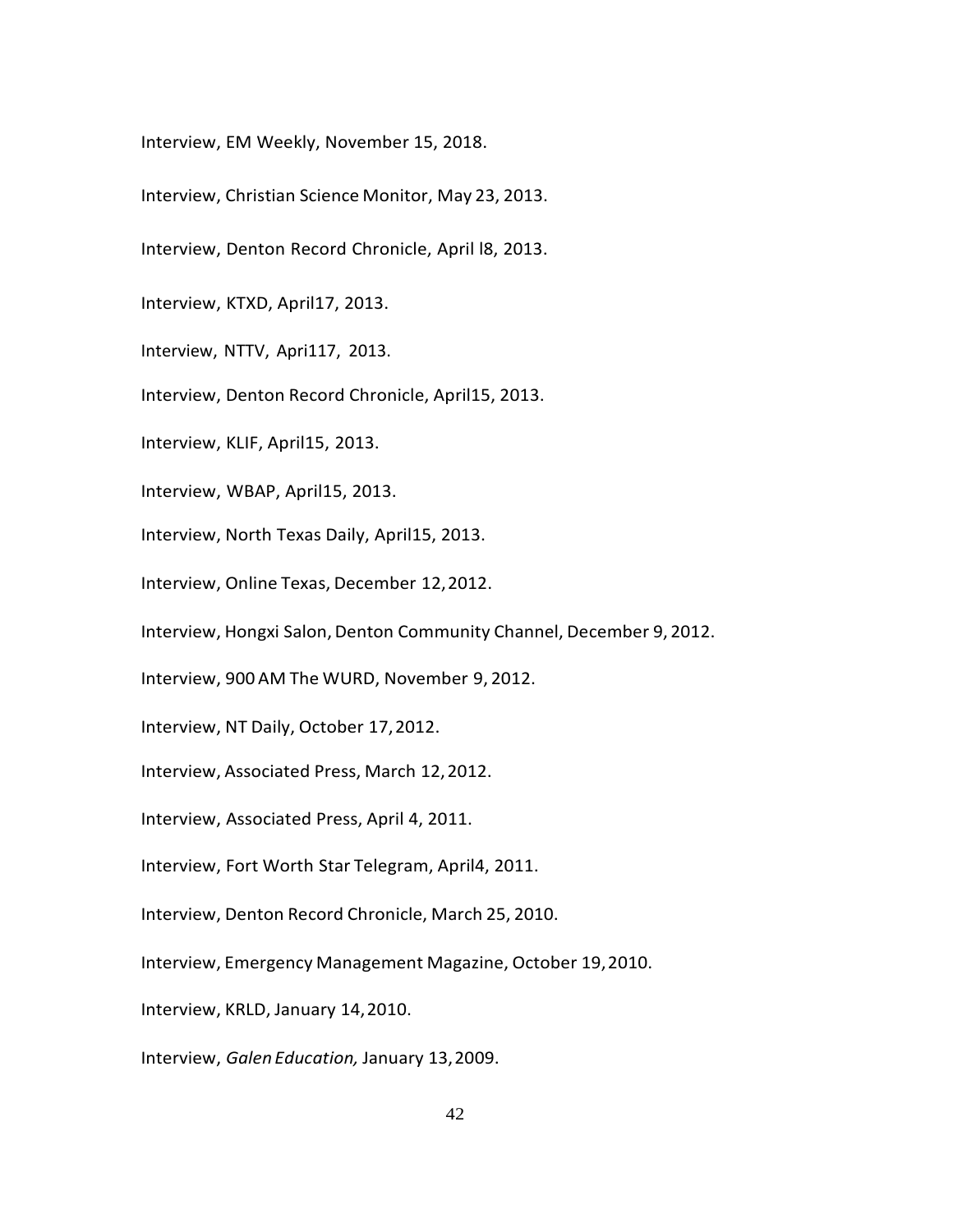Interview, EM Weekly, November 15, 2018.

Interview, Christian Science Monitor, May 23, 2013.

Interview, Denton Record Chronicle, April l8, 2013.

Interview, KTXD, April17, 2013.

Interview, NTTV, Apri117, 2013.

Interview, Denton Record Chronicle, April15, 2013.

Interview, KLIF, April15, 2013.

Interview, WBAP, April15, 2013.

Interview, North Texas Daily, April15, 2013.

Interview, Online Texas, December 12, 2012.

Interview, Hongxi Salon, Denton Community Channel, December 9, 2012.

Interview, 900 AM The WURD, November 9, 2012.

Interview, NT Daily, October 17, 2012.

Interview, Associated Press, March 12, 2012.

Interview, Associated Press, April 4, 2011.

Interview, Fort Worth Star Telegram, April4, 2011.

Interview, Denton Record Chronicle, March 25, 2010.

Interview, Emergency Management Magazine, October 19, 2010.

Interview, KRLD, January 14, 2010.

Interview, *Galen Education,* January 13, 2009.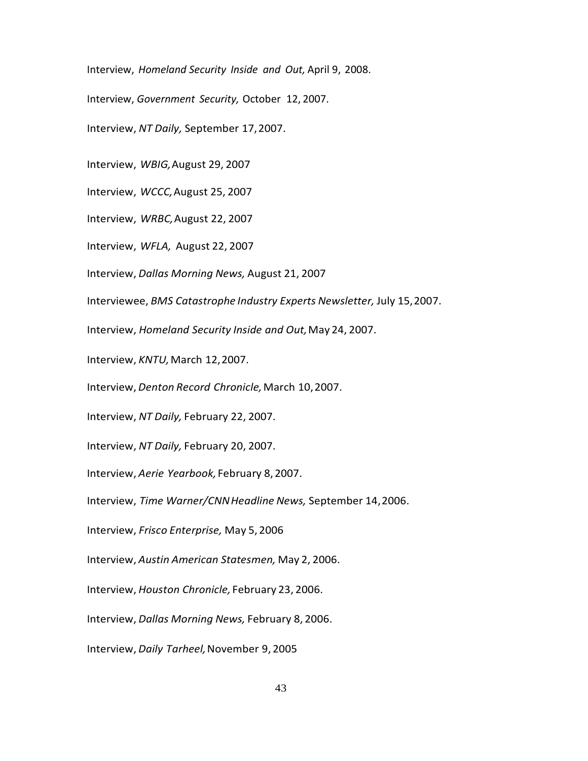Interview, *Homeland Security Inside and Out,* April 9, 2008.

Interview, *Government Security,* October 12, 2007.

Interview, *NT Daily,* September 17, 2007.

Interview, *WBIG,* August 29, 2007

Interview, *WCCC,* August 25, 2007

Interview, *WRBC,* August 22, 2007

Interview, *WFLA,* August 22, 2007

Interview, *Dallas Morning News,* August 21, 2007

Interviewee, *BMS Catastrophe Industry Experts Newsletter,* July 15, 2007.

Interview, *Homeland Security Inside and Out,* May 24, 2007.

Interview, *KNTU,* March 12, 2007.

Interview, *Denton Record Chronicle,* March 10, 2007.

Interview, *NT Daily,* February 22, 2007.

Interview, *NT Daily,* February 20, 2007.

Interview, *Aerie Yearbook,* February 8, 2007.

Interview, *Time Warner/CNN Headline News,* September 14, 2006.

Interview, *Frisco Enterprise,* May 5, 2006

Interview, *Austin American Statesmen,* May 2, 2006.

Interview, *Houston Chronicle,* February 23, 2006.

Interview, *Dallas Morning News,* February 8, 2006.

Interview, *Daily Tarheel,* November 9, 2005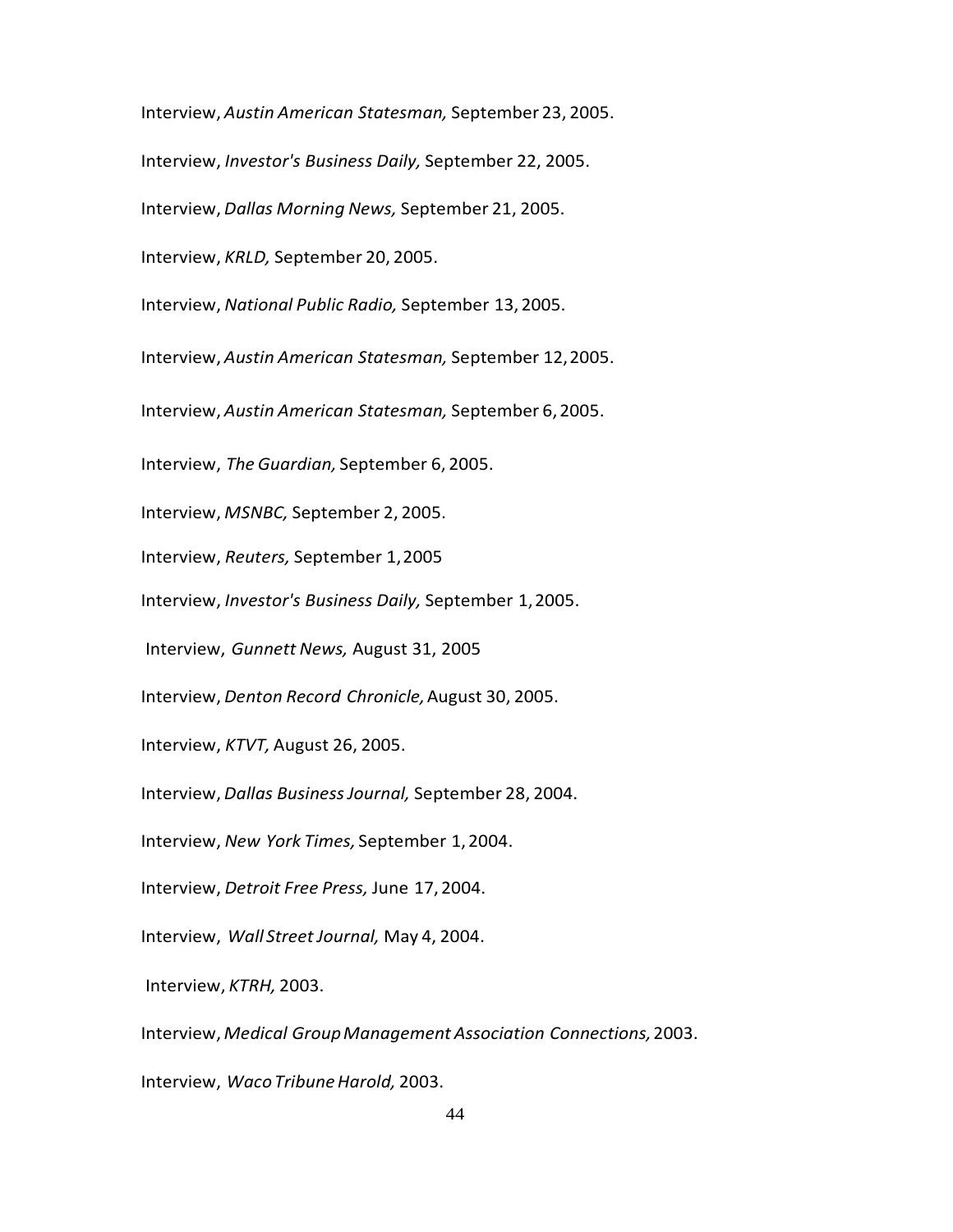Interview, *Austin American Statesman,* September 23, 2005.

Interview, *Investor's Business Daily,* September 22, 2005.

Interview, *Dallas Morning News,* September 21, 2005.

Interview, *KRLD,* September 20, 2005.

Interview, *National Public Radio,* September 13, 2005.

Interview, *Austin American Statesman,* September 12, 2005.

Interview, *Austin American Statesman,* September 6, 2005.

Interview, *The Guardian,* September 6, 2005.

Interview, *MSNBC,* September 2, 2005.

Interview, *Reuters,* September 1, 2005

Interview, *Investor's Business Daily,* September 1, 2005.

Interview, *Gunnett News,* August 31, 2005

Interview, *Denton Record Chronicle,* August 30, 2005.

Interview, *KTVT,* August 26, 2005.

Interview, *Dallas Business Journal,* September 28, 2004.

Interview, *New York Times,* September 1, 2004.

Interview, *Detroit Free Press,* June 17, 2004.

Interview, *Wall Street Journal,* May 4, 2004.

Interview, *KTRH,* 2003.

Interview, *Medical Group Management Association Connections,* 2003.

Interview, *Waco Tribune Harold,* 2003.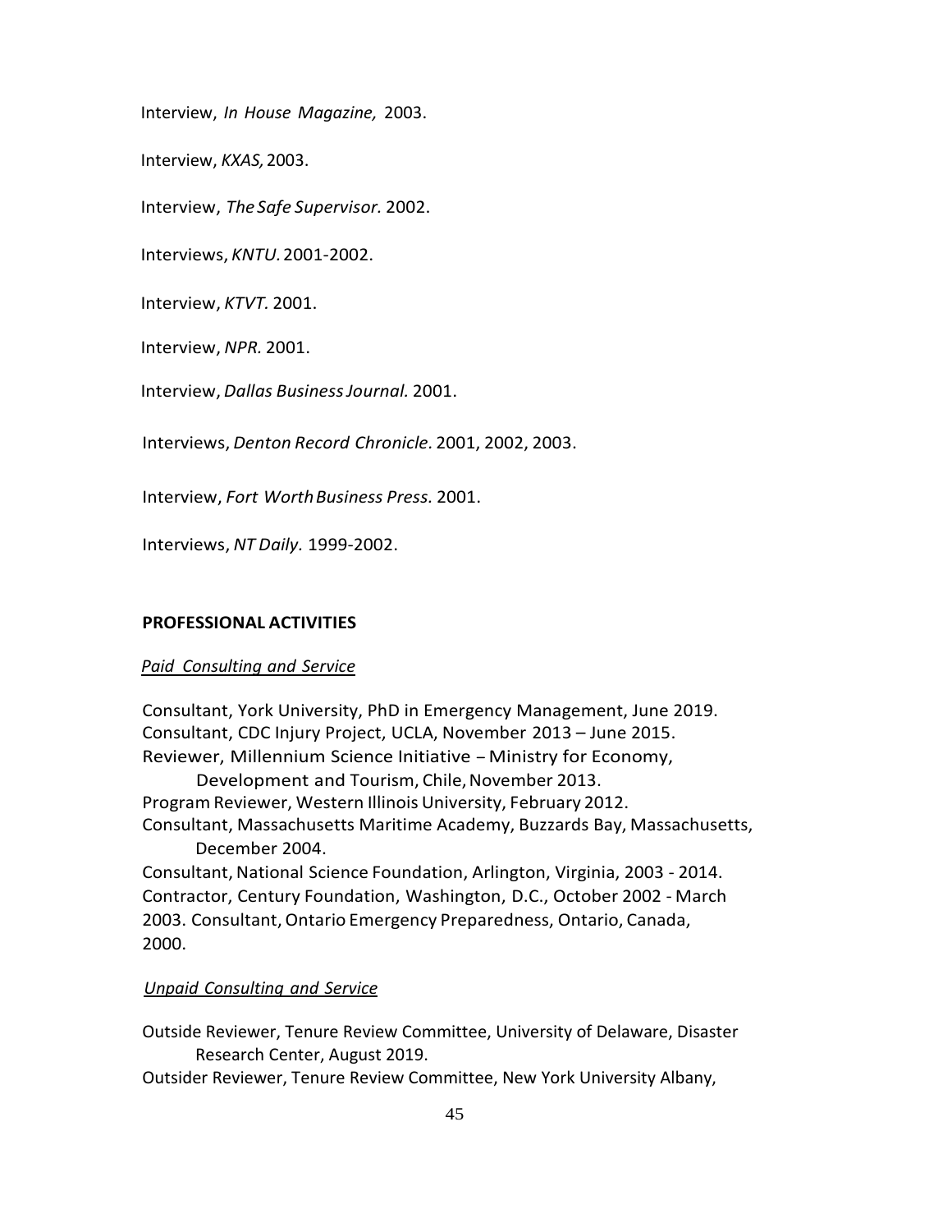Interview, *In House Magazine,* 2003.

Interview, *KXAS,* 2003.

Interview, *The Safe Supervisor.* 2002.

Interviews, *KNTU.* 2001-2002.

Interview, *KTVT.* 2001.

Interview, *NPR.* 2001.

Interview, *Dallas Business Journal.* 2001.

Interviews, *Denton Record Chronicle.* 2001, 2002, 2003.

Interview, *Fort Worth Business Press.* 2001.

Interviews, *NT Daily.* 1999-2002.

## PROFESSIONAL ACTIVITIES

*Paid Consulting and Service*

Consultant, York University, PhD in Emergency Management, June 2019.
Consultant, CDC Injury Project, UCLA, November 2013 – June 2015.
Reviewer, Millennium Science Initiative – Ministry for Economy, Development and Tourism, Chile, November 2013.
Program Reviewer, Western Illinois University, February 2012.
Consultant, Massachusetts Maritime Academy, Buzzards Bay, Massachusetts, December 2004.
Consultant, National Science Foundation, Arlington, Virginia, 2003 - 2014.
Contractor, Century Foundation, Washington, D.C., October 2002 - March 2003. Consultant, Ontario Emergency Preparedness, Ontario, Canada, 2000.

*Unpaid Consulting and Service*

Outside Reviewer, Tenure Review Committee, University of Delaware, Disaster Research Center, August 2019.
Outsider Reviewer, Tenure Review Committee, New York University Albany,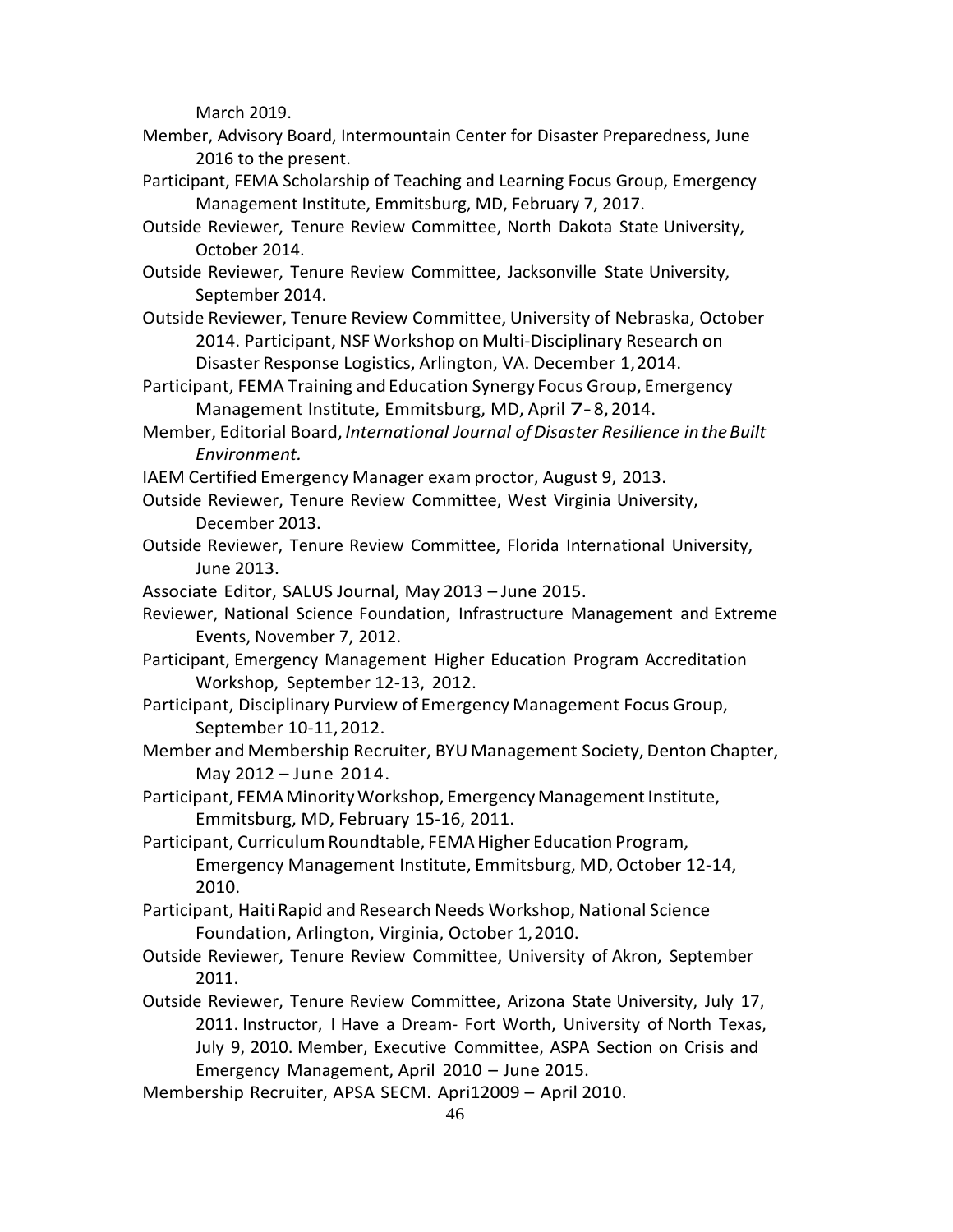March 2019.

Member, Advisory Board, Intermountain Center for Disaster Preparedness, June 2016 to the present.

Participant, FEMA Scholarship of Teaching and Learning Focus Group, Emergency Management Institute, Emmitsburg, MD, February 7, 2017.

Outside Reviewer, Tenure Review Committee, North Dakota State University, October 2014.

Outside Reviewer, Tenure Review Committee, Jacksonville State University, September 2014.

Outside Reviewer, Tenure Review Committee, University of Nebraska, October 2014. Participant, NSF Workshop on Multi-Disciplinary Research on Disaster Response Logistics, Arlington, VA. December 1, 2014.

Participant, FEMA Training and Education Synergy Focus Group, Emergency Management Institute, Emmitsburg, MD, April 7-8, 2014.

Member, Editorial Board, *International Journal of Disaster Resilience in the Built Environment.*

IAEM Certified Emergency Manager exam proctor, August 9, 2013.

Outside Reviewer, Tenure Review Committee, West Virginia University, December 2013.

Outside Reviewer, Tenure Review Committee, Florida International University, June 2013.

Associate Editor, SALUS Journal, May 2013 – June 2015.

Reviewer, National Science Foundation, Infrastructure Management and Extreme Events, November 7, 2012.

Participant, Emergency Management Higher Education Program Accreditation Workshop, September 12-13, 2012.

Participant, Disciplinary Purview of Emergency Management Focus Group, September 10-11, 2012.

Member and Membership Recruiter, BYU Management Society, Denton Chapter, May 2012 – June 2014.

Participant, FEMA Minority Workshop, Emergency Management Institute, Emmitsburg, MD, February 15-16, 2011.

Participant, Curriculum Roundtable, FEMA Higher Education Program, Emergency Management Institute, Emmitsburg, MD, October 12-14, 2010.

Participant, Haiti Rapid and Research Needs Workshop, National Science Foundation, Arlington, Virginia, October 1, 2010.

Outside Reviewer, Tenure Review Committee, University of Akron, September 2011.

Outside Reviewer, Tenure Review Committee, Arizona State University, July 17, 2011. Instructor, I Have a Dream- Fort Worth, University of North Texas, July 9, 2010. Member, Executive Committee, ASPA Section on Crisis and Emergency Management, April 2010 – June 2015.

Membership Recruiter, APSA SECM. Apri12009 – April 2010.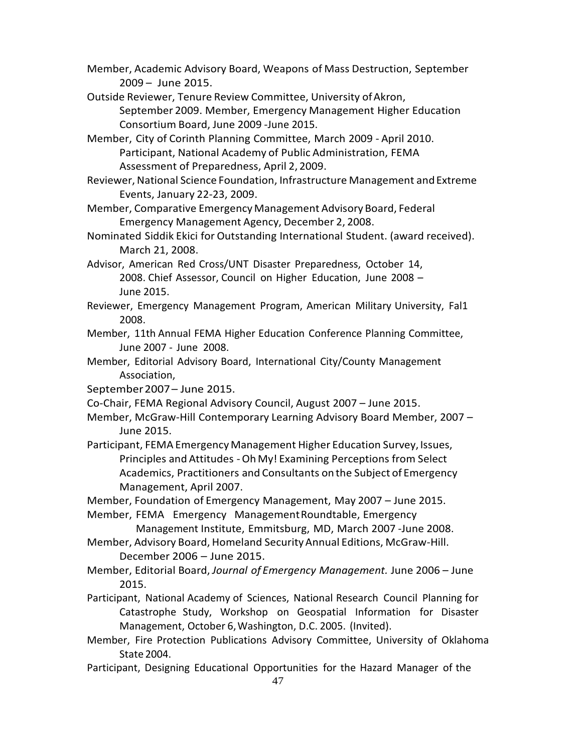Member, Academic Advisory Board, Weapons of Mass Destruction, September 2009 – June 2015.

Outside Reviewer, Tenure Review Committee, University of Akron, September 2009. Member, Emergency Management Higher Education Consortium Board, June 2009 -June 2015.

Member, City of Corinth Planning Committee, March 2009 - April 2010. Participant, National Academy of Public Administration, FEMA Assessment of Preparedness, April 2, 2009.

Reviewer, National Science Foundation, Infrastructure Management and Extreme Events, January 22-23, 2009.

Member, Comparative Emergency Management Advisory Board, Federal Emergency Management Agency, December 2, 2008.

Nominated Siddik Ekici for Outstanding International Student. (award received). March 21, 2008.

Advisor, American Red Cross/UNT Disaster Preparedness, October 14, 2008. Chief Assessor, Council on Higher Education, June 2008 – June 2015.

Reviewer, Emergency Management Program, American Military University, Fal1 2008.

Member, 11th Annual FEMA Higher Education Conference Planning Committee, June 2007 - June 2008.

Member, Editorial Advisory Board, International City/County Management Association,

September 2007 – June 2015.

Co-Chair, FEMA Regional Advisory Council, August 2007 – June 2015.

Member, McGraw-Hill Contemporary Learning Advisory Board Member, 2007 – June 2015.

Participant, FEMA Emergency Management Higher Education Survey, Issues, Principles and Attitudes - Oh My! Examining Perceptions from Select Academics, Practitioners and Consultants on the Subject of Emergency Management, April 2007.

Member, Foundation of Emergency Management, May 2007 – June 2015.

Member, FEMA Emergency Management Roundtable, Emergency Management Institute, Emmitsburg, MD, March 2007 -June 2008.

Member, Advisory Board, Homeland Security Annual Editions, McGraw-Hill. December 2006 – June 2015.

Member, Editorial Board, *Journal of Emergency Management.* June 2006 – June 2015.

Participant, National Academy of Sciences, National Research Council Planning for Catastrophe Study, Workshop on Geospatial Information for Disaster Management, October 6, Washington, D.C. 2005. (Invited).

Member, Fire Protection Publications Advisory Committee, University of Oklahoma State 2004.

Participant, Designing Educational Opportunities for the Hazard Manager of the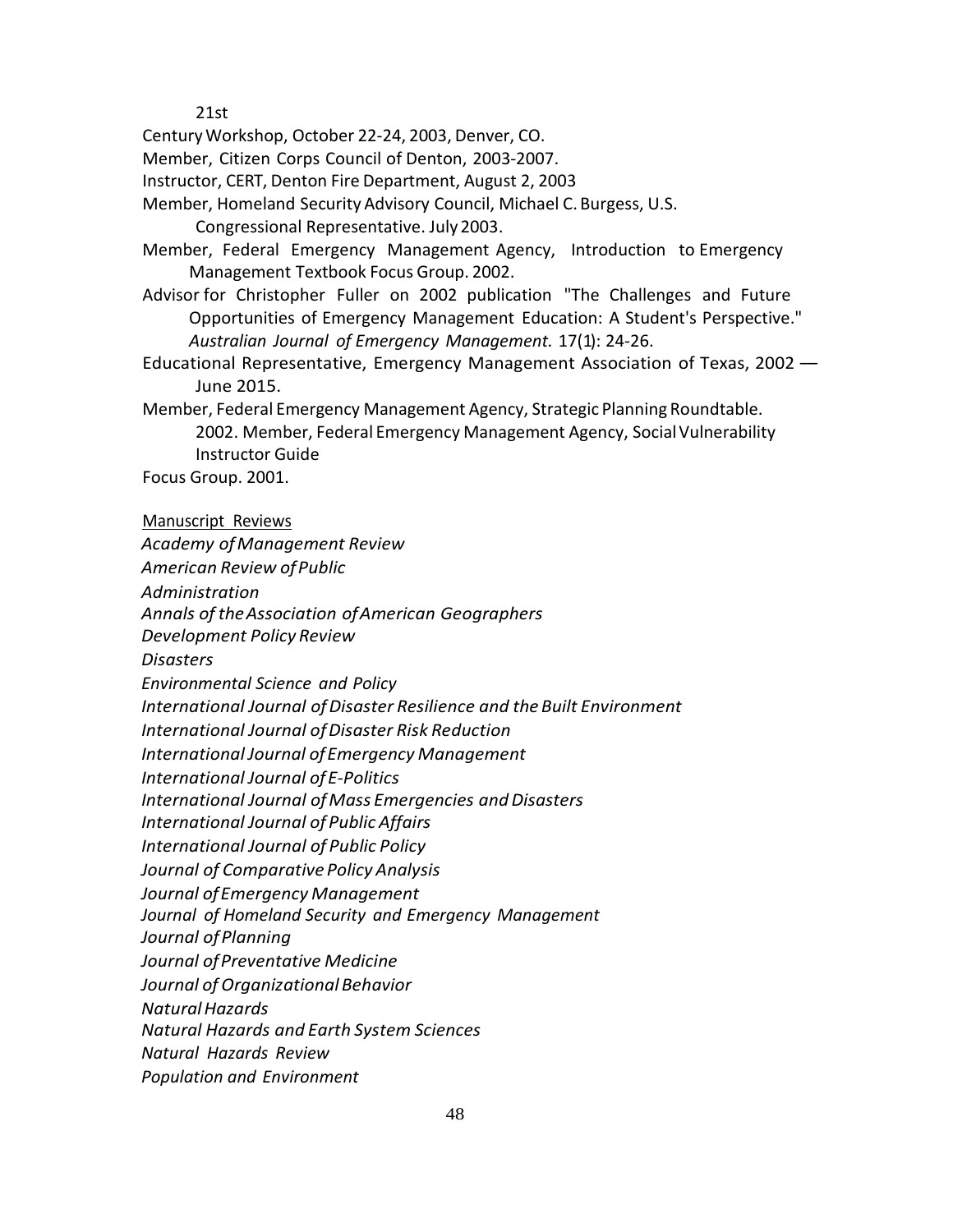21st
Century Workshop, October 22-24, 2003, Denver, CO.

Member, Citizen Corps Council of Denton, 2003-2007.

Instructor, CERT, Denton Fire Department, August 2, 2003

Member, Homeland Security Advisory Council, Michael C. Burgess, U.S. Congressional Representative. July 2003.

Member, Federal Emergency Management Agency, Introduction to Emergency Management Textbook Focus Group. 2002.

Advisor for Christopher Fuller on 2002 publication "The Challenges and Future Opportunities of Emergency Management Education: A Student's Perspective." *Australian Journal of Emergency Management.* 17(1): 24-26.

Educational Representative, Emergency Management Association of Texas, 2002 — June 2015.

Member, Federal Emergency Management Agency, Strategic Planning Roundtable. 2002. Member, Federal Emergency Management Agency, Social Vulnerability Instructor Guide
Focus Group. 2001.

Manuscript Reviews

*Academy of Management Review*
*American Review of Public*
*Administration*
*Annals of the Association of American Geographers*
*Development Policy Review*
*Disasters*
*Environmental Science and Policy*
*International Journal of Disaster Resilience and the Built Environment*
*International Journal of Disaster Risk Reduction*
*International Journal of Emergency Management*
*International Journal of E-Politics*
*International Journal of Mass Emergencies and Disasters*
*International Journal of Public Affairs*
*International Journal of Public Policy*
*Journal of Comparative Policy Analysis*
*Journal of Emergency Management*
*Journal of Homeland Security and Emergency Management*
*Journal of Planning*
*Journal of Preventative Medicine*
*Journal of Organizational Behavior*
*Natural Hazards*
*Natural Hazards and Earth System Sciences*
*Natural Hazards Review*
*Population and Environment*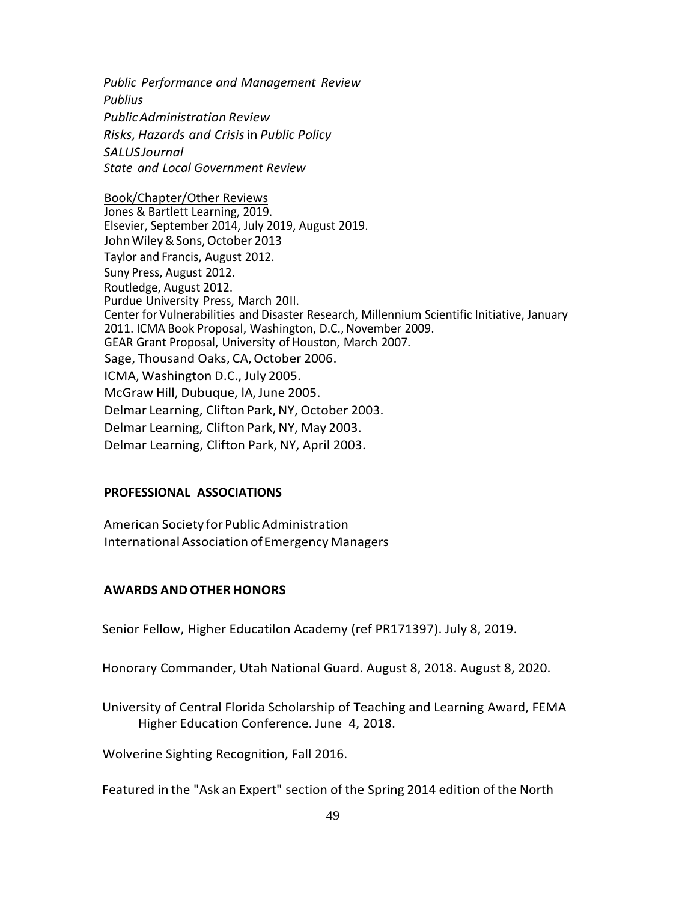*Public Performance and Management Review*
*Publius*
*Public Administration Review*
*Risks, Hazards and Crisis* in *Public Policy*
*SALUS Journal*
*State and Local Government Review*

Book/Chapter/Other Reviews
Jones & Bartlett Learning, 2019.
Elsevier, September 2014, July 2019, August 2019.
John Wiley & Sons, October 2013
Taylor and Francis, August 2012.
Suny Press, August 2012.
Routledge, August 2012.
Purdue University Press, March 20II.
Center for Vulnerabilities and Disaster Research, Millennium Scientific Initiative, January 2011. ICMA Book Proposal, Washington, D.C., November 2009.
GEAR Grant Proposal, University of Houston, March 2007.
Sage, Thousand Oaks, CA, October 2006.
ICMA, Washington D.C., July 2005.
McGraw Hill, Dubuque, lA, June 2005.
Delmar Learning, Clifton Park, NY, October 2003.
Delmar Learning, Clifton Park, NY, May 2003.
Delmar Learning, Clifton Park, NY, April 2003.

**PROFESSIONAL ASSOCIATIONS**

American Society for Public Administration
International Association of Emergency Managers

**AWARDS AND OTHER HONORS**

Senior Fellow, Higher Educatilon Academy (ref PR171397). July 8, 2019.

Honorary Commander, Utah National Guard. August 8, 2018. August 8, 2020.

University of Central Florida Scholarship of Teaching and Learning Award, FEMA Higher Education Conference. June 4, 2018.

Wolverine Sighting Recognition, Fall 2016.

Featured in the "Ask an Expert" section of the Spring 2014 edition of the North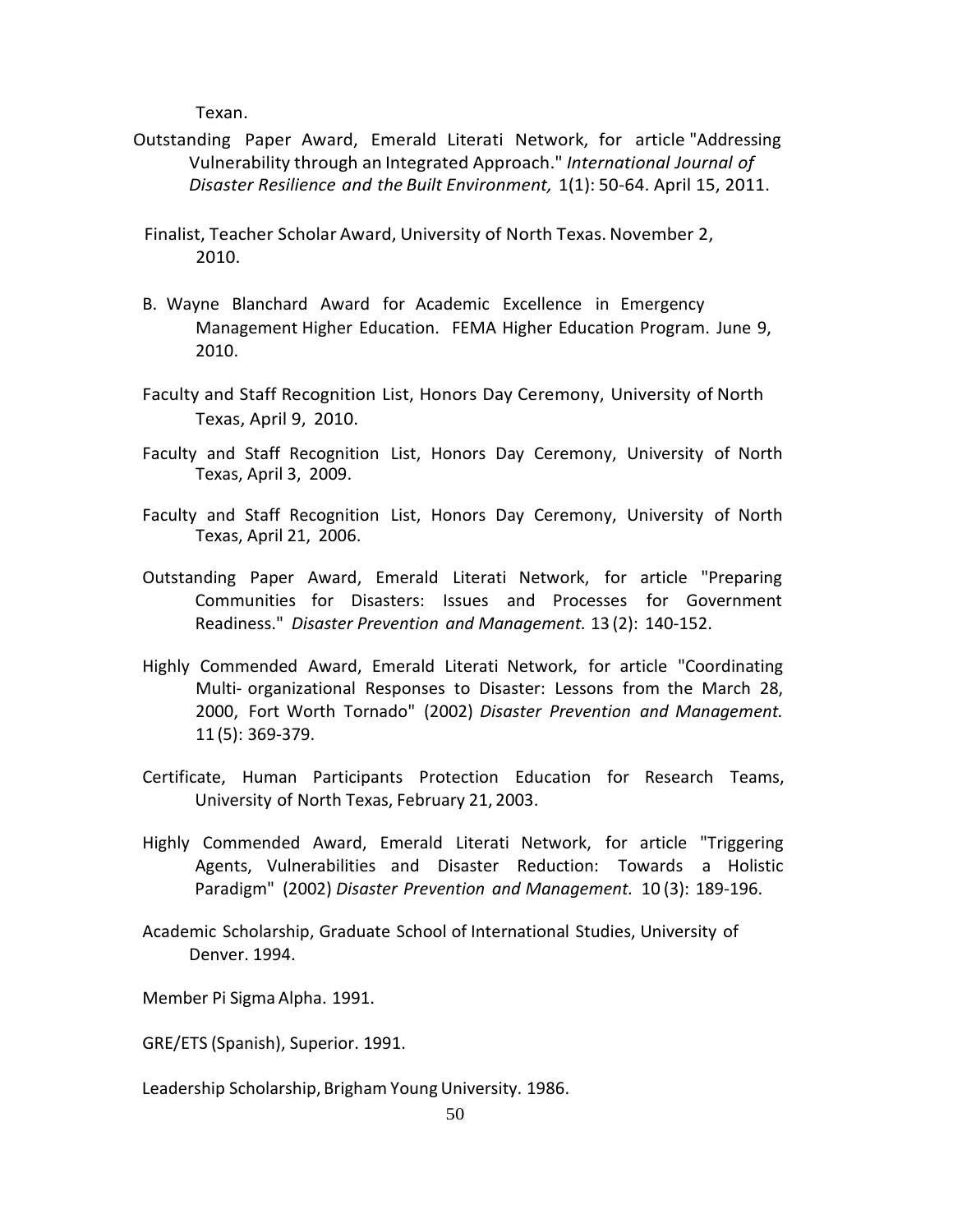Texan.

Outstanding Paper Award, Emerald Literati Network, for article "Addressing Vulnerability through an Integrated Approach." *International Journal of Disaster Resilience and the Built Environment,* 1(1): 50-64. April 15, 2011.

Finalist, Teacher Scholar Award, University of North Texas. November 2, 2010.

B. Wayne Blanchard Award for Academic Excellence in Emergency Management Higher Education. FEMA Higher Education Program. June 9, 2010.

Faculty and Staff Recognition List, Honors Day Ceremony, University of North Texas, April 9, 2010.

Faculty and Staff Recognition List, Honors Day Ceremony, University of North Texas, April 3, 2009.

Faculty and Staff Recognition List, Honors Day Ceremony, University of North Texas, April 21, 2006.

Outstanding Paper Award, Emerald Literati Network, for article "Preparing Communities for Disasters: Issues and Processes for Government Readiness." *Disaster Prevention and Management.* 13 (2): 140-152.

Highly Commended Award, Emerald Literati Network, for article "Coordinating Multi- organizational Responses to Disaster: Lessons from the March 28, 2000, Fort Worth Tornado" (2002) *Disaster Prevention and Management.* 11 (5): 369-379.

Certificate, Human Participants Protection Education for Research Teams, University of North Texas, February 21, 2003.

Highly Commended Award, Emerald Literati Network, for article "Triggering Agents, Vulnerabilities and Disaster Reduction: Towards a Holistic Paradigm" (2002) *Disaster Prevention and Management.* 10 (3): 189-196.

Academic Scholarship, Graduate School of International Studies, University of Denver. 1994.

Member Pi Sigma Alpha. 1991.

GRE/ETS (Spanish), Superior. 1991.

Leadership Scholarship, Brigham Young University. 1986.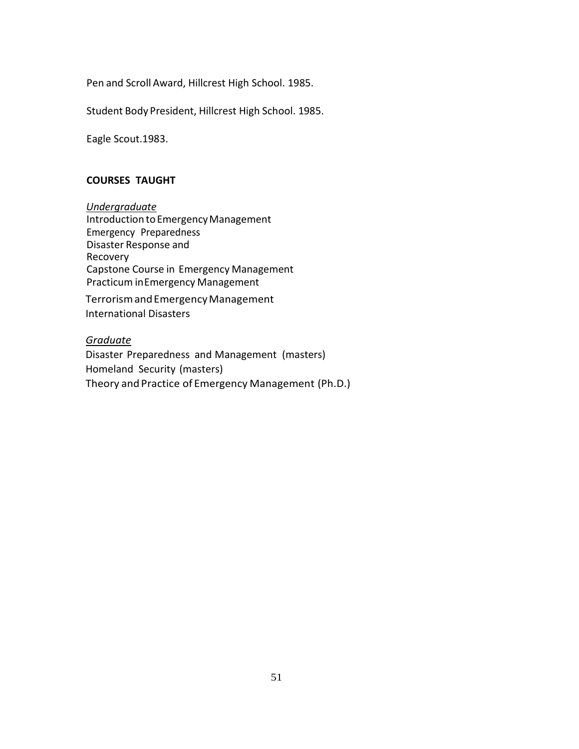Pen and Scroll Award, Hillcrest High School. 1985.

Student Body President, Hillcrest High School. 1985.

Eagle Scout.1983.

## COURSES TAUGHT

*Undergraduate*

Introduction to Emergency Management
Emergency Preparedness
Disaster Response and Recovery
Capstone Course in Emergency Management
Practicum in Emergency Management
Terrorism and Emergency Management
International Disasters

*Graduate*

Disaster Preparedness and Management (masters)
Homeland Security (masters)
Theory and Practice of Emergency Management (Ph.D.)